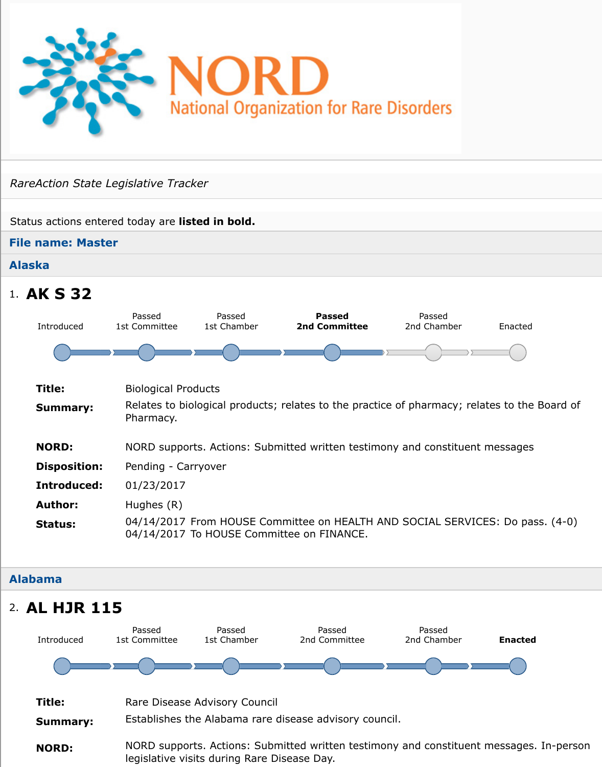# NORD
National Organization for Rare Disorders

*RareAction State Legislative Tracker*

Status actions entered today are **listed in bold.**

**File name: Master**

## Alaska

### 1. AK S 32

Introduced — Passed 1st Committee — Passed 1st Chamber — **Passed 2nd Committee** — Passed 2nd Chamber — Enacted

**Title:** Biological Products

**Summary:** Relates to biological products; relates to the practice of pharmacy; relates to the Board of Pharmacy.

**NORD:** NORD supports. Actions: Submitted written testimony and constituent messages

**Disposition:** Pending - Carryover

**Introduced:** 01/23/2017

**Author:** Hughes (R)

**Status:** 04/14/2017 From HOUSE Committee on HEALTH AND SOCIAL SERVICES: Do pass. (4-0)
04/14/2017 To HOUSE Committee on FINANCE.

## Alabama

### 2. AL HJR 115

Introduced — Passed 1st Committee — Passed 1st Chamber — Passed 2nd Committee — Passed 2nd Chamber — **Enacted**

**Title:** Rare Disease Advisory Council

**Summary:** Establishes the Alabama rare disease advisory council.

**NORD:** NORD supports. Actions: Submitted written testimony and constituent messages. In-person legislative visits during Rare Disease Day.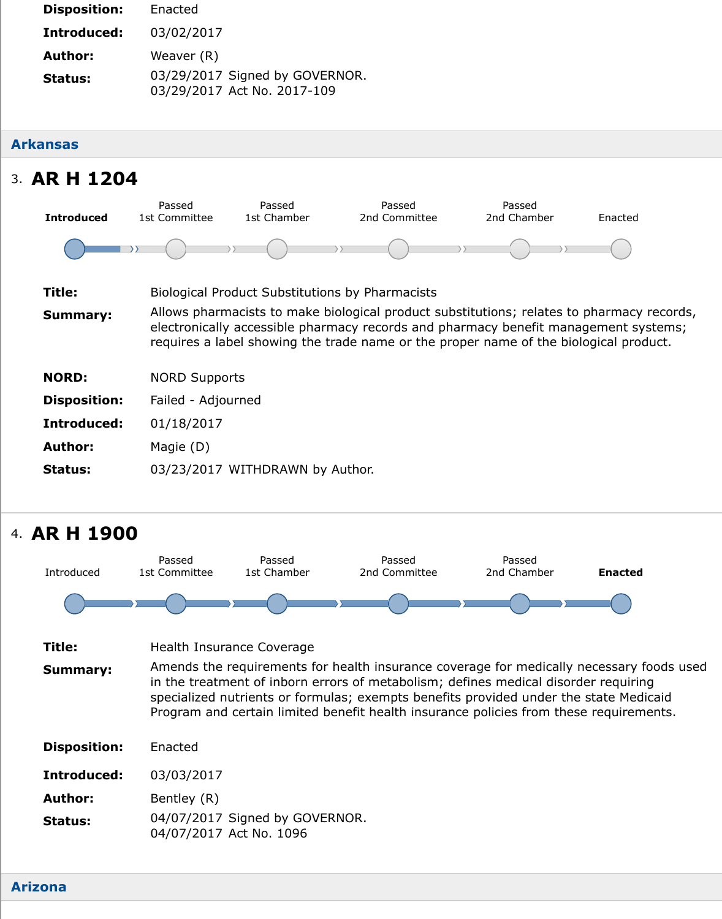| | |
|---|---|
| **Disposition:** | Enacted |
| **Introduced:** | 03/02/2017 |
| **Author:** | Weaver (R) |
| **Status:** | 03/29/2017 Signed by GOVERNOR.<br>03/29/2017 Act No. 2017-109 |

## Arkansas

### 3. AR H 1204

**Introduced** | Passed 1st Committee | Passed 1st Chamber | Passed 2nd Committee | Passed 2nd Chamber | Enacted

| | |
|---|---|
| **Title:** | Biological Product Substitutions by Pharmacists |
| **Summary:** | Allows pharmacists to make biological product substitutions; relates to pharmacy records, electronically accessible pharmacy records and pharmacy benefit management systems; requires a label showing the trade name or the proper name of the biological product. |
| **NORD:** | NORD Supports |
| **Disposition:** | Failed - Adjourned |
| **Introduced:** | 01/18/2017 |
| **Author:** | Magie (D) |
| **Status:** | 03/23/2017 WITHDRAWN by Author. |

### 4. AR H 1900

Introduced | Passed 1st Committee | Passed 1st Chamber | Passed 2nd Committee | Passed 2nd Chamber | **Enacted**

| | |
|---|---|
| **Title:** | Health Insurance Coverage |
| **Summary:** | Amends the requirements for health insurance coverage for medically necessary foods used in the treatment of inborn errors of metabolism; defines medical disorder requiring specialized nutrients or formulas; exempts benefits provided under the state Medicaid Program and certain limited benefit health insurance policies from these requirements. |
| **Disposition:** | Enacted |
| **Introduced:** | 03/03/2017 |
| **Author:** | Bentley (R) |
| **Status:** | 04/07/2017 Signed by GOVERNOR.<br>04/07/2017 Act No. 1096 |

## Arizona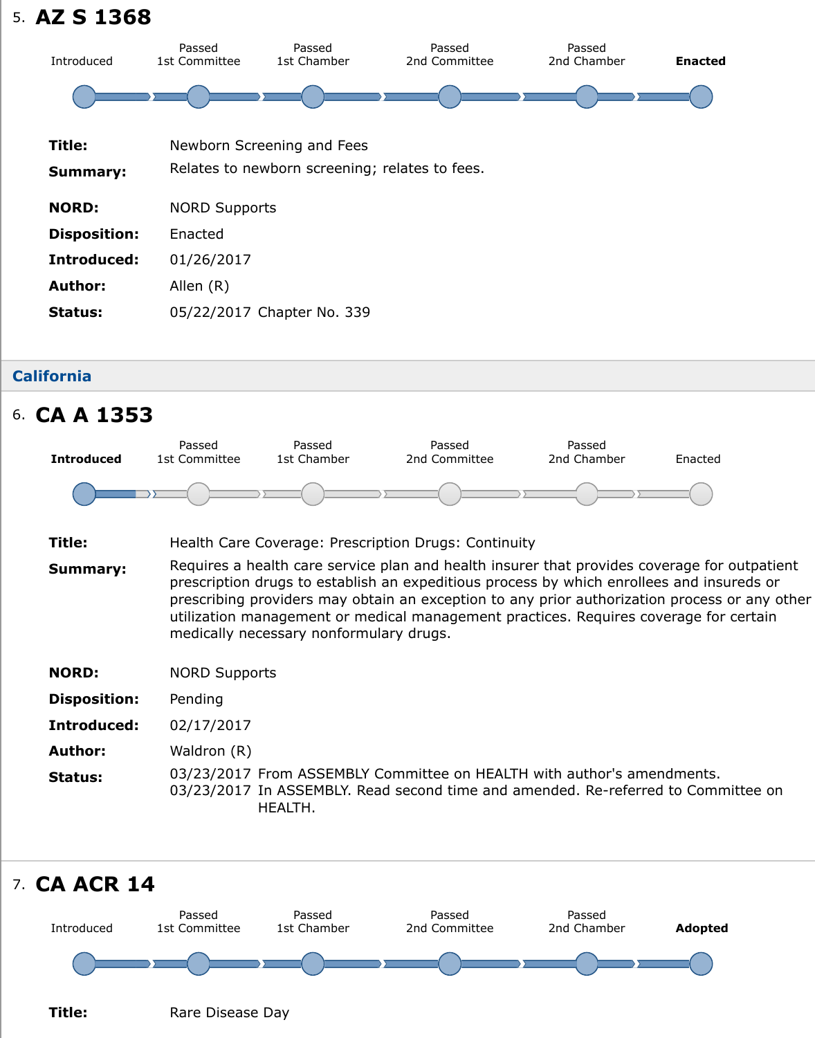## 5. AZ S 1368

Introduced | Passed 1st Committee | Passed 1st Chamber | Passed 2nd Committee | Passed 2nd Chamber | **Enacted**

**Title:** Newborn Screening and Fees

**Summary:** Relates to newborn screening; relates to fees.

**NORD:** NORD Supports

**Disposition:** Enacted

**Introduced:** 01/26/2017

**Author:** Allen (R)

**Status:** 05/22/2017 Chapter No. 339

### California

## 6. CA A 1353

**Introduced** | Passed 1st Committee | Passed 1st Chamber | Passed 2nd Committee | Passed 2nd Chamber | Enacted

**Title:** Health Care Coverage: Prescription Drugs: Continuity

**Summary:** Requires a health care service plan and health insurer that provides coverage for outpatient prescription drugs to establish an expeditious process by which enrollees and insureds or prescribing providers may obtain an exception to any prior authorization process or any other utilization management or medical management practices. Requires coverage for certain medically necessary nonformulary drugs.

**NORD:** NORD Supports

**Disposition:** Pending

**Introduced:** 02/17/2017

**Author:** Waldron (R)

**Status:** 03/23/2017 From ASSEMBLY Committee on HEALTH with author's amendments.
03/23/2017 In ASSEMBLY. Read second time and amended. Re-referred to Committee on HEALTH.

## 7. CA ACR 14

Introduced | Passed 1st Committee | Passed 1st Chamber | Passed 2nd Committee | Passed 2nd Chamber | **Adopted**

**Title:** Rare Disease Day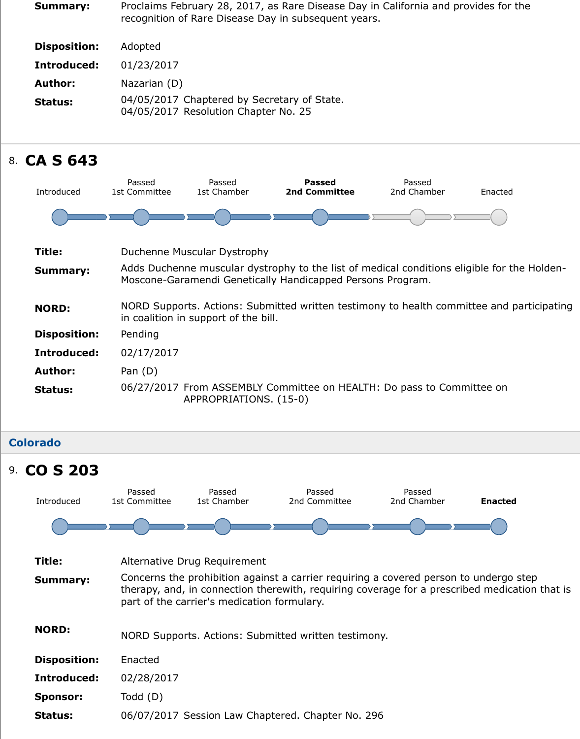**Summary:** Proclaims February 28, 2017, as Rare Disease Day in California and provides for the recognition of Rare Disease Day in subsequent years.

**Disposition:** Adopted

**Introduced:** 01/23/2017

**Author:** Nazarian (D)

**Status:** 04/05/2017 Chaptered by Secretary of State.
04/05/2017 Resolution Chapter No. 25

## 8. CA S 643

Introduced | Passed 1st Committee | Passed 1st Chamber | **Passed 2nd Committee** | Passed 2nd Chamber | Enacted

**Title:** Duchenne Muscular Dystrophy

**Summary:** Adds Duchenne muscular dystrophy to the list of medical conditions eligible for the Holden-Moscone-Garamendi Genetically Handicapped Persons Program.

**NORD:** NORD Supports. Actions: Submitted written testimony to health committee and participating in coalition in support of the bill.

**Disposition:** Pending

**Introduced:** 02/17/2017

**Author:** Pan (D)

**Status:** 06/27/2017 From ASSEMBLY Committee on HEALTH: Do pass to Committee on APPROPRIATIONS. (15-0)

## Colorado

## 9. CO S 203

Introduced | Passed 1st Committee | Passed 1st Chamber | Passed 2nd Committee | Passed 2nd Chamber | **Enacted**

**Title:** Alternative Drug Requirement

**Summary:** Concerns the prohibition against a carrier requiring a covered person to undergo step therapy, and, in connection therewith, requiring coverage for a prescribed medication that is part of the carrier's medication formulary.

**NORD:** NORD Supports. Actions: Submitted written testimony.

**Disposition:** Enacted

**Introduced:** 02/28/2017

**Sponsor:** Todd (D)

**Status:** 06/07/2017 Session Law Chaptered. Chapter No. 296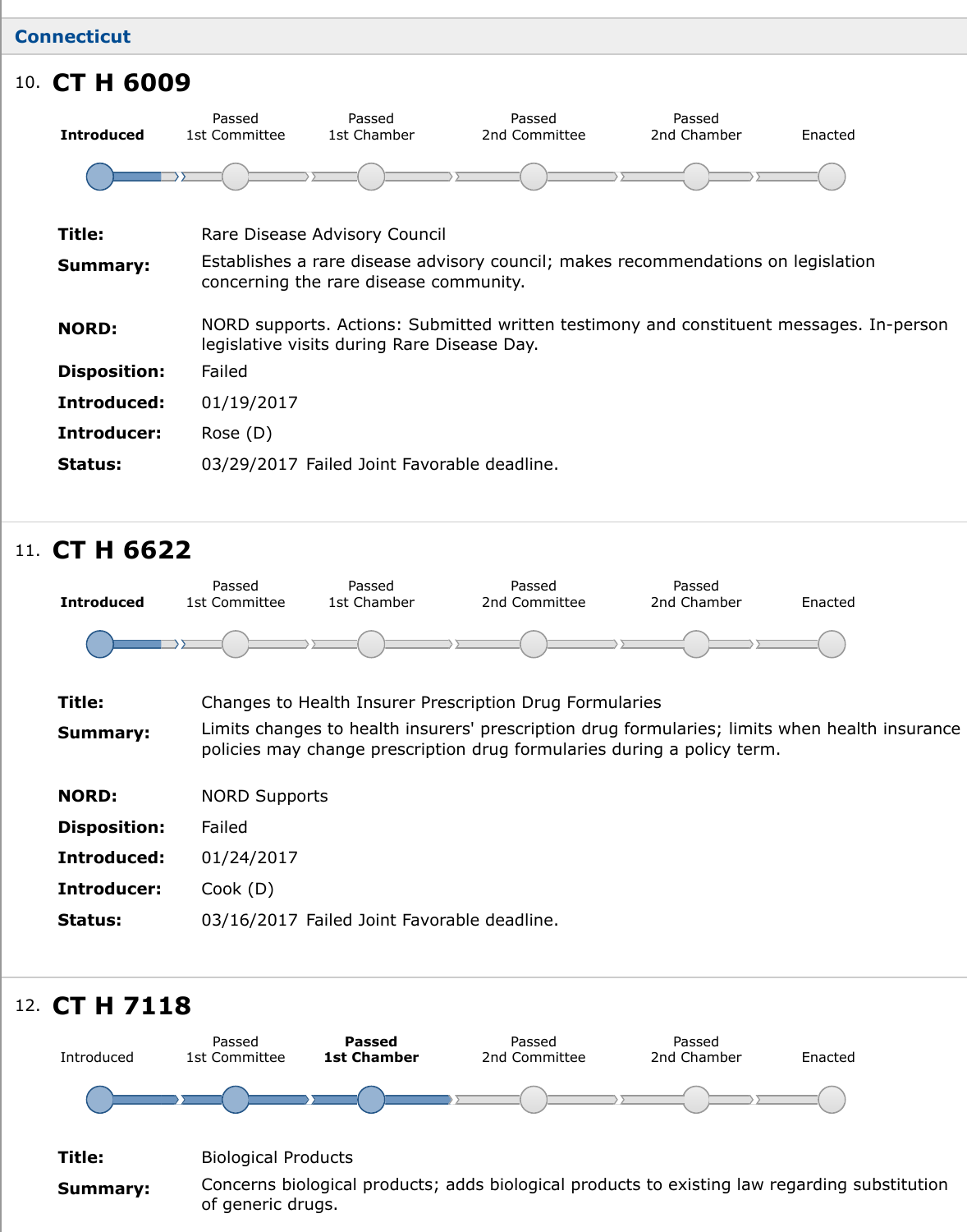## Connecticut

### 10. CT H 6009

Introduced | Passed 1st Committee | Passed 1st Chamber | Passed 2nd Committee | Passed 2nd Chamber | Enacted

**Title:** Rare Disease Advisory Council

**Summary:** Establishes a rare disease advisory council; makes recommendations on legislation concerning the rare disease community.

**NORD:** NORD supports. Actions: Submitted written testimony and constituent messages. In-person legislative visits during Rare Disease Day.

**Disposition:** Failed

**Introduced:** 01/19/2017

**Introducer:** Rose (D)

**Status:** 03/29/2017 Failed Joint Favorable deadline.

### 11. CT H 6622

Introduced | Passed 1st Committee | Passed 1st Chamber | Passed 2nd Committee | Passed 2nd Chamber | Enacted

**Title:** Changes to Health Insurer Prescription Drug Formularies

**Summary:** Limits changes to health insurers' prescription drug formularies; limits when health insurance policies may change prescription drug formularies during a policy term.

**NORD:** NORD Supports

**Disposition:** Failed

**Introduced:** 01/24/2017

**Introducer:** Cook (D)

**Status:** 03/16/2017 Failed Joint Favorable deadline.

### 12. CT H 7118

Introduced | Passed 1st Committee | **Passed 1st Chamber** | Passed 2nd Committee | Passed 2nd Chamber | Enacted

**Title:** Biological Products

**Summary:** Concerns biological products; adds biological products to existing law regarding substitution of generic drugs.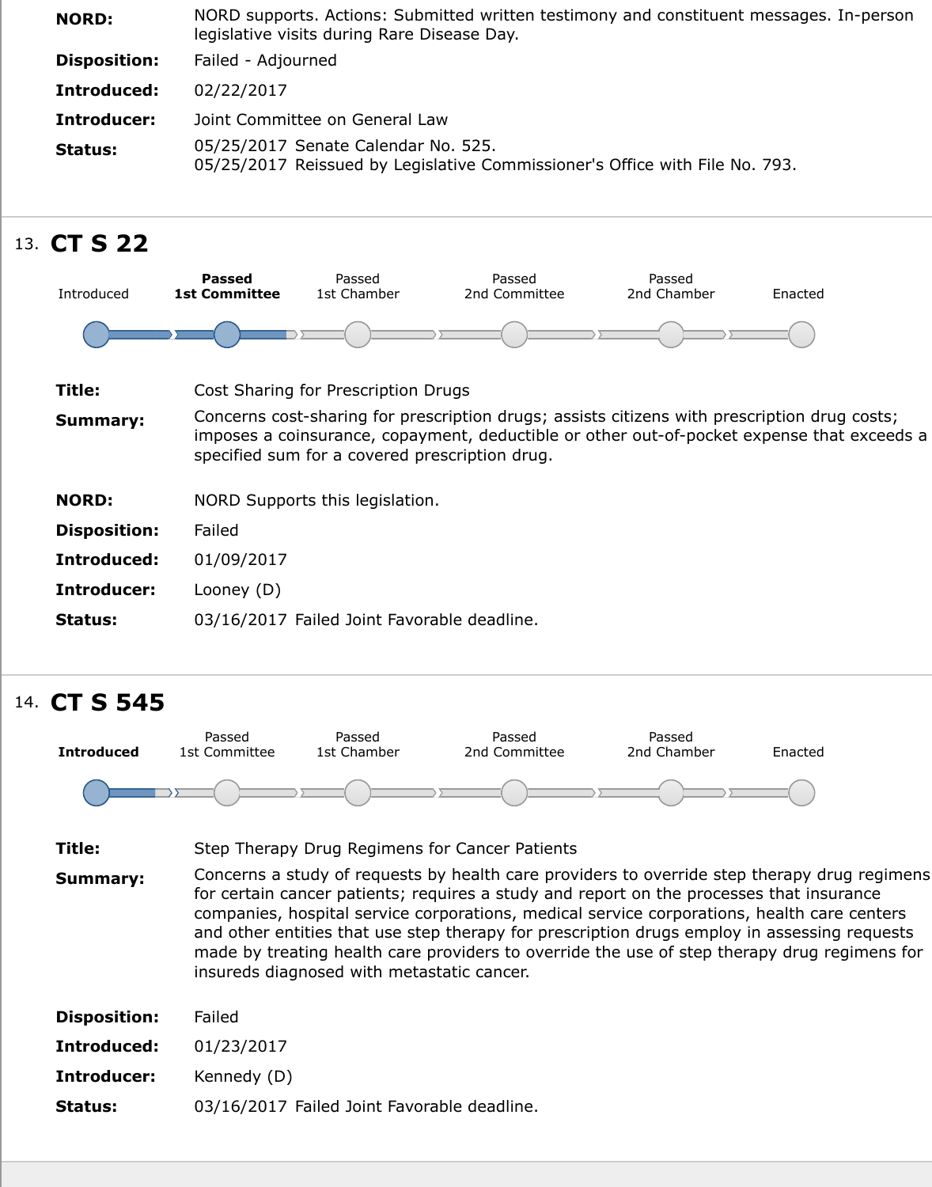**NORD:** NORD supports. Actions: Submitted written testimony and constituent messages. In-person legislative visits during Rare Disease Day.

**Disposition:** Failed - Adjourned

**Introduced:** 02/22/2017

**Introducer:** Joint Committee on General Law

**Status:** 05/25/2017 Senate Calendar No. 525.
05/25/2017 Reissued by Legislative Commissioner's Office with File No. 793.

---

## 13. CT S 22

Introduced — **Passed 1st Committee** — Passed 1st Chamber — Passed 2nd Committee — Passed 2nd Chamber — Enacted

**Title:** Cost Sharing for Prescription Drugs

**Summary:** Concerns cost-sharing for prescription drugs; assists citizens with prescription drug costs; imposes a coinsurance, copayment, deductible or other out-of-pocket expense that exceeds a specified sum for a covered prescription drug.

**NORD:** NORD Supports this legislation.

**Disposition:** Failed

**Introduced:** 01/09/2017

**Introducer:** Looney (D)

**Status:** 03/16/2017 Failed Joint Favorable deadline.

---

## 14. CT S 545

**Introduced** — Passed 1st Committee — Passed 1st Chamber — Passed 2nd Committee — Passed 2nd Chamber — Enacted

**Title:** Step Therapy Drug Regimens for Cancer Patients

**Summary:** Concerns a study of requests by health care providers to override step therapy drug regimens for certain cancer patients; requires a study and report on the processes that insurance companies, hospital service corporations, medical service corporations, health care centers and other entities that use step therapy for prescription drugs employ in assessing requests made by treating health care providers to override the use of step therapy drug regimens for insureds diagnosed with metastatic cancer.

**Disposition:** Failed

**Introduced:** 01/23/2017

**Introducer:** Kennedy (D)

**Status:** 03/16/2017 Failed Joint Favorable deadline.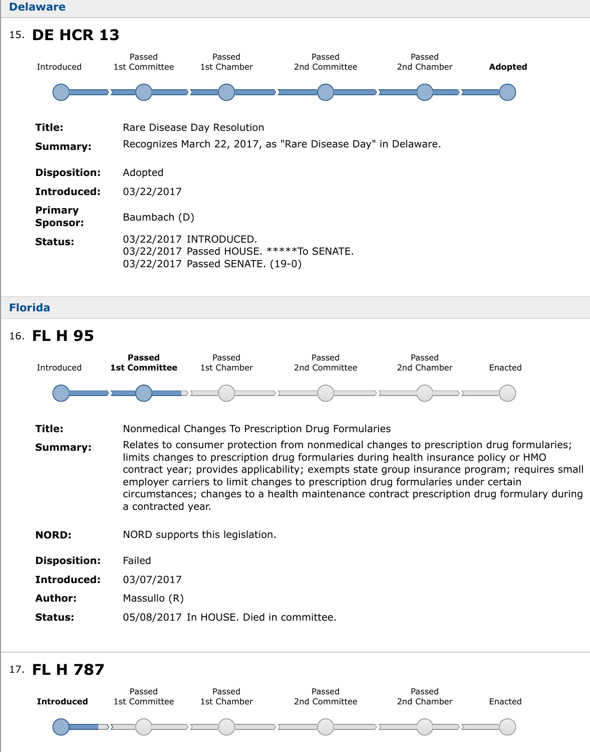## Delaware

### 15. DE HCR 13

Introduced — Passed 1st Committee — Passed 1st Chamber — Passed 2nd Committee — Passed 2nd Chamber — **Adopted**

**Title:** Rare Disease Day Resolution

**Summary:** Recognizes March 22, 2017, as "Rare Disease Day" in Delaware.

**Disposition:** Adopted

**Introduced:** 03/22/2017

**Primary Sponsor:** Baumbach (D)

**Status:** 03/22/2017 INTRODUCED.
03/22/2017 Passed HOUSE. *****To SENATE.
03/22/2017 Passed SENATE. (19-0)

## Florida

### 16. FL H 95

Introduced — **Passed 1st Committee** — Passed 1st Chamber — Passed 2nd Committee — Passed 2nd Chamber — Enacted

**Title:** Nonmedical Changes To Prescription Drug Formularies

**Summary:** Relates to consumer protection from nonmedical changes to prescription drug formularies; limits changes to prescription drug formularies during health insurance policy or HMO contract year; provides applicability; exempts state group insurance program; requires small employer carriers to limit changes to prescription drug formularies under certain circumstances; changes to a health maintenance contract prescription drug formulary during a contracted year.

**NORD:** NORD supports this legislation.

**Disposition:** Failed

**Introduced:** 03/07/2017

**Author:** Massullo (R)

**Status:** 05/08/2017 In HOUSE. Died in committee.

### 17. FL H 787

**Introduced** — Passed 1st Committee — Passed 1st Chamber — Passed 2nd Committee — Passed 2nd Chamber — Enacted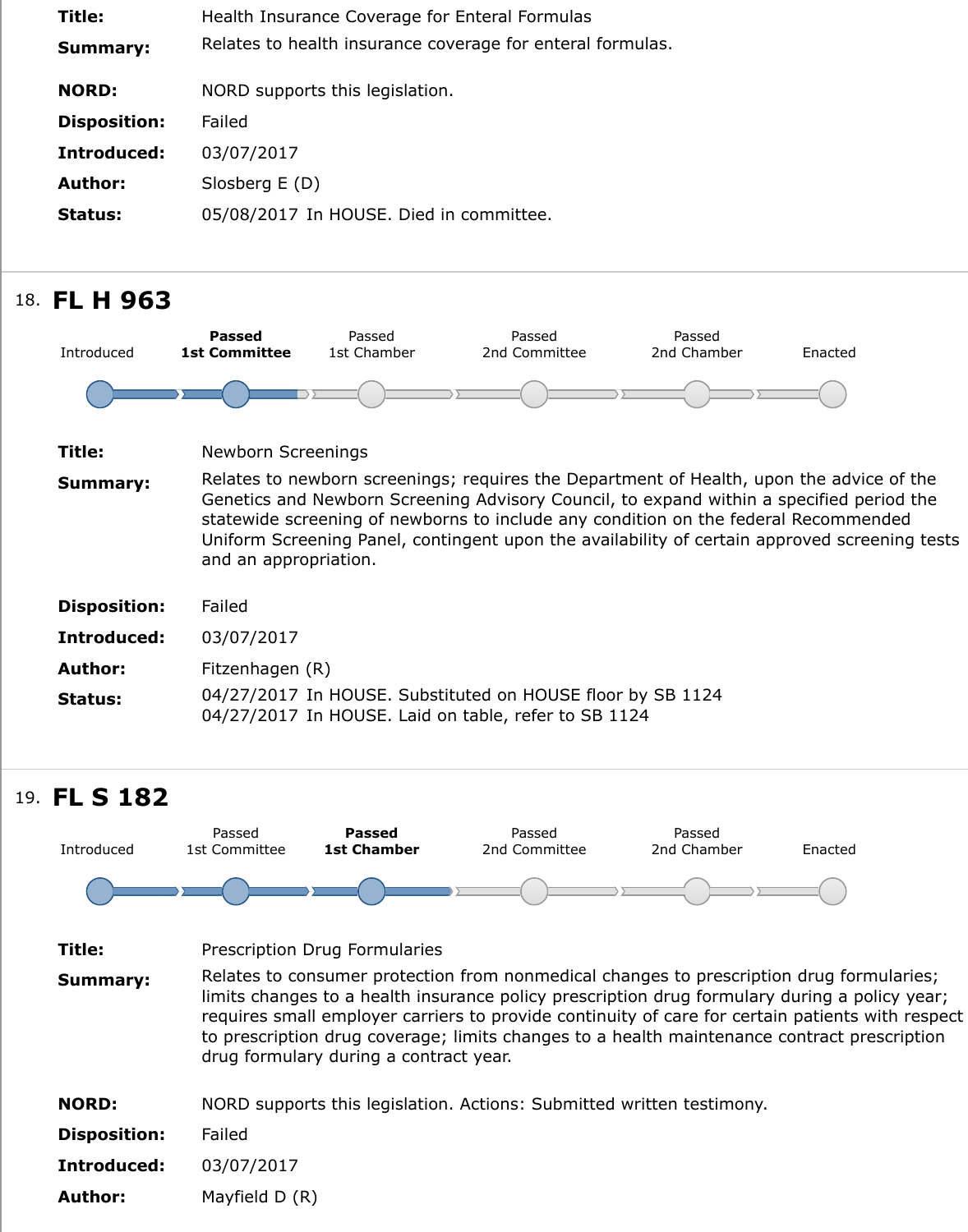**Title:** Health Insurance Coverage for Enteral Formulas

**Summary:** Relates to health insurance coverage for enteral formulas.

**NORD:** NORD supports this legislation.

**Disposition:** Failed

**Introduced:** 03/07/2017

**Author:** Slosberg E (D)

**Status:** 05/08/2017 In HOUSE. Died in committee.

---

## 18. FL H 963

Introduced — **Passed 1st Committee** — Passed 1st Chamber — Passed 2nd Committee — Passed 2nd Chamber — Enacted

**Title:** Newborn Screenings

**Summary:** Relates to newborn screenings; requires the Department of Health, upon the advice of the Genetics and Newborn Screening Advisory Council, to expand within a specified period the statewide screening of newborns to include any condition on the federal Recommended Uniform Screening Panel, contingent upon the availability of certain approved screening tests and an appropriation.

**Disposition:** Failed

**Introduced:** 03/07/2017

**Author:** Fitzenhagen (R)

**Status:** 04/27/2017 In HOUSE. Substituted on HOUSE floor by SB 1124
04/27/2017 In HOUSE. Laid on table, refer to SB 1124

---

## 19. FL S 182

Introduced — Passed 1st Committee — **Passed 1st Chamber** — Passed 2nd Committee — Passed 2nd Chamber — Enacted

**Title:** Prescription Drug Formularies

**Summary:** Relates to consumer protection from nonmedical changes to prescription drug formularies; limits changes to a health insurance policy prescription drug formulary during a policy year; requires small employer carriers to provide continuity of care for certain patients with respect to prescription drug coverage; limits changes to a health maintenance contract prescription drug formulary during a contract year.

**NORD:** NORD supports this legislation. Actions: Submitted written testimony.

**Disposition:** Failed

**Introduced:** 03/07/2017

**Author:** Mayfield D (R)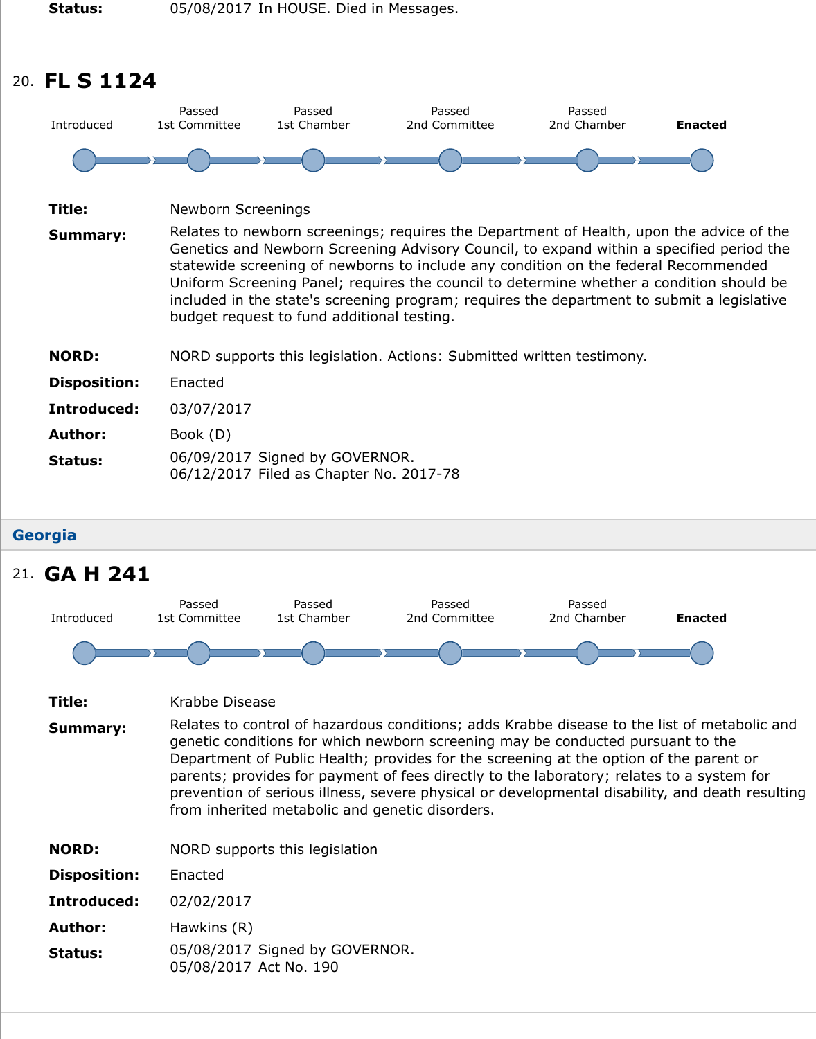**Status:** 05/08/2017 In HOUSE. Died in Messages.

---

## 20. FL S 1124

Introduced → Passed 1st Committee → Passed 1st Chamber → Passed 2nd Committee → Passed 2nd Chamber → **Enacted**

**Title:** Newborn Screenings

**Summary:** Relates to newborn screenings; requires the Department of Health, upon the advice of the Genetics and Newborn Screening Advisory Council, to expand within a specified period the statewide screening of newborns to include any condition on the federal Recommended Uniform Screening Panel; requires the council to determine whether a condition should be included in the state's screening program; requires the department to submit a legislative budget request to fund additional testing.

**NORD:** NORD supports this legislation. Actions: Submitted written testimony.

**Disposition:** Enacted

**Introduced:** 03/07/2017

**Author:** Book (D)

**Status:** 06/09/2017 Signed by GOVERNOR.
06/12/2017 Filed as Chapter No. 2017-78

---

## Georgia

## 21. GA H 241

Introduced → Passed 1st Committee → Passed 1st Chamber → Passed 2nd Committee → Passed 2nd Chamber → **Enacted**

**Title:** Krabbe Disease

**Summary:** Relates to control of hazardous conditions; adds Krabbe disease to the list of metabolic and genetic conditions for which newborn screening may be conducted pursuant to the Department of Public Health; provides for the screening at the option of the parent or parents; provides for payment of fees directly to the laboratory; relates to a system for prevention of serious illness, severe physical or developmental disability, and death resulting from inherited metabolic and genetic disorders.

**NORD:** NORD supports this legislation

**Disposition:** Enacted

**Introduced:** 02/02/2017

**Author:** Hawkins (R)

**Status:** 05/08/2017 Signed by GOVERNOR.
05/08/2017 Act No. 190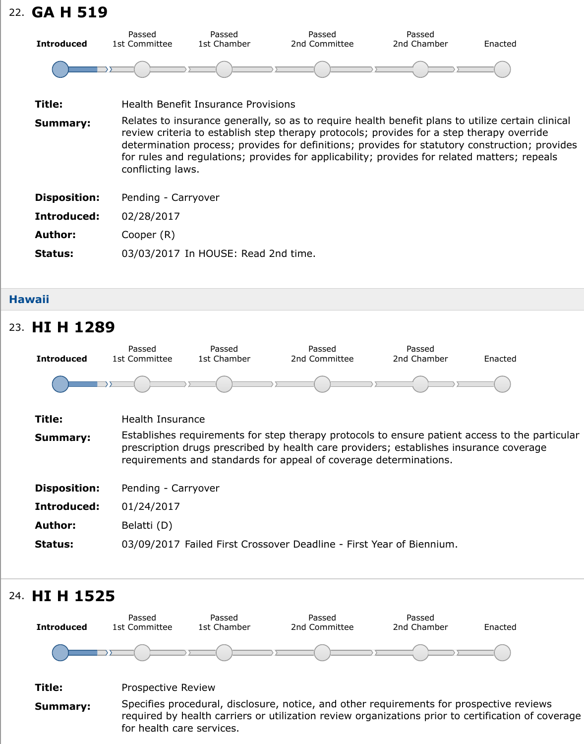## 22. GA H 519

Introduced | Passed 1st Committee | Passed 1st Chamber | Passed 2nd Committee | Passed 2nd Chamber | Enacted

**Title:** Health Benefit Insurance Provisions

**Summary:** Relates to insurance generally, so as to require health benefit plans to utilize certain clinical review criteria to establish step therapy protocols; provides for a step therapy override determination process; provides for definitions; provides for statutory construction; provides for rules and regulations; provides for applicability; provides for related matters; repeals conflicting laws.

**Disposition:** Pending - Carryover

**Introduced:** 02/28/2017

**Author:** Cooper (R)

**Status:** 03/03/2017 In HOUSE: Read 2nd time.

# Hawaii

## 23. HI H 1289

Introduced | Passed 1st Committee | Passed 1st Chamber | Passed 2nd Committee | Passed 2nd Chamber | Enacted

**Title:** Health Insurance

**Summary:** Establishes requirements for step therapy protocols to ensure patient access to the particular prescription drugs prescribed by health care providers; establishes insurance coverage requirements and standards for appeal of coverage determinations.

**Disposition:** Pending - Carryover

**Introduced:** 01/24/2017

**Author:** Belatti (D)

**Status:** 03/09/2017 Failed First Crossover Deadline - First Year of Biennium.

## 24. HI H 1525

Introduced | Passed 1st Committee | Passed 1st Chamber | Passed 2nd Committee | Passed 2nd Chamber | Enacted

**Title:** Prospective Review

**Summary:** Specifies procedural, disclosure, notice, and other requirements for prospective reviews required by health carriers or utilization review organizations prior to certification of coverage for health care services.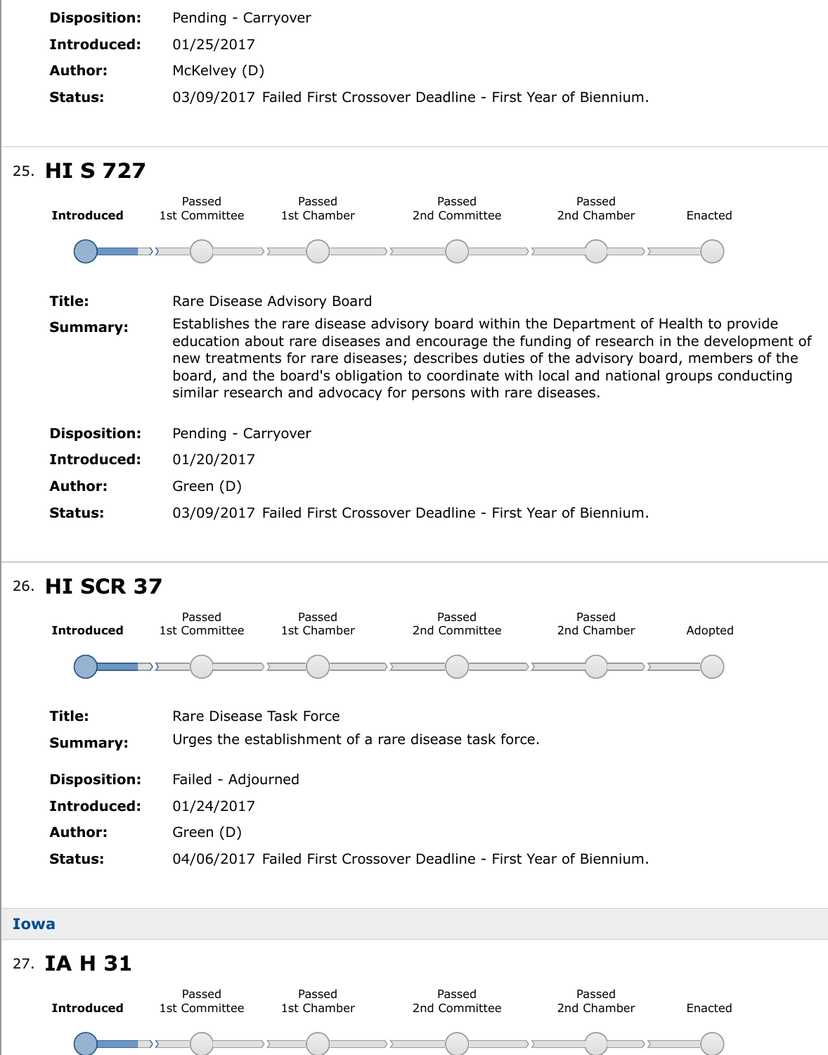**Disposition:** Pending - Carryover

**Introduced:** 01/25/2017

**Author:** McKelvey (D)

**Status:** 03/09/2017 Failed First Crossover Deadline - First Year of Biennium.

## 25. HI S 727

Introduced | Passed 1st Committee | Passed 1st Chamber | Passed 2nd Committee | Passed 2nd Chamber | Enacted

**Title:** Rare Disease Advisory Board

**Summary:** Establishes the rare disease advisory board within the Department of Health to provide education about rare diseases and encourage the funding of research in the development of new treatments for rare diseases; describes duties of the advisory board, members of the board, and the board's obligation to coordinate with local and national groups conducting similar research and advocacy for persons with rare diseases.

**Disposition:** Pending - Carryover

**Introduced:** 01/20/2017

**Author:** Green (D)

**Status:** 03/09/2017 Failed First Crossover Deadline - First Year of Biennium.

## 26. HI SCR 37

Introduced | Passed 1st Committee | Passed 1st Chamber | Passed 2nd Committee | Passed 2nd Chamber | Adopted

**Title:** Rare Disease Task Force

**Summary:** Urges the establishment of a rare disease task force.

**Disposition:** Failed - Adjourned

**Introduced:** 01/24/2017

**Author:** Green (D)

**Status:** 04/06/2017 Failed First Crossover Deadline - First Year of Biennium.

# Iowa

## 27. IA H 31

Introduced | Passed 1st Committee | Passed 1st Chamber | Passed 2nd Committee | Passed 2nd Chamber | Enacted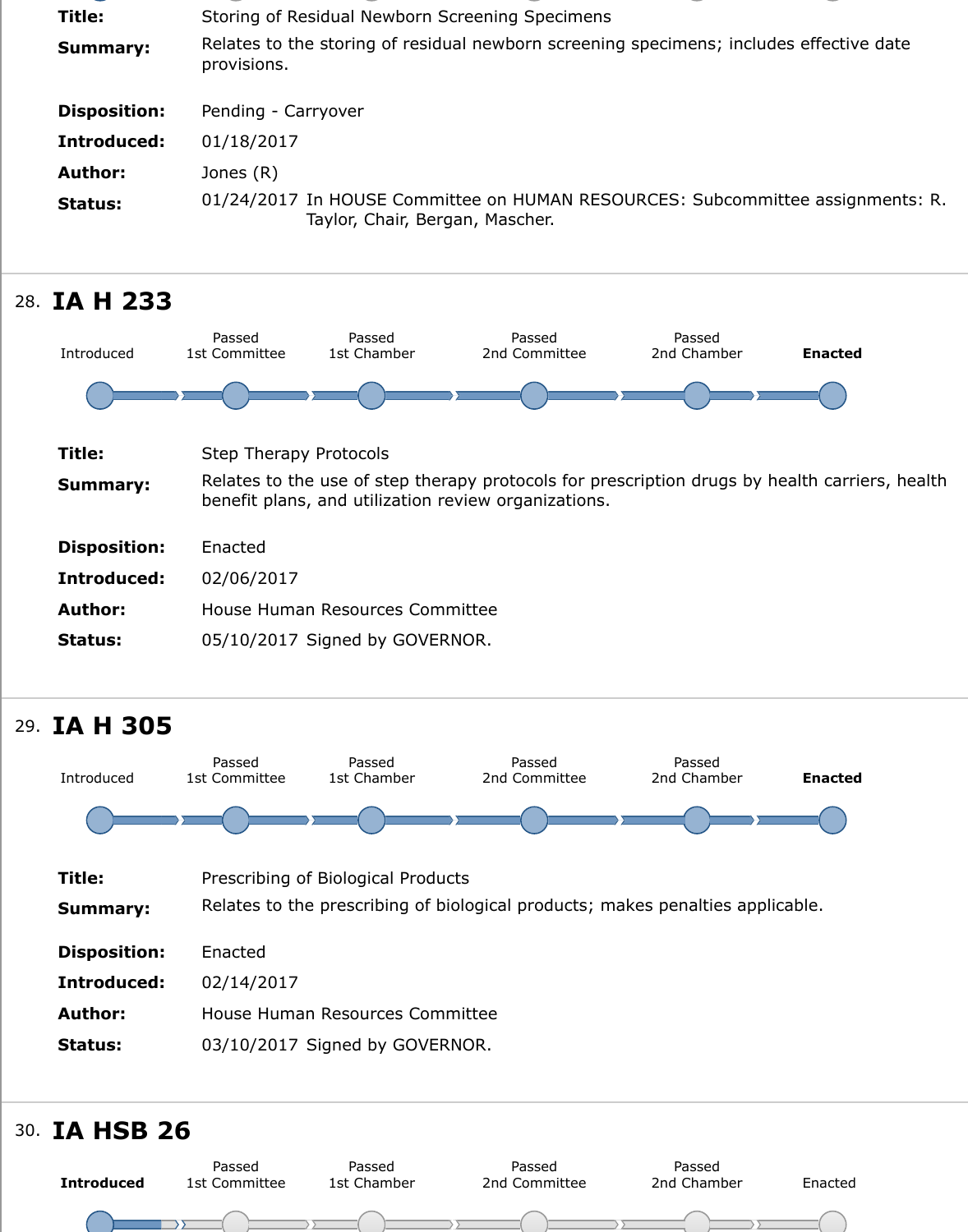| | |
|---|---|
| **Title:** | Storing of Residual Newborn Screening Specimens |
| **Summary:** | Relates to the storing of residual newborn screening specimens; includes effective date provisions. |
| **Disposition:** | Pending - Carryover |
| **Introduced:** | 01/18/2017 |
| **Author:** | Jones (R) |
| **Status:** | 01/24/2017 In HOUSE Committee on HUMAN RESOURCES: Subcommittee assignments: R. Taylor, Chair, Bergan, Mascher. |

28. **IA H 233**

Introduced — Passed 1st Committee — Passed 1st Chamber — Passed 2nd Committee — Passed 2nd Chamber — **Enacted**

| | |
|---|---|
| **Title:** | Step Therapy Protocols |
| **Summary:** | Relates to the use of step therapy protocols for prescription drugs by health carriers, health benefit plans, and utilization review organizations. |
| **Disposition:** | Enacted |
| **Introduced:** | 02/06/2017 |
| **Author:** | House Human Resources Committee |
| **Status:** | 05/10/2017 Signed by GOVERNOR. |

29. **IA H 305**

Introduced — Passed 1st Committee — Passed 1st Chamber — Passed 2nd Committee — Passed 2nd Chamber — **Enacted**

| | |
|---|---|
| **Title:** | Prescribing of Biological Products |
| **Summary:** | Relates to the prescribing of biological products; makes penalties applicable. |
| **Disposition:** | Enacted |
| **Introduced:** | 02/14/2017 |
| **Author:** | House Human Resources Committee |
| **Status:** | 03/10/2017 Signed by GOVERNOR. |

30. **IA HSB 26**

**Introduced** — Passed 1st Committee — Passed 1st Chamber — Passed 2nd Committee — Passed 2nd Chamber — Enacted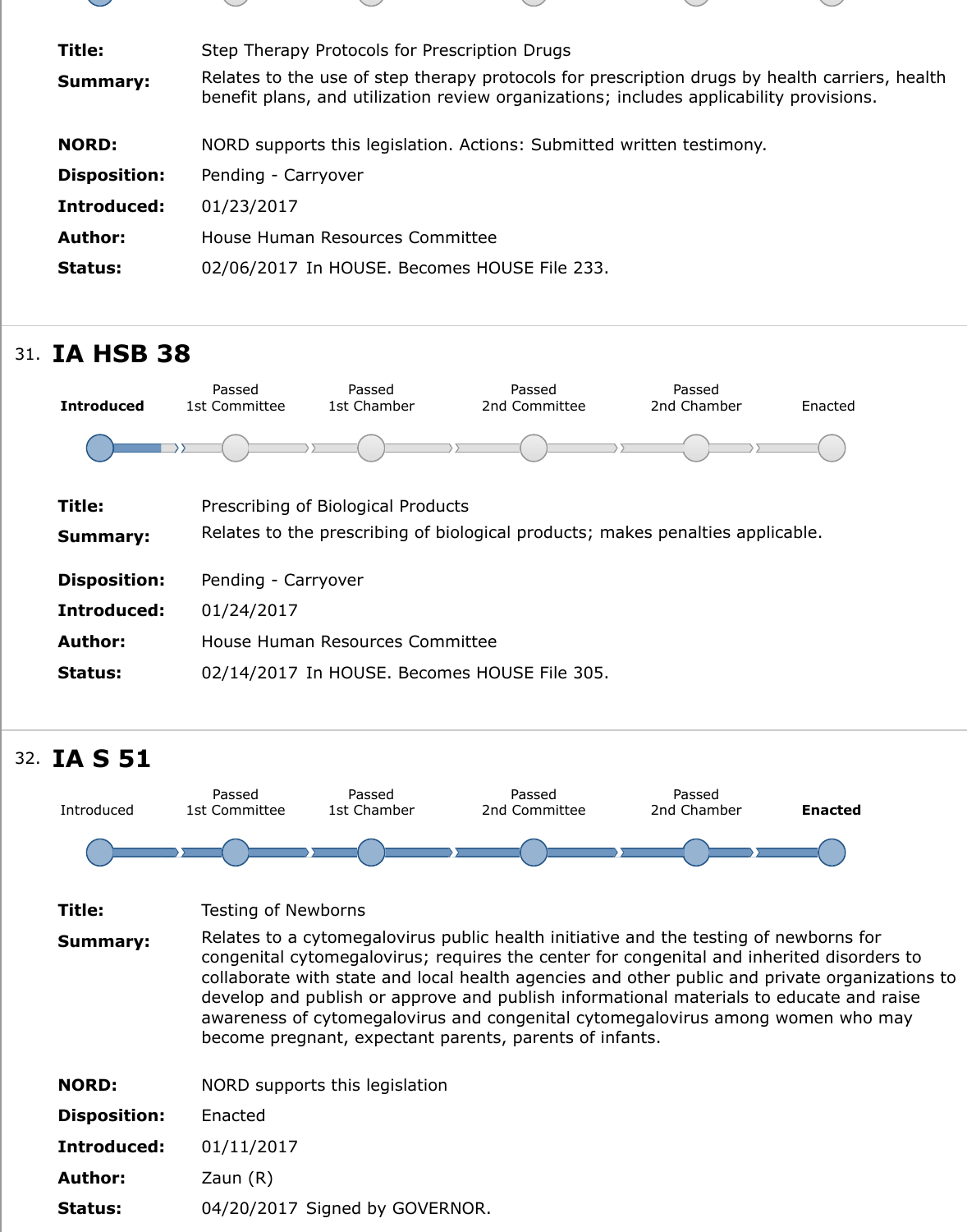**Title:** Step Therapy Protocols for Prescription Drugs

**Summary:** Relates to the use of step therapy protocols for prescription drugs by health carriers, health benefit plans, and utilization review organizations; includes applicability provisions.

**NORD:** NORD supports this legislation. Actions: Submitted written testimony.

**Disposition:** Pending - Carryover

**Introduced:** 01/23/2017

**Author:** House Human Resources Committee

**Status:** 02/06/2017 In HOUSE. Becomes HOUSE File 233.

---

## 31. IA HSB 38

**Introduced** → Passed 1st Committee → Passed 1st Chamber → Passed 2nd Committee → Passed 2nd Chamber → Enacted

**Title:** Prescribing of Biological Products

**Summary:** Relates to the prescribing of biological products; makes penalties applicable.

**Disposition:** Pending - Carryover

**Introduced:** 01/24/2017

**Author:** House Human Resources Committee

**Status:** 02/14/2017 In HOUSE. Becomes HOUSE File 305.

---

## 32. IA S 51

Introduced → Passed 1st Committee → Passed 1st Chamber → Passed 2nd Committee → Passed 2nd Chamber → **Enacted**

**Title:** Testing of Newborns

**Summary:** Relates to a cytomegalovirus public health initiative and the testing of newborns for congenital cytomegalovirus; requires the center for congenital and inherited disorders to collaborate with state and local health agencies and other public and private organizations to develop and publish or approve and publish informational materials to educate and raise awareness of cytomegalovirus and congenital cytomegalovirus among women who may become pregnant, expectant parents, parents of infants.

**NORD:** NORD supports this legislation

**Disposition:** Enacted

**Introduced:** 01/11/2017

**Author:** Zaun (R)

**Status:** 04/20/2017 Signed by GOVERNOR.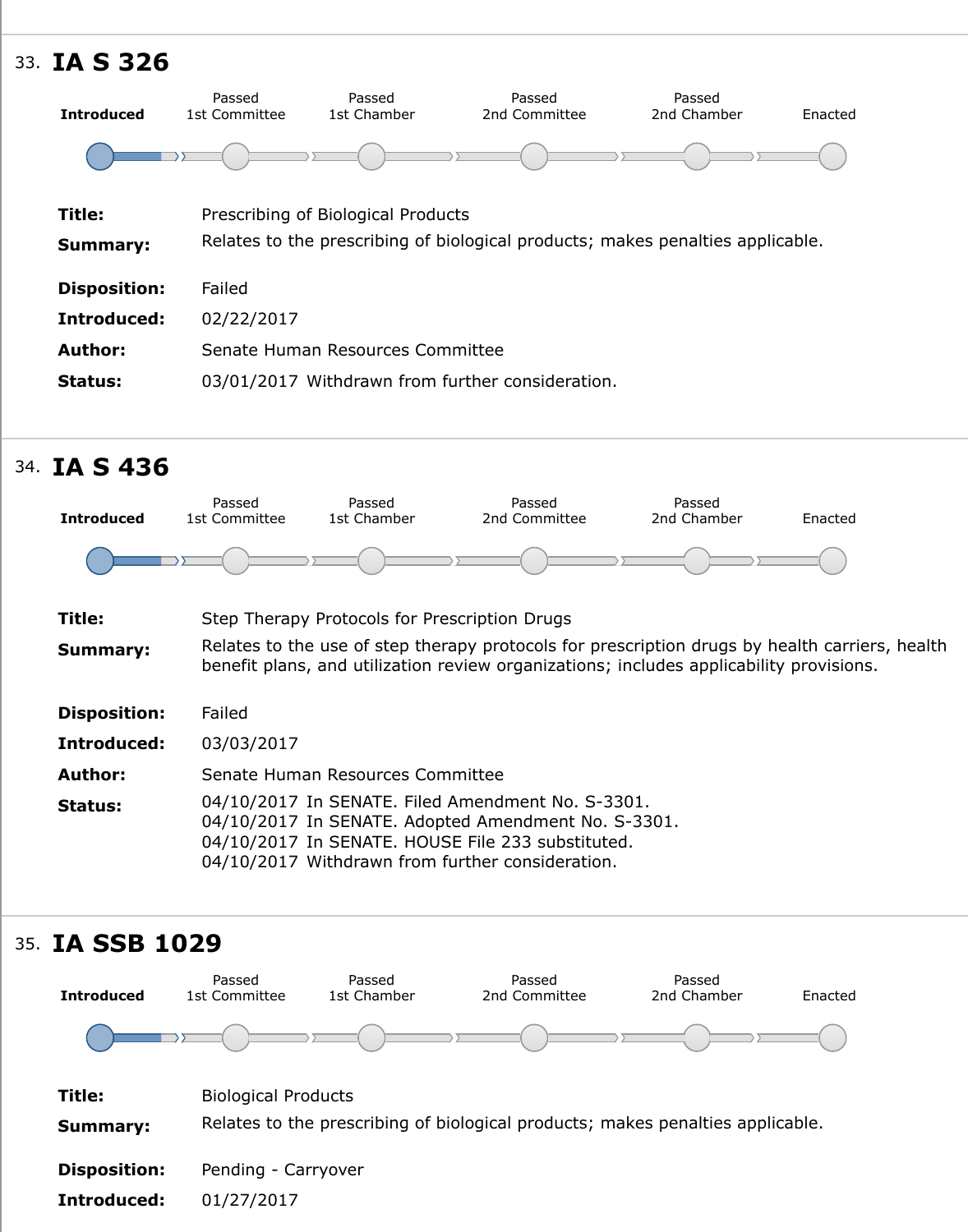33. **IA S 326**

| Introduced | Passed 1st Committee | Passed 1st Chamber | Passed 2nd Committee | Passed 2nd Chamber | Enacted |
|---|---|---|---|---|---|

**Title:** Prescribing of Biological Products

**Summary:** Relates to the prescribing of biological products; makes penalties applicable.

**Disposition:** Failed

**Introduced:** 02/22/2017

**Author:** Senate Human Resources Committee

**Status:** 03/01/2017 Withdrawn from further consideration.

34. **IA S 436**

| Introduced | Passed 1st Committee | Passed 1st Chamber | Passed 2nd Committee | Passed 2nd Chamber | Enacted |
|---|---|---|---|---|---|

**Title:** Step Therapy Protocols for Prescription Drugs

**Summary:** Relates to the use of step therapy protocols for prescription drugs by health carriers, health benefit plans, and utilization review organizations; includes applicability provisions.

**Disposition:** Failed

**Introduced:** 03/03/2017

**Author:** Senate Human Resources Committee

**Status:**
04/10/2017 In SENATE. Filed Amendment No. S-3301.
04/10/2017 In SENATE. Adopted Amendment No. S-3301.
04/10/2017 In SENATE. HOUSE File 233 substituted.
04/10/2017 Withdrawn from further consideration.

35. **IA SSB 1029**

| Introduced | Passed 1st Committee | Passed 1st Chamber | Passed 2nd Committee | Passed 2nd Chamber | Enacted |
|---|---|---|---|---|---|

**Title:** Biological Products

**Summary:** Relates to the prescribing of biological products; makes penalties applicable.

**Disposition:** Pending - Carryover

**Introduced:** 01/27/2017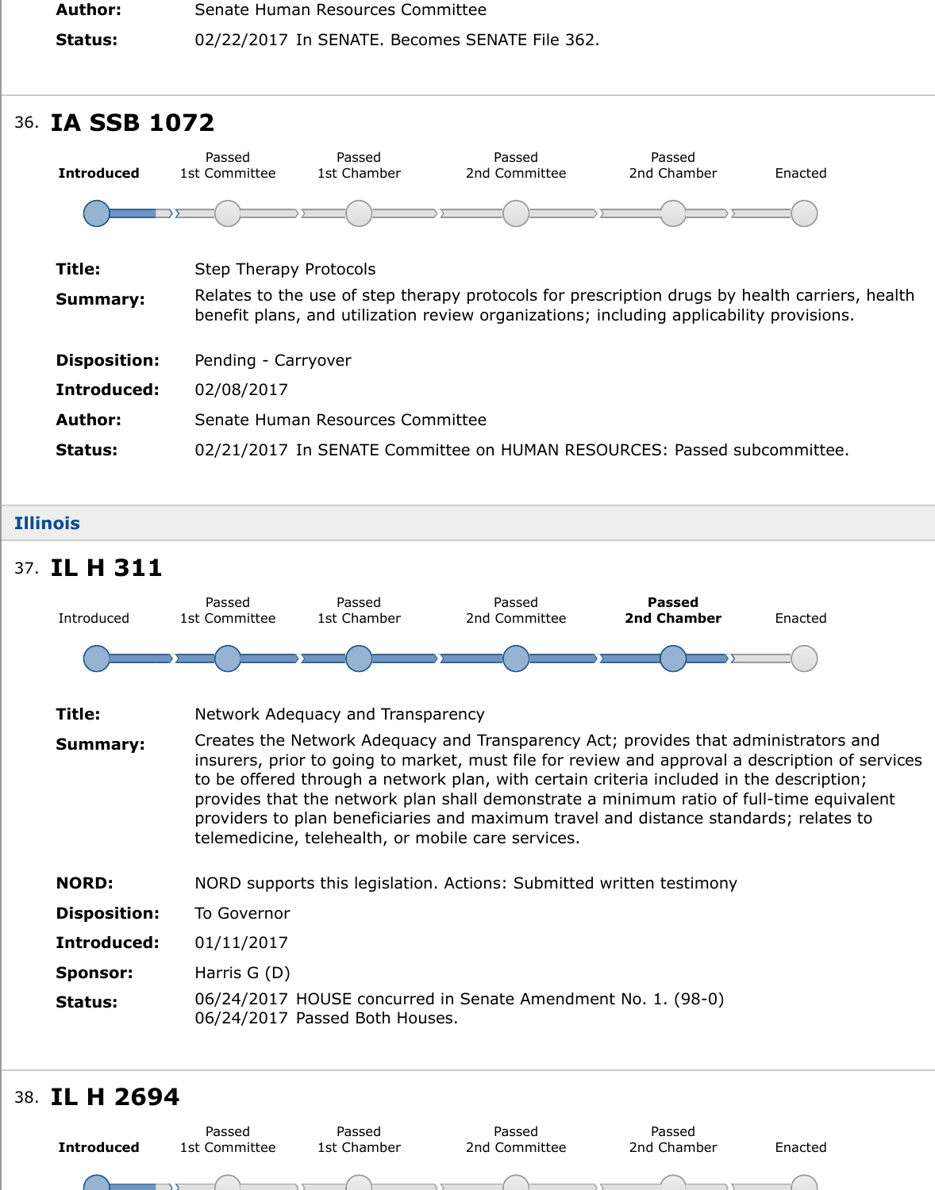**Author:** Senate Human Resources Committee

**Status:** 02/22/2017 In SENATE. Becomes SENATE File 362.

---

36. **IA SSB 1072**

**Introduced** | Passed 1st Committee | Passed 1st Chamber | Passed 2nd Committee | Passed 2nd Chamber | Enacted

**Title:** Step Therapy Protocols

**Summary:** Relates to the use of step therapy protocols for prescription drugs by health carriers, health benefit plans, and utilization review organizations; including applicability provisions.

**Disposition:** Pending - Carryover

**Introduced:** 02/08/2017

**Author:** Senate Human Resources Committee

**Status:** 02/21/2017 In SENATE Committee on HUMAN RESOURCES: Passed subcommittee.

---

## Illinois

37. **IL H 311**

Introduced | Passed 1st Committee | Passed 1st Chamber | Passed 2nd Committee | **Passed 2nd Chamber** | Enacted

**Title:** Network Adequacy and Transparency

**Summary:** Creates the Network Adequacy and Transparency Act; provides that administrators and insurers, prior to going to market, must file for review and approval a description of services to be offered through a network plan, with certain criteria included in the description; provides that the network plan shall demonstrate a minimum ratio of full-time equivalent providers to plan beneficiaries and maximum travel and distance standards; relates to telemedicine, telehealth, or mobile care services.

**NORD:** NORD supports this legislation. Actions: Submitted written testimony

**Disposition:** To Governor

**Introduced:** 01/11/2017

**Sponsor:** Harris G (D)

**Status:** 06/24/2017 HOUSE concurred in Senate Amendment No. 1. (98-0)
06/24/2017 Passed Both Houses.

---

38. **IL H 2694**

**Introduced** | Passed 1st Committee | Passed 1st Chamber | Passed 2nd Committee | Passed 2nd Chamber | Enacted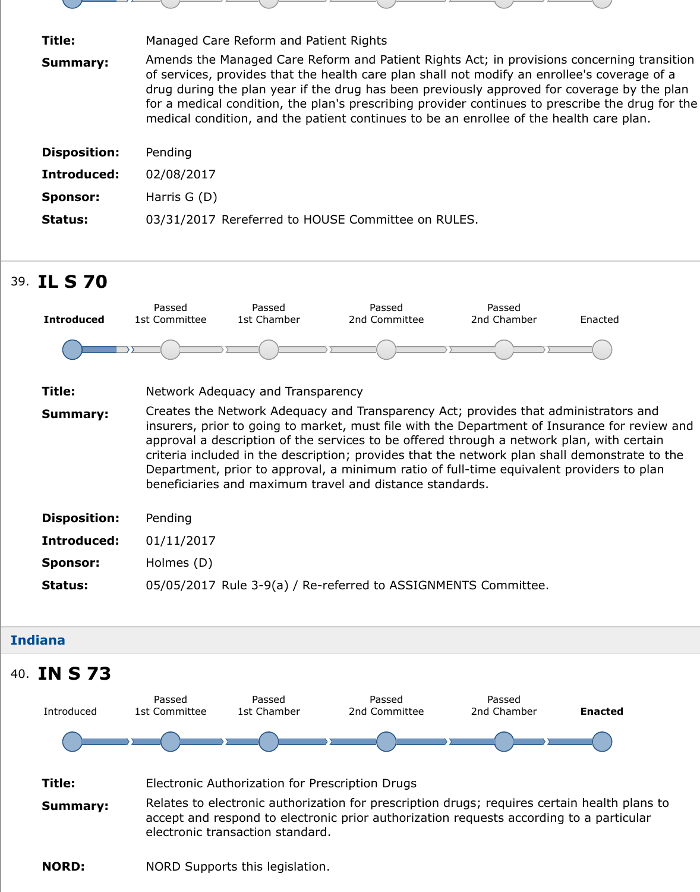**Title:** Managed Care Reform and Patient Rights

**Summary:** Amends the Managed Care Reform and Patient Rights Act; in provisions concerning transition of services, provides that the health care plan shall not modify an enrollee's coverage of a drug during the plan year if the drug has been previously approved for coverage by the plan for a medical condition, the plan's prescribing provider continues to prescribe the drug for the medical condition, and the patient continues to be an enrollee of the health care plan.

**Disposition:** Pending

**Introduced:** 02/08/2017

**Sponsor:** Harris G (D)

**Status:** 03/31/2017 Rereferred to HOUSE Committee on RULES.

---

39. **IL S 70**

**Introduced** | Passed 1st Committee | Passed 1st Chamber | Passed 2nd Committee | Passed 2nd Chamber | Enacted

**Title:** Network Adequacy and Transparency

**Summary:** Creates the Network Adequacy and Transparency Act; provides that administrators and insurers, prior to going to market, must file with the Department of Insurance for review and approval a description of the services to be offered through a network plan, with certain criteria included in the description; provides that the network plan shall demonstrate to the Department, prior to approval, a minimum ratio of full-time equivalent providers to plan beneficiaries and maximum travel and distance standards.

**Disposition:** Pending

**Introduced:** 01/11/2017

**Sponsor:** Holmes (D)

**Status:** 05/05/2017 Rule 3-9(a) / Re-referred to ASSIGNMENTS Committee.

---

## Indiana

40. **IN S 73**

Introduced | Passed 1st Committee | Passed 1st Chamber | Passed 2nd Committee | Passed 2nd Chamber | **Enacted**

**Title:** Electronic Authorization for Prescription Drugs

**Summary:** Relates to electronic authorization for prescription drugs; requires certain health plans to accept and respond to electronic prior authorization requests according to a particular electronic transaction standard.

**NORD:** NORD Supports this legislation.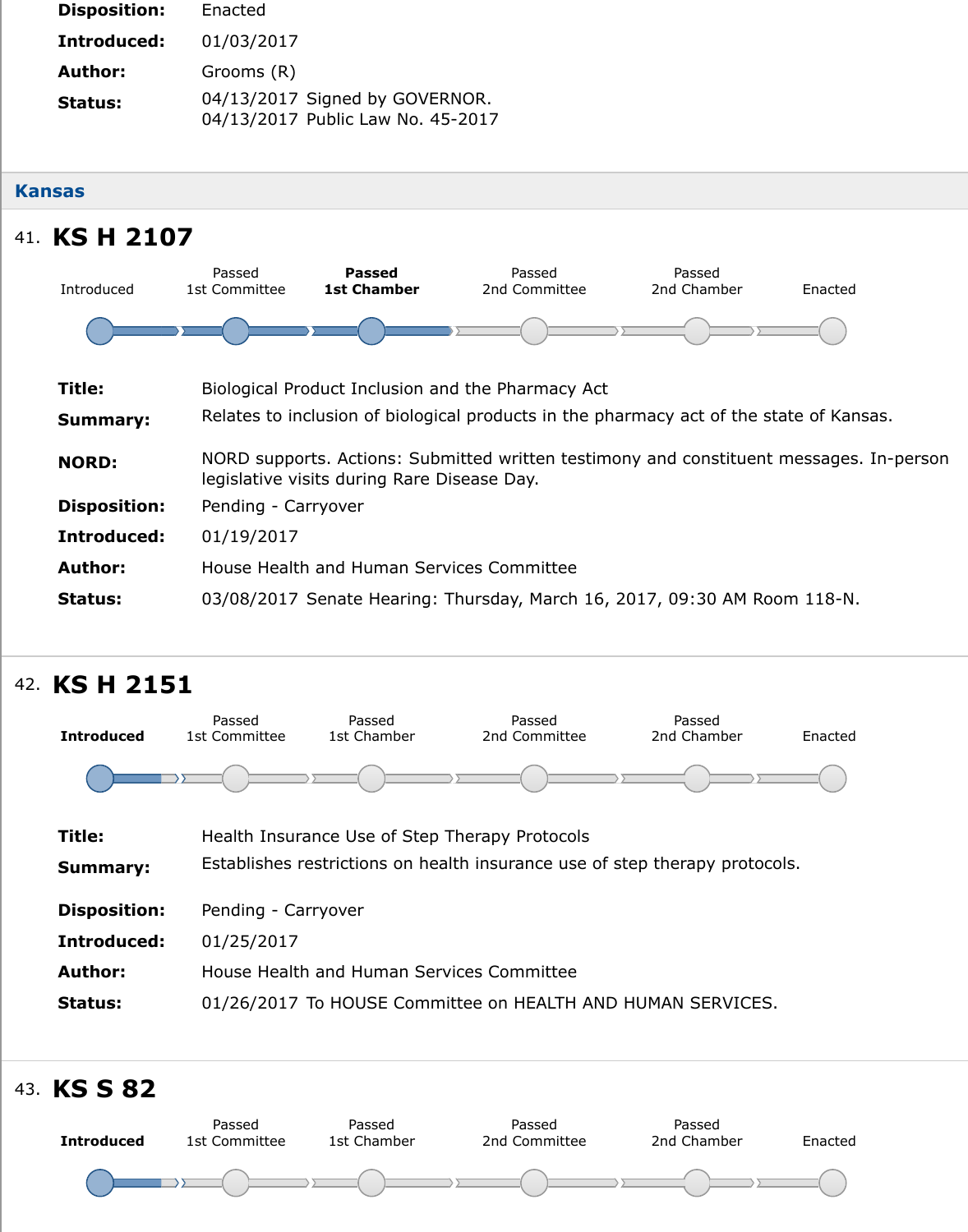**Disposition:** Enacted

**Introduced:** 01/03/2017

**Author:** Grooms (R)

**Status:** 04/13/2017 Signed by GOVERNOR.
04/13/2017 Public Law No. 45-2017

## Kansas

### 41. KS H 2107

Introduced → Passed 1st Committee → **Passed 1st Chamber** → Passed 2nd Committee → Passed 2nd Chamber → Enacted

**Title:** Biological Product Inclusion and the Pharmacy Act

**Summary:** Relates to inclusion of biological products in the pharmacy act of the state of Kansas.

**NORD:** NORD supports. Actions: Submitted written testimony and constituent messages. In-person legislative visits during Rare Disease Day.

**Disposition:** Pending - Carryover

**Introduced:** 01/19/2017

**Author:** House Health and Human Services Committee

**Status:** 03/08/2017 Senate Hearing: Thursday, March 16, 2017, 09:30 AM Room 118-N.

### 42. KS H 2151

**Introduced** → Passed 1st Committee → Passed 1st Chamber → Passed 2nd Committee → Passed 2nd Chamber → Enacted

**Title:** Health Insurance Use of Step Therapy Protocols

**Summary:** Establishes restrictions on health insurance use of step therapy protocols.

**Disposition:** Pending - Carryover

**Introduced:** 01/25/2017

**Author:** House Health and Human Services Committee

**Status:** 01/26/2017 To HOUSE Committee on HEALTH AND HUMAN SERVICES.

### 43. KS S 82

**Introduced** → Passed 1st Committee → Passed 1st Chamber → Passed 2nd Committee → Passed 2nd Chamber → Enacted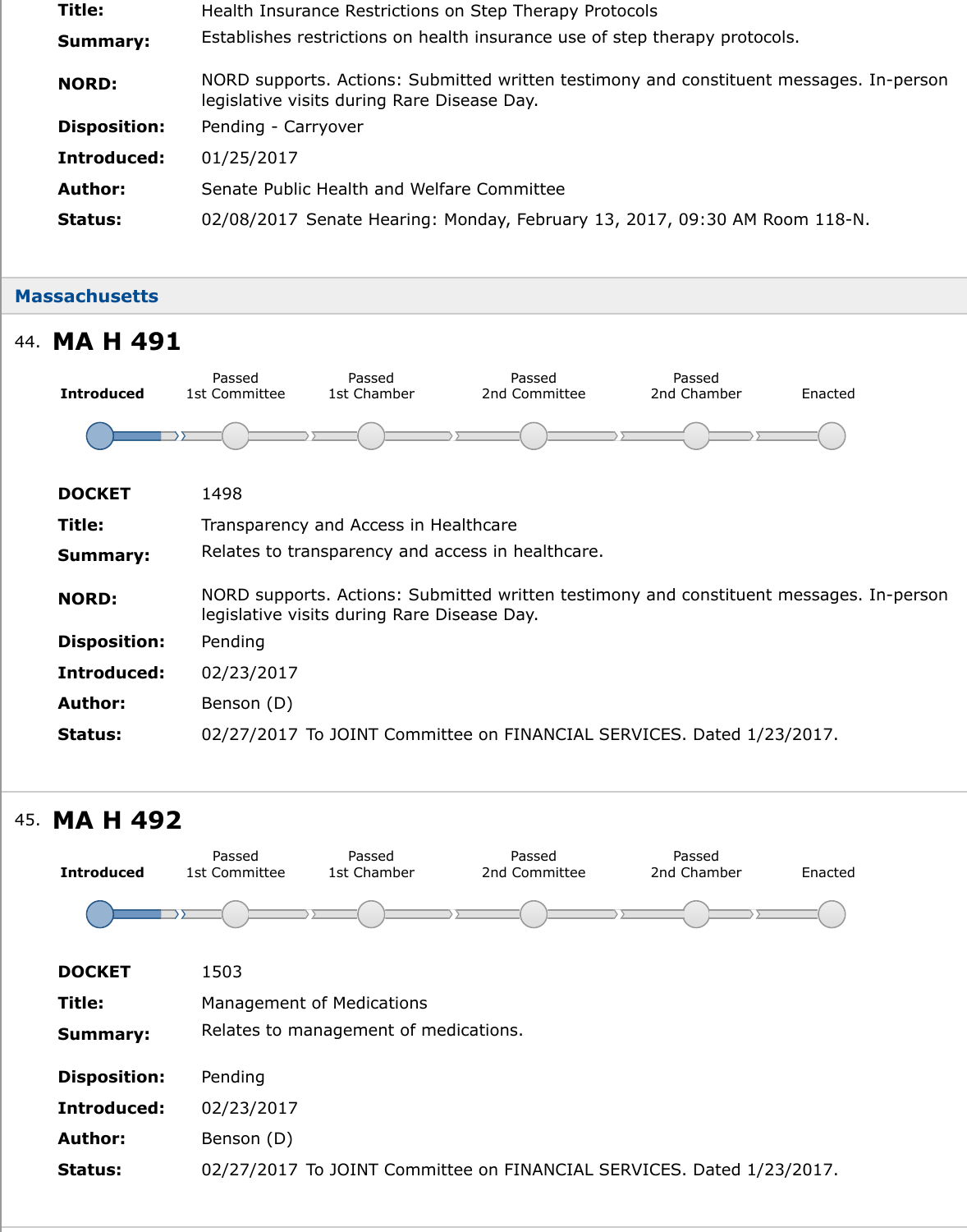| | |
|---|---|
| **Title:** | Health Insurance Restrictions on Step Therapy Protocols |
| **Summary:** | Establishes restrictions on health insurance use of step therapy protocols. |
| **NORD:** | NORD supports. Actions: Submitted written testimony and constituent messages. In-person legislative visits during Rare Disease Day. |
| **Disposition:** | Pending - Carryover |
| **Introduced:** | 01/25/2017 |
| **Author:** | Senate Public Health and Welfare Committee |
| **Status:** | 02/08/2017 Senate Hearing: Monday, February 13, 2017, 09:30 AM Room 118-N. |

## Massachusetts

### 44. MA H 491

Introduced → Passed 1st Committee → Passed 1st Chamber → Passed 2nd Committee → Passed 2nd Chamber → Enacted

| | |
|---|---|
| **DOCKET** | 1498 |
| **Title:** | Transparency and Access in Healthcare |
| **Summary:** | Relates to transparency and access in healthcare. |
| **NORD:** | NORD supports. Actions: Submitted written testimony and constituent messages. In-person legislative visits during Rare Disease Day. |
| **Disposition:** | Pending |
| **Introduced:** | 02/23/2017 |
| **Author:** | Benson (D) |
| **Status:** | 02/27/2017 To JOINT Committee on FINANCIAL SERVICES. Dated 1/23/2017. |

### 45. MA H 492

Introduced → Passed 1st Committee → Passed 1st Chamber → Passed 2nd Committee → Passed 2nd Chamber → Enacted

| | |
|---|---|
| **DOCKET** | 1503 |
| **Title:** | Management of Medications |
| **Summary:** | Relates to management of medications. |
| **Disposition:** | Pending |
| **Introduced:** | 02/23/2017 |
| **Author:** | Benson (D) |
| **Status:** | 02/27/2017 To JOINT Committee on FINANCIAL SERVICES. Dated 1/23/2017. |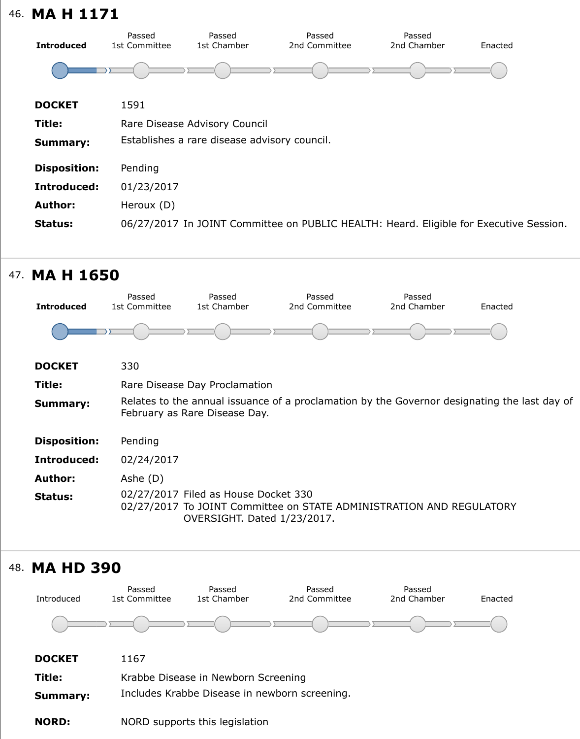## 46. MA H 1171

Progress: **Introduced** → Passed 1st Committee → Passed 1st Chamber → Passed 2nd Committee → Passed 2nd Chamber → Enacted

| | |
|---|---|
| **DOCKET** | 1591 |
| **Title:** | Rare Disease Advisory Council |
| **Summary:** | Establishes a rare disease advisory council. |
| **Disposition:** | Pending |
| **Introduced:** | 01/23/2017 |
| **Author:** | Heroux (D) |
| **Status:** | 06/27/2017 In JOINT Committee on PUBLIC HEALTH: Heard. Eligible for Executive Session. |

## 47. MA H 1650

Progress: **Introduced** → Passed 1st Committee → Passed 1st Chamber → Passed 2nd Committee → Passed 2nd Chamber → Enacted

| | |
|---|---|
| **DOCKET** | 330 |
| **Title:** | Rare Disease Day Proclamation |
| **Summary:** | Relates to the annual issuance of a proclamation by the Governor designating the last day of February as Rare Disease Day. |
| **Disposition:** | Pending |
| **Introduced:** | 02/24/2017 |
| **Author:** | Ashe (D) |
| **Status:** | 02/27/2017 Filed as House Docket 330<br>02/27/2017 To JOINT Committee on STATE ADMINISTRATION AND REGULATORY OVERSIGHT. Dated 1/23/2017. |

## 48. MA HD 390

Progress: Introduced → Passed 1st Committee → Passed 1st Chamber → Passed 2nd Committee → Passed 2nd Chamber → Enacted

| | |
|---|---|
| **DOCKET** | 1167 |
| **Title:** | Krabbe Disease in Newborn Screening |
| **Summary:** | Includes Krabbe Disease in newborn screening. |
| **NORD:** | NORD supports this legislation |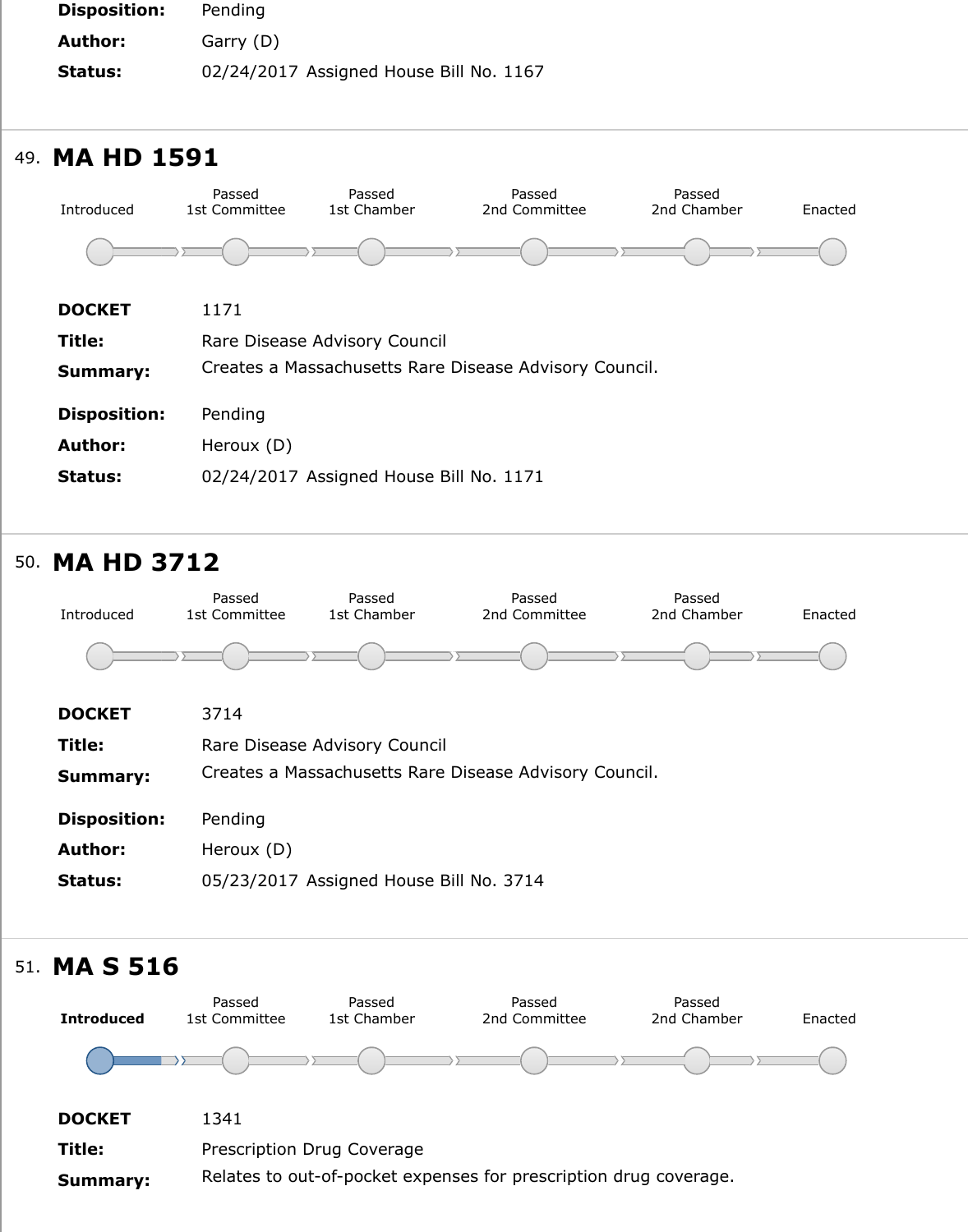**Disposition:** Pending

**Author:** Garry (D)

**Status:** 02/24/2017 Assigned House Bill No. 1167

## 49. MA HD 1591

Introduced | Passed 1st Committee | Passed 1st Chamber | Passed 2nd Committee | Passed 2nd Chamber | Enacted

**DOCKET** 1171

**Title:** Rare Disease Advisory Council

**Summary:** Creates a Massachusetts Rare Disease Advisory Council.

**Disposition:** Pending

**Author:** Heroux (D)

**Status:** 02/24/2017 Assigned House Bill No. 1171

## 50. MA HD 3712

Introduced | Passed 1st Committee | Passed 1st Chamber | Passed 2nd Committee | Passed 2nd Chamber | Enacted

**DOCKET** 3714

**Title:** Rare Disease Advisory Council

**Summary:** Creates a Massachusetts Rare Disease Advisory Council.

**Disposition:** Pending

**Author:** Heroux (D)

**Status:** 05/23/2017 Assigned House Bill No. 3714

## 51. MA S 516

**Introduced** | Passed 1st Committee | Passed 1st Chamber | Passed 2nd Committee | Passed 2nd Chamber | Enacted

**DOCKET** 1341

**Title:** Prescription Drug Coverage

**Summary:** Relates to out-of-pocket expenses for prescription drug coverage.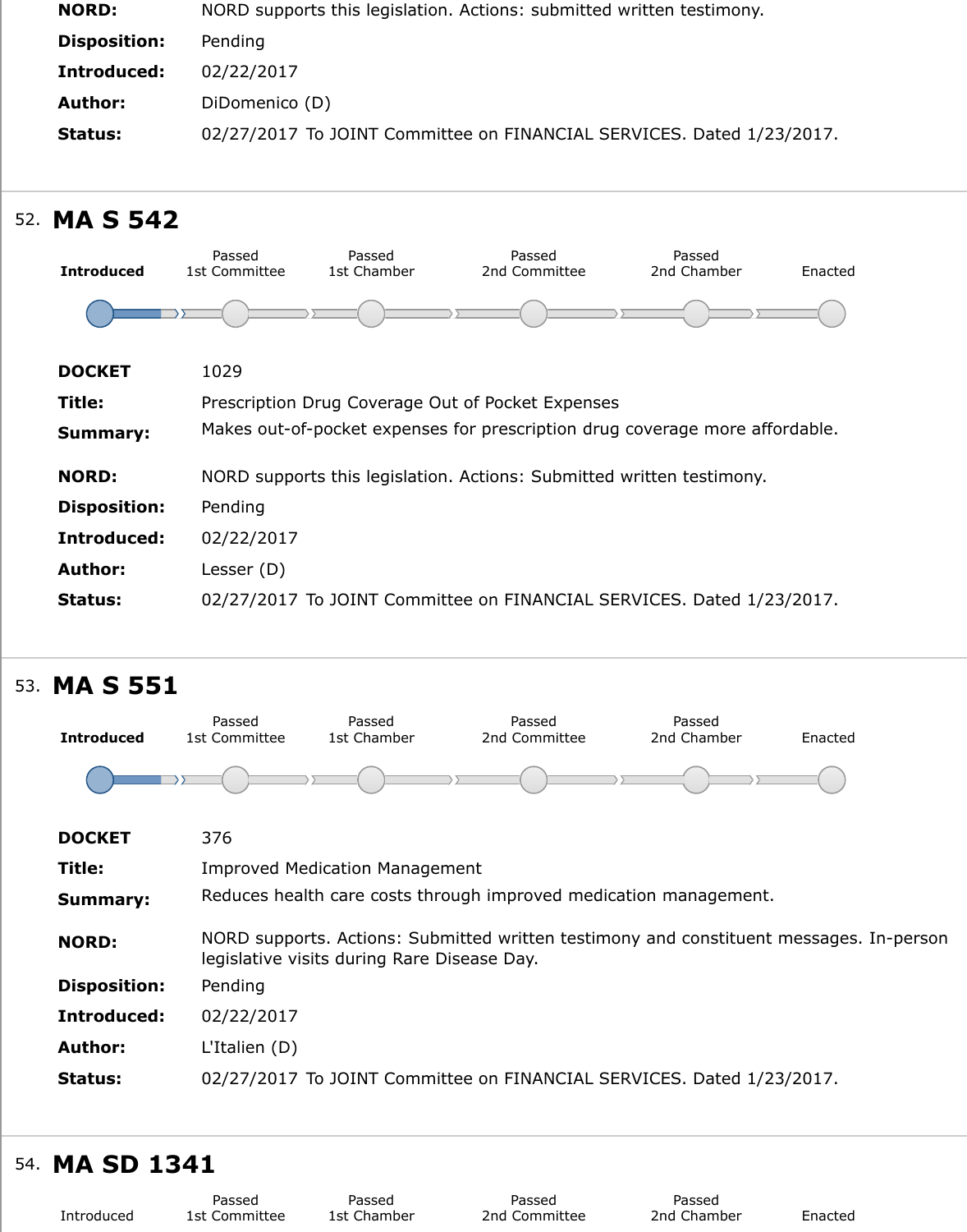| | |
|---|---|
| **NORD:** | NORD supports this legislation. Actions: submitted written testimony. |
| **Disposition:** | Pending |
| **Introduced:** | 02/22/2017 |
| **Author:** | DiDomenico (D) |
| **Status:** | 02/27/2017 To JOINT Committee on FINANCIAL SERVICES. Dated 1/23/2017. |

## 52. MA S 542

**Introduced** → Passed 1st Committee → Passed 1st Chamber → Passed 2nd Committee → Passed 2nd Chamber → Enacted

| | |
|---|---|
| **DOCKET** | 1029 |
| **Title:** | Prescription Drug Coverage Out of Pocket Expenses |
| **Summary:** | Makes out-of-pocket expenses for prescription drug coverage more affordable. |
| **NORD:** | NORD supports this legislation. Actions: Submitted written testimony. |
| **Disposition:** | Pending |
| **Introduced:** | 02/22/2017 |
| **Author:** | Lesser (D) |
| **Status:** | 02/27/2017 To JOINT Committee on FINANCIAL SERVICES. Dated 1/23/2017. |

## 53. MA S 551

**Introduced** → Passed 1st Committee → Passed 1st Chamber → Passed 2nd Committee → Passed 2nd Chamber → Enacted

| | |
|---|---|
| **DOCKET** | 376 |
| **Title:** | Improved Medication Management |
| **Summary:** | Reduces health care costs through improved medication management. |
| **NORD:** | NORD supports. Actions: Submitted written testimony and constituent messages. In-person legislative visits during Rare Disease Day. |
| **Disposition:** | Pending |
| **Introduced:** | 02/22/2017 |
| **Author:** | L'Italien (D) |
| **Status:** | 02/27/2017 To JOINT Committee on FINANCIAL SERVICES. Dated 1/23/2017. |

## 54. MA SD 1341

Introduced → Passed 1st Committee → Passed 1st Chamber → Passed 2nd Committee → Passed 2nd Chamber → Enacted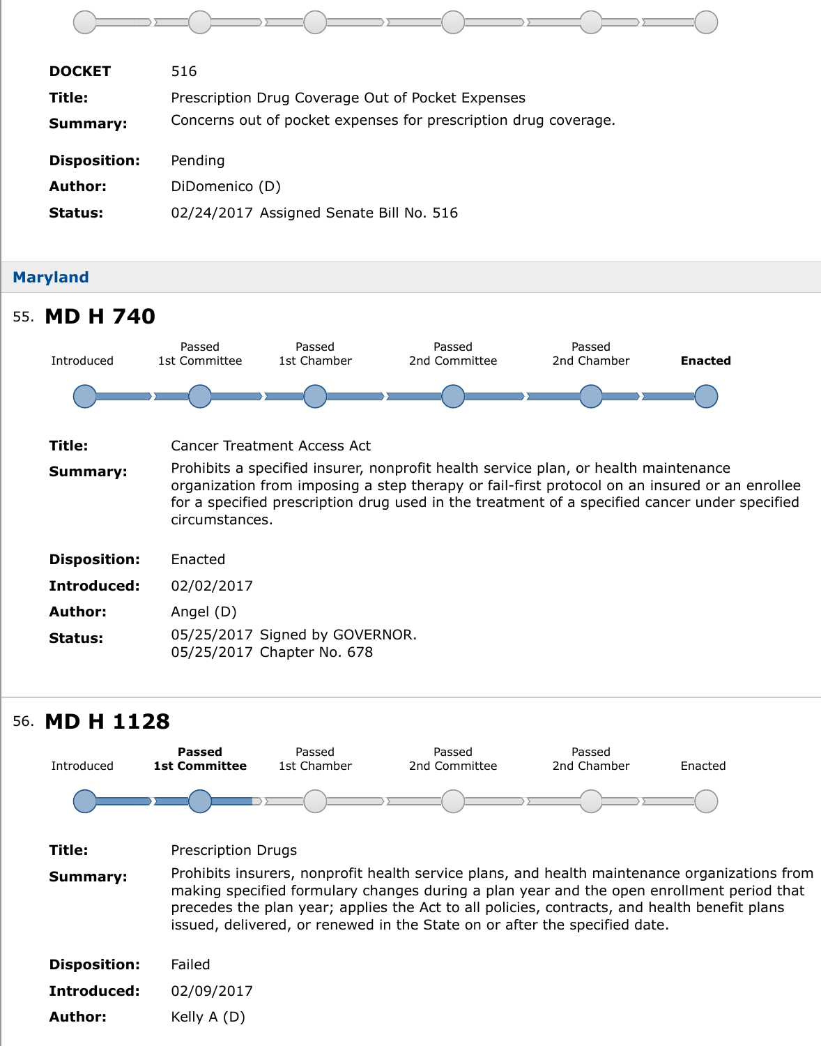| | |
|---|---|
| **DOCKET** | 516 |
| **Title:** | Prescription Drug Coverage Out of Pocket Expenses |
| **Summary:** | Concerns out of pocket expenses for prescription drug coverage. |
| **Disposition:** | Pending |
| **Author:** | DiDomenico (D) |
| **Status:** | 02/24/2017 Assigned Senate Bill No. 516 |

## Maryland

### 55. MD H 740

Introduced → Passed 1st Committee → Passed 1st Chamber → Passed 2nd Committee → Passed 2nd Chamber → **Enacted**

| | |
|---|---|
| **Title:** | Cancer Treatment Access Act |
| **Summary:** | Prohibits a specified insurer, nonprofit health service plan, or health maintenance organization from imposing a step therapy or fail-first protocol on an insured or an enrollee for a specified prescription drug used in the treatment of a specified cancer under specified circumstances. |
| **Disposition:** | Enacted |
| **Introduced:** | 02/02/2017 |
| **Author:** | Angel (D) |
| **Status:** | 05/25/2017 Signed by GOVERNOR.<br>05/25/2017 Chapter No. 678 |

### 56. MD H 1128

Introduced → **Passed 1st Committee** → Passed 1st Chamber → Passed 2nd Committee → Passed 2nd Chamber → Enacted

| | |
|---|---|
| **Title:** | Prescription Drugs |
| **Summary:** | Prohibits insurers, nonprofit health service plans, and health maintenance organizations from making specified formulary changes during a plan year and the open enrollment period that precedes the plan year; applies the Act to all policies, contracts, and health benefit plans issued, delivered, or renewed in the State on or after the specified date. |
| **Disposition:** | Failed |
| **Introduced:** | 02/09/2017 |
| **Author:** | Kelly A (D) |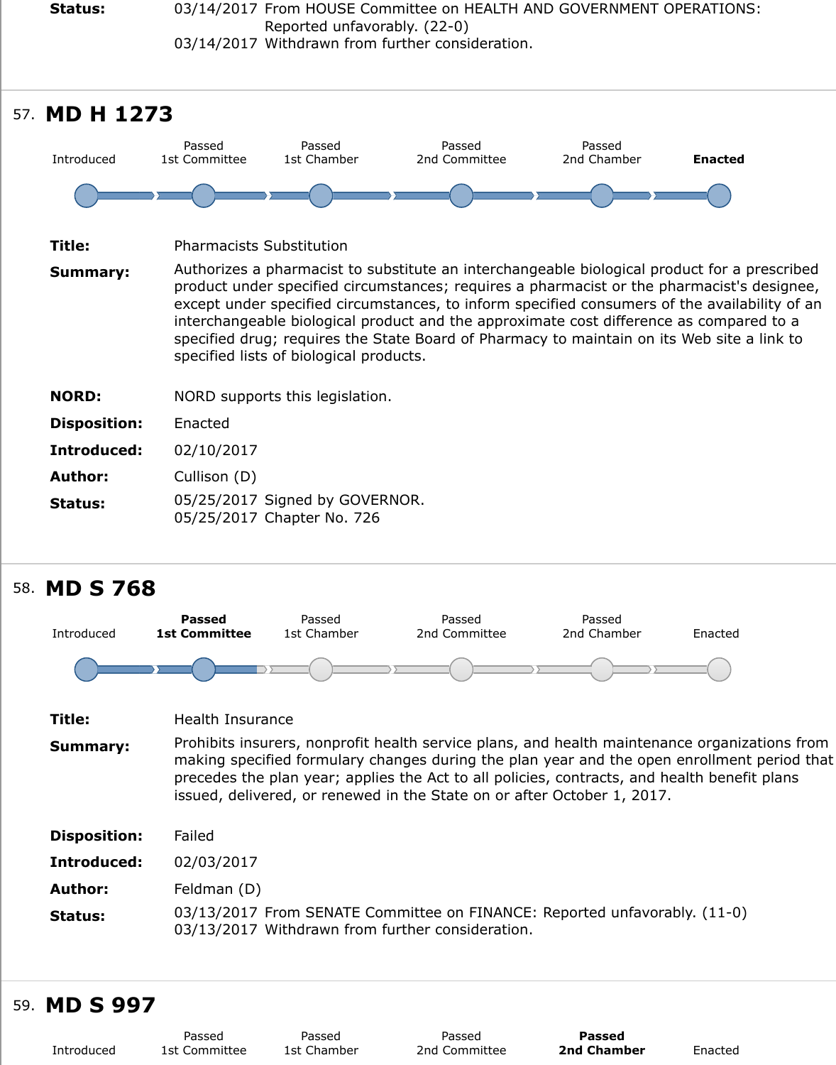| | |
|---|---|
| **Status:** | 03/14/2017 From HOUSE Committee on HEALTH AND GOVERNMENT OPERATIONS: Reported unfavorably. (22-0)<br>03/14/2017 Withdrawn from further consideration. |

## 57. MD H 1273

Introduced | Passed 1st Committee | Passed 1st Chamber | Passed 2nd Committee | Passed 2nd Chamber | **Enacted**

| | |
|---|---|
| **Title:** | Pharmacists Substitution |
| **Summary:** | Authorizes a pharmacist to substitute an interchangeable biological product for a prescribed product under specified circumstances; requires a pharmacist or the pharmacist's designee, except under specified circumstances, to inform specified consumers of the availability of an interchangeable biological product and the approximate cost difference as compared to a specified drug; requires the State Board of Pharmacy to maintain on its Web site a link to specified lists of biological products. |
| **NORD:** | NORD supports this legislation. |
| **Disposition:** | Enacted |
| **Introduced:** | 02/10/2017 |
| **Author:** | Cullison (D) |
| **Status:** | 05/25/2017 Signed by GOVERNOR.<br>05/25/2017 Chapter No. 726 |

## 58. MD S 768

Introduced | **Passed 1st Committee** | Passed 1st Chamber | Passed 2nd Committee | Passed 2nd Chamber | Enacted

| | |
|---|---|
| **Title:** | Health Insurance |
| **Summary:** | Prohibits insurers, nonprofit health service plans, and health maintenance organizations from making specified formulary changes during the plan year and the open enrollment period that precedes the plan year; applies the Act to all policies, contracts, and health benefit plans issued, delivered, or renewed in the State on or after October 1, 2017. |
| **Disposition:** | Failed |
| **Introduced:** | 02/03/2017 |
| **Author:** | Feldman (D) |
| **Status:** | 03/13/2017 From SENATE Committee on FINANCE: Reported unfavorably. (11-0)<br>03/13/2017 Withdrawn from further consideration. |

## 59. MD S 997

Introduced | Passed 1st Committee | Passed 1st Chamber | Passed 2nd Committee | **Passed 2nd Chamber** | Enacted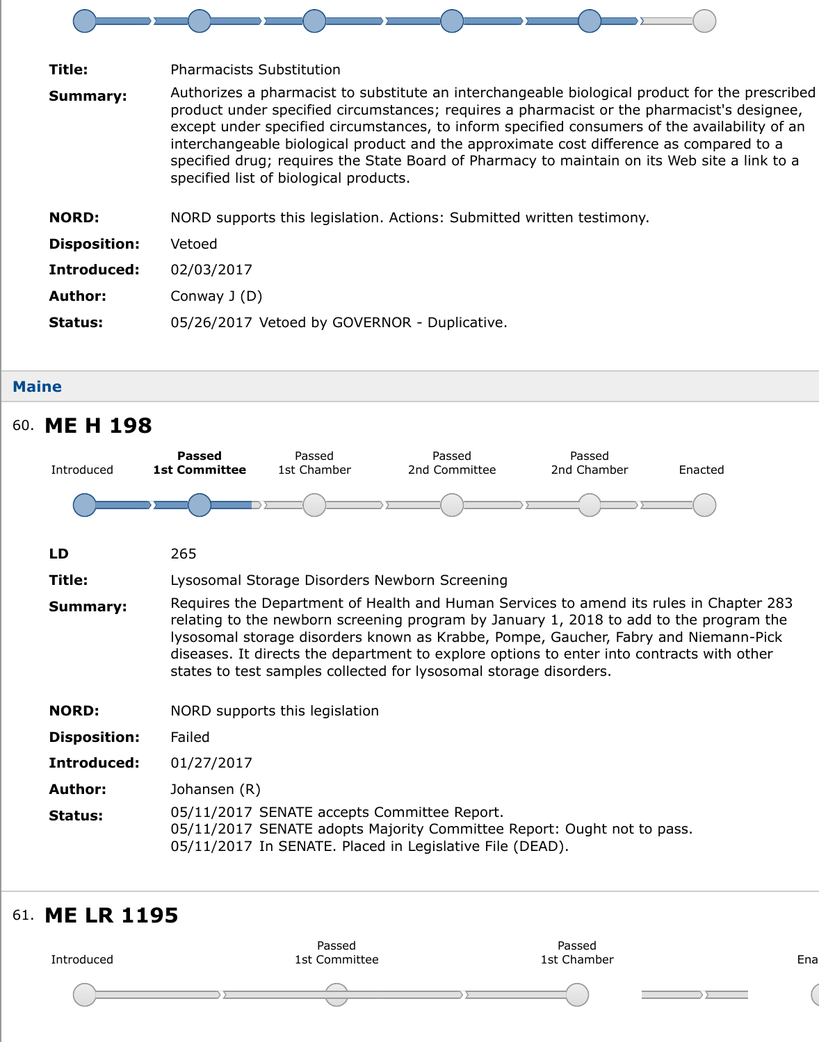**Title:** Pharmacists Substitution

**Summary:** Authorizes a pharmacist to substitute an interchangeable biological product for the prescribed product under specified circumstances; requires a pharmacist or the pharmacist's designee, except under specified circumstances, to inform specified consumers of the availability of an interchangeable biological product and the approximate cost difference as compared to a specified drug; requires the State Board of Pharmacy to maintain on its Web site a link to a specified list of biological products.

**NORD:** NORD supports this legislation. Actions: Submitted written testimony.

**Disposition:** Vetoed

**Introduced:** 02/03/2017

**Author:** Conway J (D)

**Status:** 05/26/2017 Vetoed by GOVERNOR - Duplicative.

## Maine

### 60. ME H 198

Introduced — **Passed 1st Committee** — Passed 1st Chamber — Passed 2nd Committee — Passed 2nd Chamber — Enacted

**LD** 265

**Title:** Lysosomal Storage Disorders Newborn Screening

**Summary:** Requires the Department of Health and Human Services to amend its rules in Chapter 283 relating to the newborn screening program by January 1, 2018 to add to the program the lysosomal storage disorders known as Krabbe, Pompe, Gaucher, Fabry and Niemann-Pick diseases. It directs the department to explore options to enter into contracts with other states to test samples collected for lysosomal storage disorders.

**NORD:** NORD supports this legislation

**Disposition:** Failed

**Introduced:** 01/27/2017

**Author:** Johansen (R)

**Status:**
05/11/2017 SENATE accepts Committee Report.
05/11/2017 SENATE adopts Majority Committee Report: Ought not to pass.
05/11/2017 In SENATE. Placed in Legislative File (DEAD).

### 61. ME LR 1195

Introduced — Passed 1st Committee — Passed 1st Chamber — Ena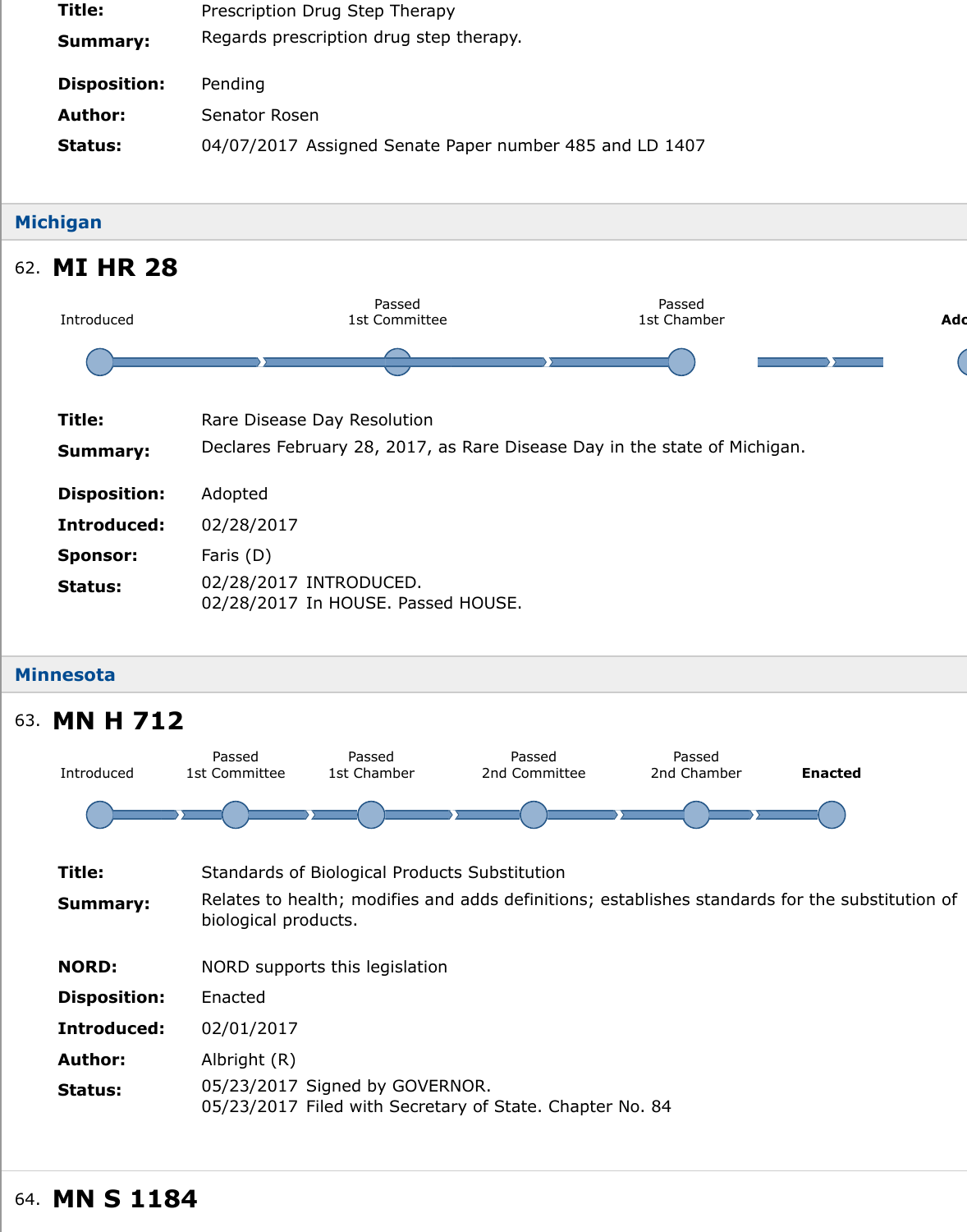**Title:** Prescription Drug Step Therapy

**Summary:** Regards prescription drug step therapy.

**Disposition:** Pending

**Author:** Senator Rosen

**Status:** 04/07/2017 Assigned Senate Paper number 485 and LD 1407

## Michigan

### 62. MI HR 28

Introduced — Passed 1st Committee — Passed 1st Chamber — Adc

**Title:** Rare Disease Day Resolution

**Summary:** Declares February 28, 2017, as Rare Disease Day in the state of Michigan.

**Disposition:** Adopted

**Introduced:** 02/28/2017

**Sponsor:** Faris (D)

**Status:** 02/28/2017 INTRODUCED.
02/28/2017 In HOUSE. Passed HOUSE.

## Minnesota

### 63. MN H 712

Introduced — Passed 1st Committee — Passed 1st Chamber — Passed 2nd Committee — Passed 2nd Chamber — **Enacted**

**Title:** Standards of Biological Products Substitution

**Summary:** Relates to health; modifies and adds definitions; establishes standards for the substitution of biological products.

**NORD:** NORD supports this legislation

**Disposition:** Enacted

**Introduced:** 02/01/2017

**Author:** Albright (R)

**Status:** 05/23/2017 Signed by GOVERNOR.
05/23/2017 Filed with Secretary of State. Chapter No. 84

### 64. MN S 1184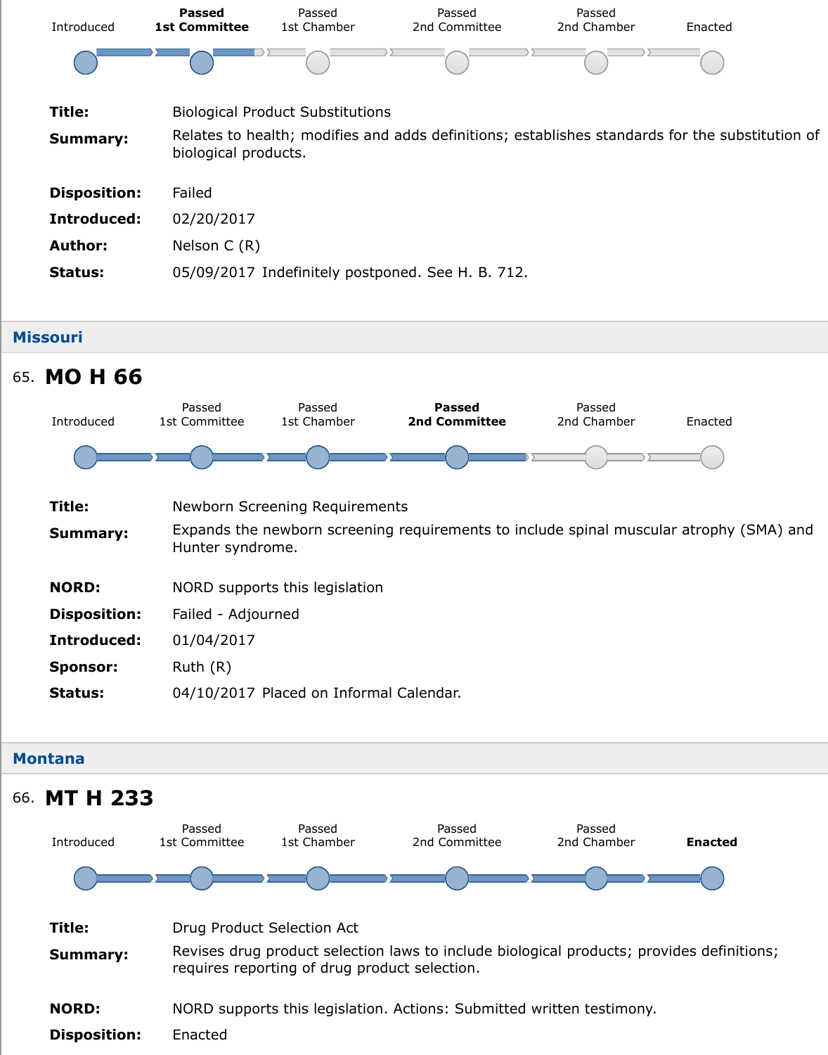Introduced | **Passed 1st Committee** | Passed 1st Chamber | Passed 2nd Committee | Passed 2nd Chamber | Enacted

**Title:** Biological Product Substitutions

**Summary:** Relates to health; modifies and adds definitions; establishes standards for the substitution of biological products.

**Disposition:** Failed

**Introduced:** 02/20/2017

**Author:** Nelson C (R)

**Status:** 05/09/2017 Indefinitely postponed. See H. B. 712.

## Missouri

### 65. MO H 66

Introduced | Passed 1st Committee | Passed 1st Chamber | **Passed 2nd Committee** | Passed 2nd Chamber | Enacted

**Title:** Newborn Screening Requirements

**Summary:** Expands the newborn screening requirements to include spinal muscular atrophy (SMA) and Hunter syndrome.

**NORD:** NORD supports this legislation

**Disposition:** Failed - Adjourned

**Introduced:** 01/04/2017

**Sponsor:** Ruth (R)

**Status:** 04/10/2017 Placed on Informal Calendar.

## Montana

### 66. MT H 233

Introduced | Passed 1st Committee | Passed 1st Chamber | Passed 2nd Committee | Passed 2nd Chamber | **Enacted**

**Title:** Drug Product Selection Act

**Summary:** Revises drug product selection laws to include biological products; provides definitions; requires reporting of drug product selection.

**NORD:** NORD supports this legislation. Actions: Submitted written testimony.

**Disposition:** Enacted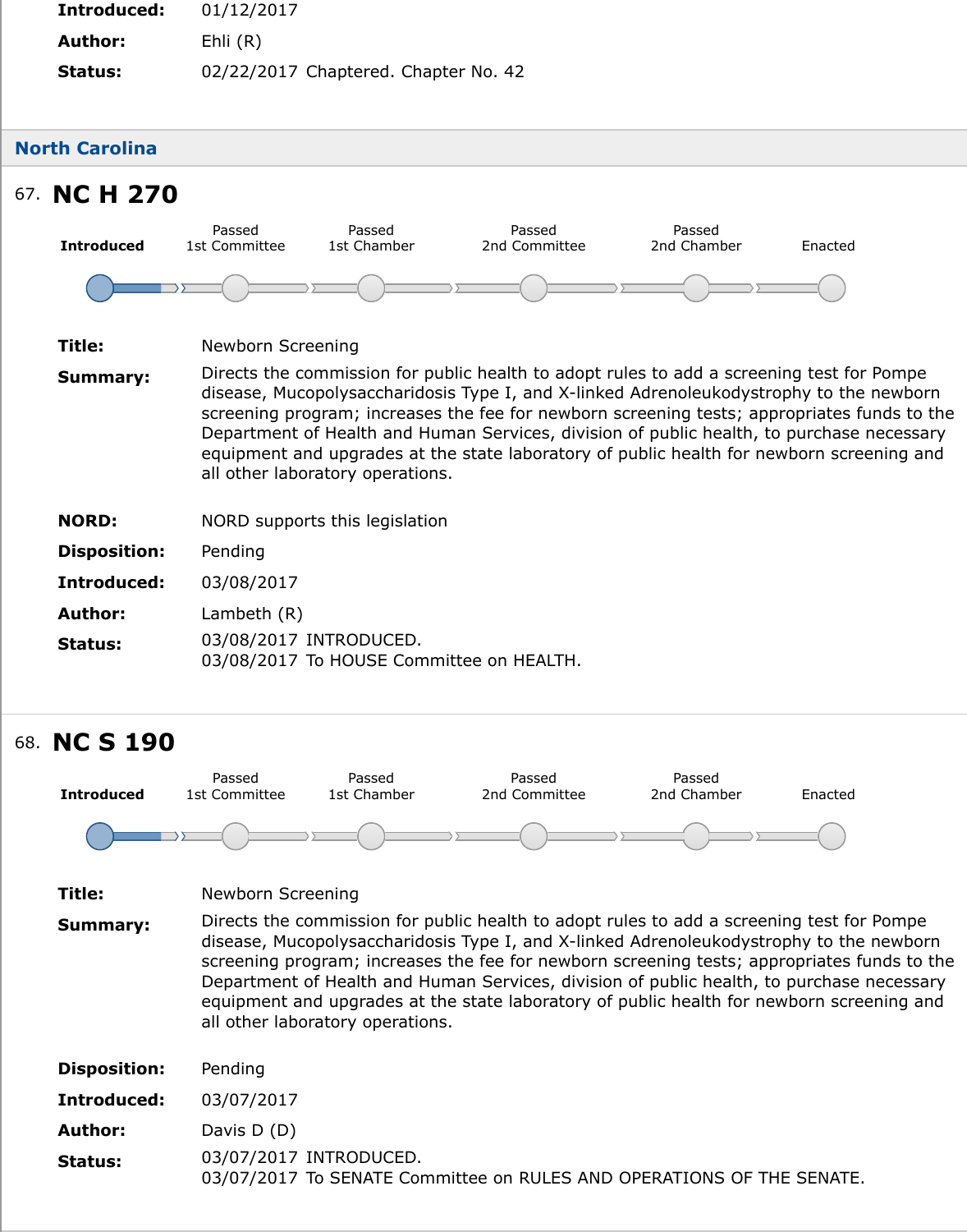**Introduced:** 01/12/2017

**Author:** Ehli (R)

**Status:** 02/22/2017 Chaptered. Chapter No. 42

## North Carolina

### 67. NC H 270

Introduced | Passed 1st Committee | Passed 1st Chamber | Passed 2nd Committee | Passed 2nd Chamber | Enacted

**Title:** Newborn Screening

**Summary:** Directs the commission for public health to adopt rules to add a screening test for Pompe disease, Mucopolysaccharidosis Type I, and X-linked Adrenoleukodystrophy to the newborn screening program; increases the fee for newborn screening tests; appropriates funds to the Department of Health and Human Services, division of public health, to purchase necessary equipment and upgrades at the state laboratory of public health for newborn screening and all other laboratory operations.

**NORD:** NORD supports this legislation

**Disposition:** Pending

**Introduced:** 03/08/2017

**Author:** Lambeth (R)

**Status:** 03/08/2017 INTRODUCED.
03/08/2017 To HOUSE Committee on HEALTH.

### 68. NC S 190

Introduced | Passed 1st Committee | Passed 1st Chamber | Passed 2nd Committee | Passed 2nd Chamber | Enacted

**Title:** Newborn Screening

**Summary:** Directs the commission for public health to adopt rules to add a screening test for Pompe disease, Mucopolysaccharidosis Type I, and X-linked Adrenoleukodystrophy to the newborn screening program; increases the fee for newborn screening tests; appropriates funds to the Department of Health and Human Services, division of public health, to purchase necessary equipment and upgrades at the state laboratory of public health for newborn screening and all other laboratory operations.

**Disposition:** Pending

**Introduced:** 03/07/2017

**Author:** Davis D (D)

**Status:** 03/07/2017 INTRODUCED.
03/07/2017 To SENATE Committee on RULES AND OPERATIONS OF THE SENATE.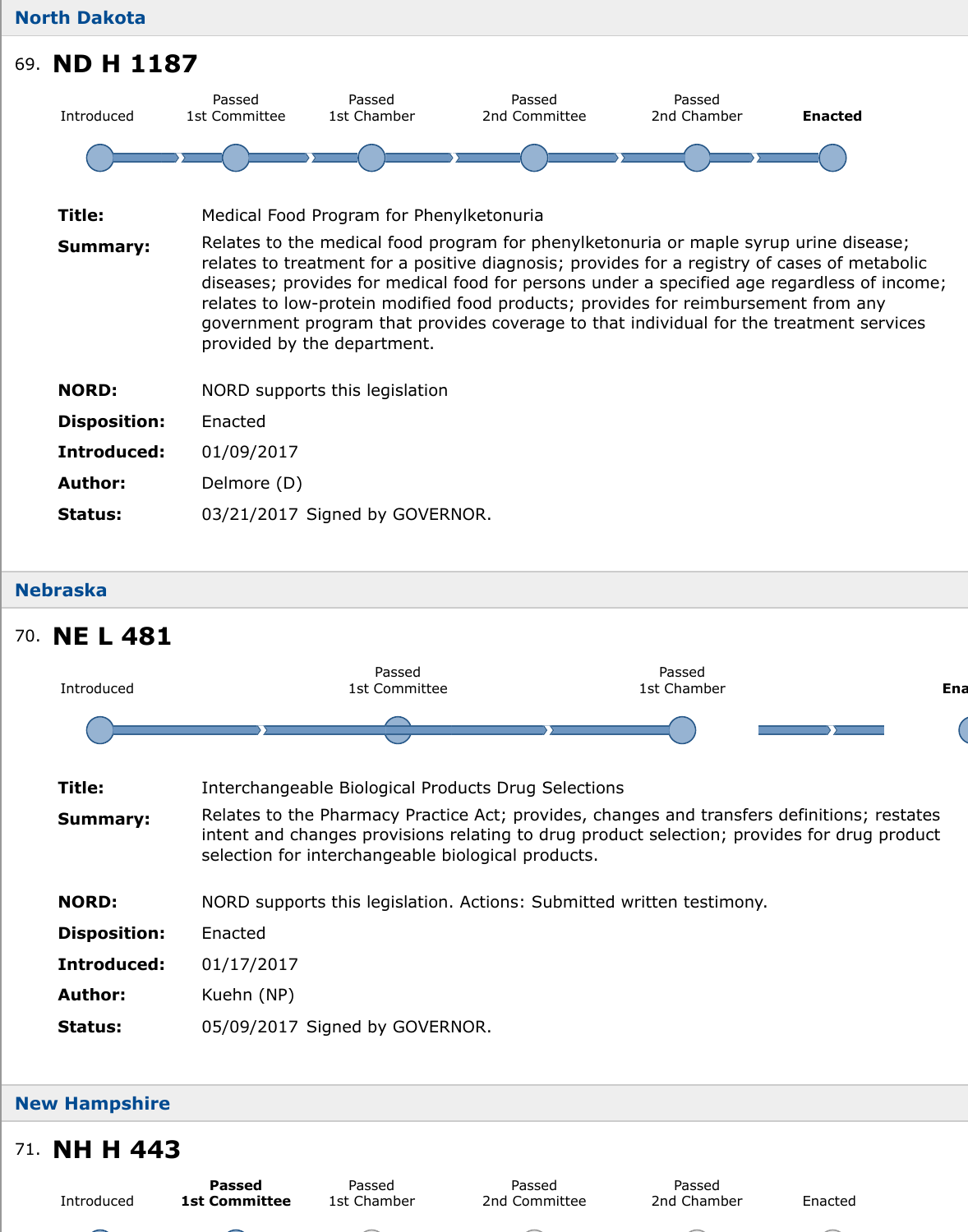## North Dakota

### 69. ND H 1187

Introduced | Passed 1st Committee | Passed 1st Chamber | Passed 2nd Committee | Passed 2nd Chamber | **Enacted**

**Title:** Medical Food Program for Phenylketonuria

**Summary:** Relates to the medical food program for phenylketonuria or maple syrup urine disease; relates to treatment for a positive diagnosis; provides for a registry of cases of metabolic diseases; provides for medical food for persons under a specified age regardless of income; relates to low-protein modified food products; provides for reimbursement from any government program that provides coverage to that individual for the treatment services provided by the department.

**NORD:** NORD supports this legislation

**Disposition:** Enacted

**Introduced:** 01/09/2017

**Author:** Delmore (D)

**Status:** 03/21/2017 Signed by GOVERNOR.

## Nebraska

### 70. NE L 481

Introduced | Passed 1st Committee | Passed 1st Chamber | **Ena**

**Title:** Interchangeable Biological Products Drug Selections

**Summary:** Relates to the Pharmacy Practice Act; provides, changes and transfers definitions; restates intent and changes provisions relating to drug product selection; provides for drug product selection for interchangeable biological products.

**NORD:** NORD supports this legislation. Actions: Submitted written testimony.

**Disposition:** Enacted

**Introduced:** 01/17/2017

**Author:** Kuehn (NP)

**Status:** 05/09/2017 Signed by GOVERNOR.

## New Hampshire

### 71. NH H 443

Introduced | **Passed 1st Committee** | Passed 1st Chamber | Passed 2nd Committee | Passed 2nd Chamber | Enacted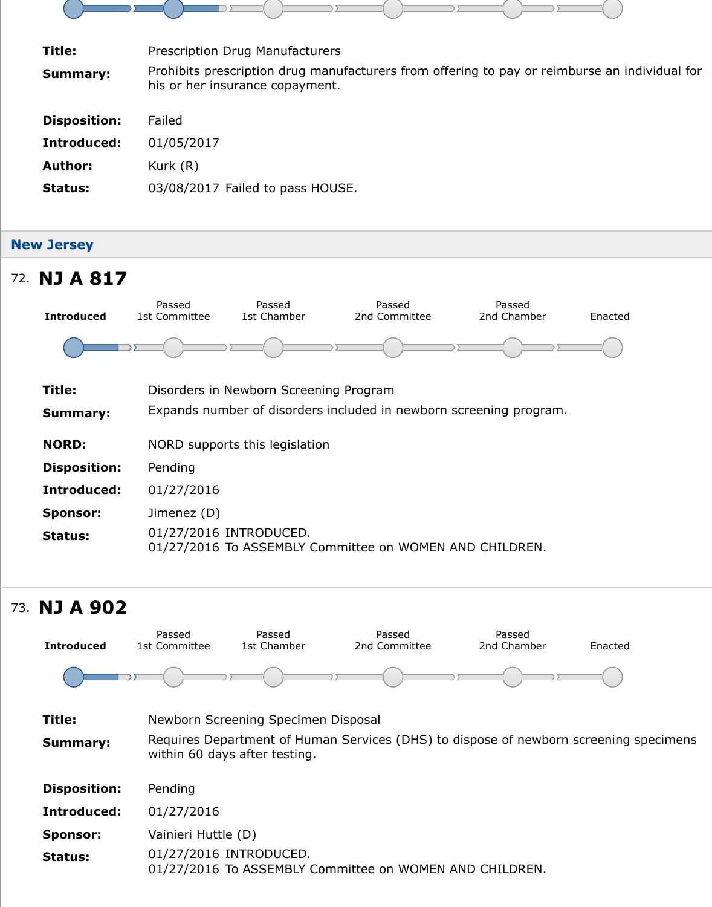Title: Prescription Drug Manufacturers

Summary: Prohibits prescription drug manufacturers from offering to pay or reimburse an individual for his or her insurance copayment.

Disposition: Failed

Introduced: 01/05/2017

Author: Kurk (R)

Status: 03/08/2017 Failed to pass HOUSE.

## New Jersey

### 72. NJ A 817

Introduced | Passed 1st Committee | Passed 1st Chamber | Passed 2nd Committee | Passed 2nd Chamber | Enacted

**Title:** Disorders in Newborn Screening Program

**Summary:** Expands number of disorders included in newborn screening program.

**NORD:** NORD supports this legislation

**Disposition:** Pending

**Introduced:** 01/27/2016

**Sponsor:** Jimenez (D)

**Status:** 01/27/2016 INTRODUCED.
01/27/2016 To ASSEMBLY Committee on WOMEN AND CHILDREN.

### 73. NJ A 902

Introduced | Passed 1st Committee | Passed 1st Chamber | Passed 2nd Committee | Passed 2nd Chamber | Enacted

**Title:** Newborn Screening Specimen Disposal

**Summary:** Requires Department of Human Services (DHS) to dispose of newborn screening specimens within 60 days after testing.

**Disposition:** Pending

**Introduced:** 01/27/2016

**Sponsor:** Vainieri Huttle (D)

**Status:** 01/27/2016 INTRODUCED.
01/27/2016 To ASSEMBLY Committee on WOMEN AND CHILDREN.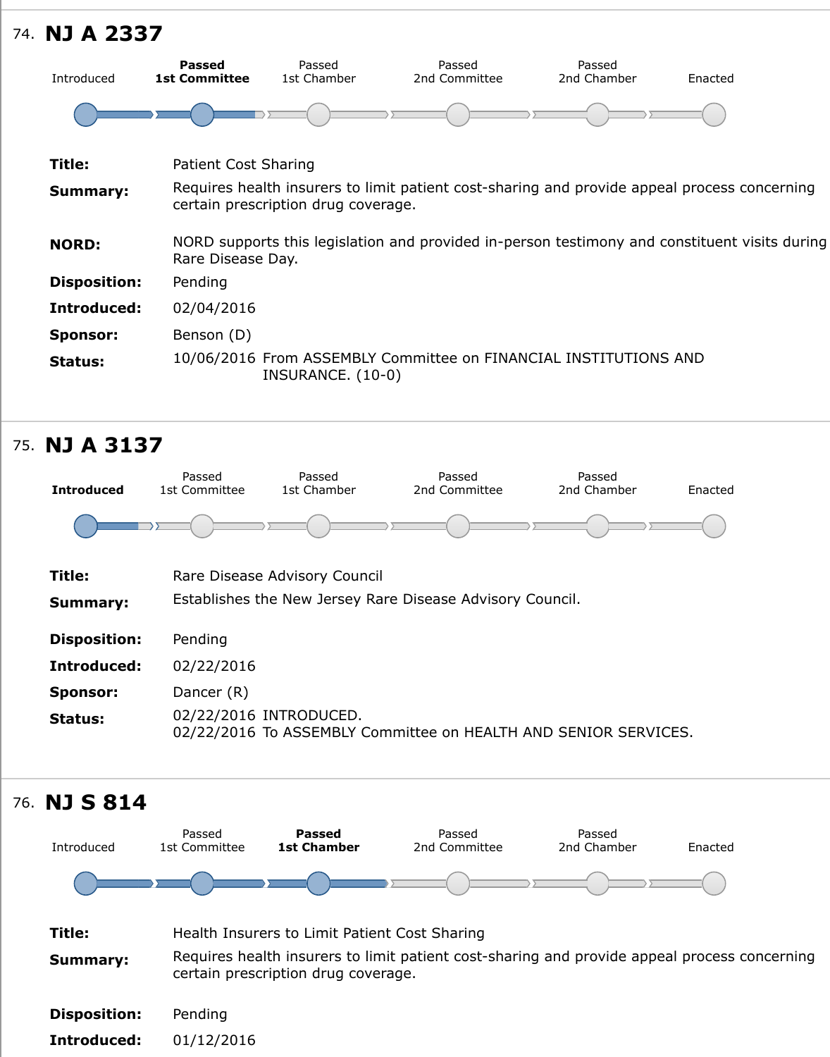## 74. NJ A 2337

Introduced → **Passed 1st Committee** → Passed 1st Chamber → Passed 2nd Committee → Passed 2nd Chamber → Enacted

**Title:** Patient Cost Sharing

**Summary:** Requires health insurers to limit patient cost-sharing and provide appeal process concerning certain prescription drug coverage.

**NORD:** NORD supports this legislation and provided in-person testimony and constituent visits during Rare Disease Day.

**Disposition:** Pending

**Introduced:** 02/04/2016

**Sponsor:** Benson (D)

**Status:** 10/06/2016 From ASSEMBLY Committee on FINANCIAL INSTITUTIONS AND INSURANCE. (10-0)

## 75. NJ A 3137

**Introduced** → Passed 1st Committee → Passed 1st Chamber → Passed 2nd Committee → Passed 2nd Chamber → Enacted

**Title:** Rare Disease Advisory Council

**Summary:** Establishes the New Jersey Rare Disease Advisory Council.

**Disposition:** Pending

**Introduced:** 02/22/2016

**Sponsor:** Dancer (R)

**Status:** 02/22/2016 INTRODUCED.
02/22/2016 To ASSEMBLY Committee on HEALTH AND SENIOR SERVICES.

## 76. NJ S 814

Introduced → Passed 1st Committee → **Passed 1st Chamber** → Passed 2nd Committee → Passed 2nd Chamber → Enacted

**Title:** Health Insurers to Limit Patient Cost Sharing

**Summary:** Requires health insurers to limit patient cost-sharing and provide appeal process concerning certain prescription drug coverage.

**Disposition:** Pending

**Introduced:** 01/12/2016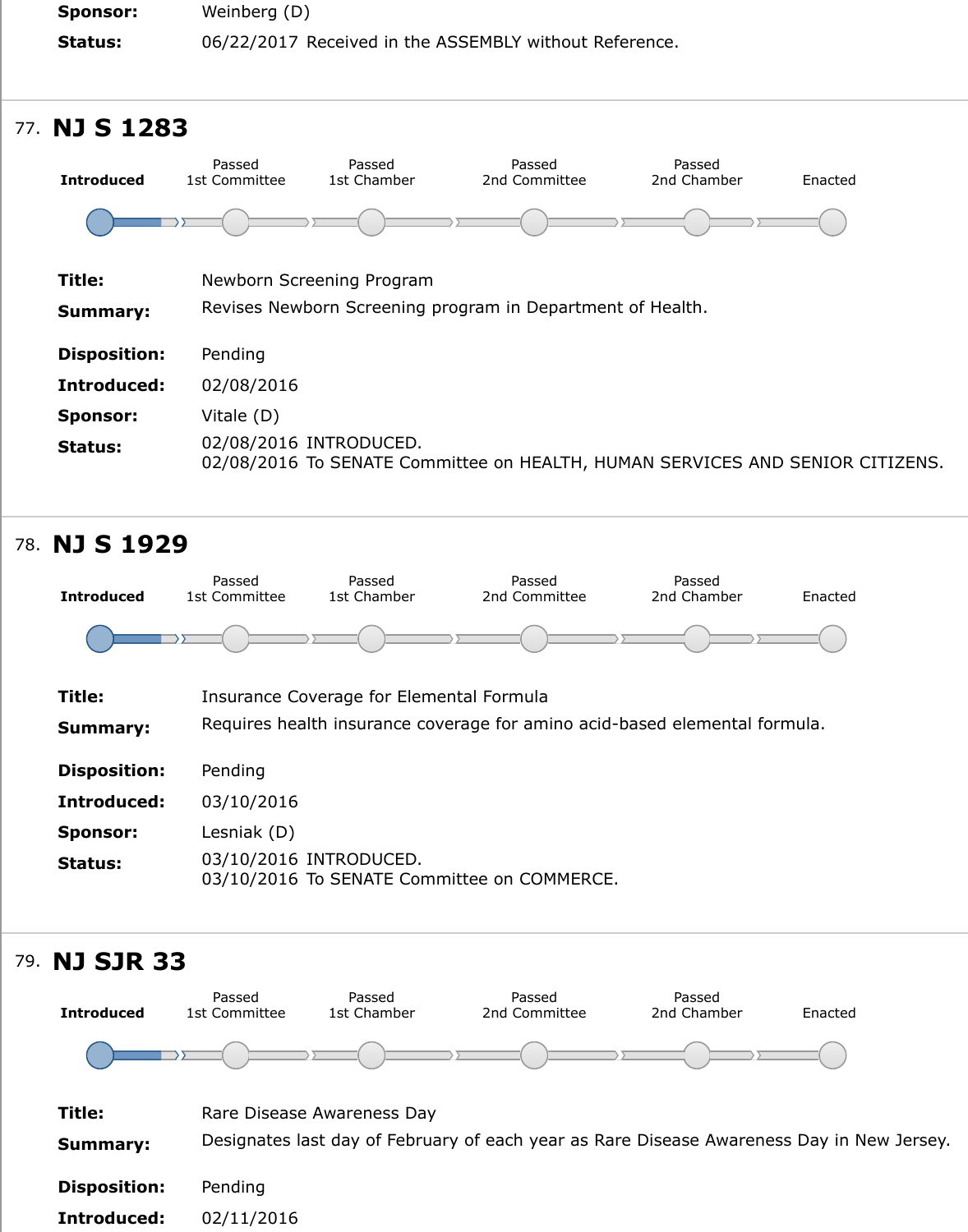**Sponsor:** Weinberg (D)

**Status:** 06/22/2017 Received in the ASSEMBLY without Reference.

---

77. **NJ S 1283**

Introduced | Passed 1st Committee | Passed 1st Chamber | Passed 2nd Committee | Passed 2nd Chamber | Enacted

**Title:** Newborn Screening Program

**Summary:** Revises Newborn Screening program in Department of Health.

**Disposition:** Pending

**Introduced:** 02/08/2016

**Sponsor:** Vitale (D)

**Status:** 02/08/2016 INTRODUCED.
02/08/2016 To SENATE Committee on HEALTH, HUMAN SERVICES AND SENIOR CITIZENS.

---

78. **NJ S 1929**

Introduced | Passed 1st Committee | Passed 1st Chamber | Passed 2nd Committee | Passed 2nd Chamber | Enacted

**Title:** Insurance Coverage for Elemental Formula

**Summary:** Requires health insurance coverage for amino acid-based elemental formula.

**Disposition:** Pending

**Introduced:** 03/10/2016

**Sponsor:** Lesniak (D)

**Status:** 03/10/2016 INTRODUCED.
03/10/2016 To SENATE Committee on COMMERCE.

---

79. **NJ SJR 33**

Introduced | Passed 1st Committee | Passed 1st Chamber | Passed 2nd Committee | Passed 2nd Chamber | Enacted

**Title:** Rare Disease Awareness Day

**Summary:** Designates last day of February of each year as Rare Disease Awareness Day in New Jersey.

**Disposition:** Pending

**Introduced:** 02/11/2016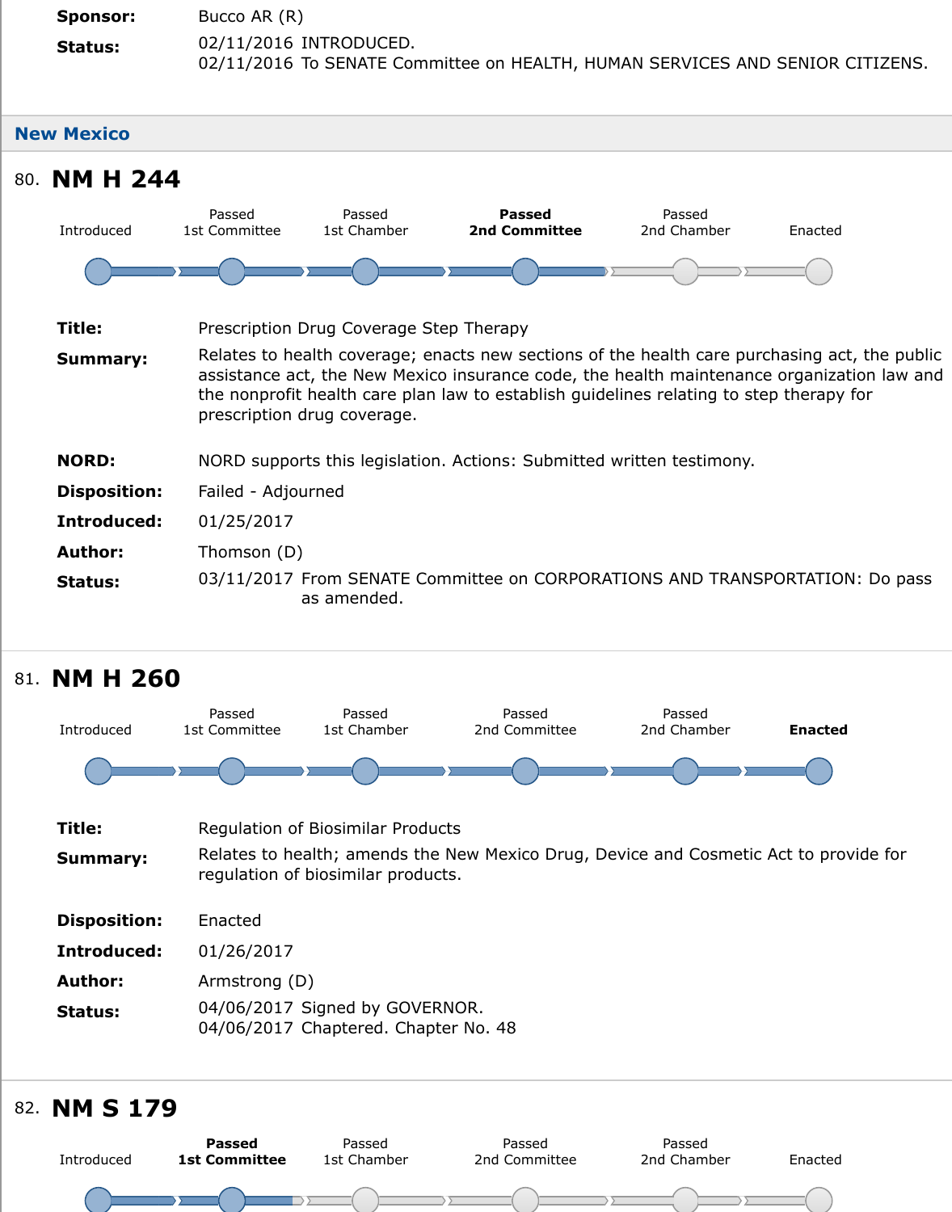**Sponsor:** Bucco AR (R)

**Status:** 02/11/2016 INTRODUCED.
02/11/2016 To SENATE Committee on HEALTH, HUMAN SERVICES AND SENIOR CITIZENS.

## New Mexico

### 80. NM H 244

Introduced → Passed 1st Committee → Passed 1st Chamber → **Passed 2nd Committee** → Passed 2nd Chamber → Enacted

**Title:** Prescription Drug Coverage Step Therapy

**Summary:** Relates to health coverage; enacts new sections of the health care purchasing act, the public assistance act, the New Mexico insurance code, the health maintenance organization law and the nonprofit health care plan law to establish guidelines relating to step therapy for prescription drug coverage.

**NORD:** NORD supports this legislation. Actions: Submitted written testimony.

**Disposition:** Failed - Adjourned

**Introduced:** 01/25/2017

**Author:** Thomson (D)

**Status:** 03/11/2017 From SENATE Committee on CORPORATIONS AND TRANSPORTATION: Do pass as amended.

### 81. NM H 260

Introduced → Passed 1st Committee → Passed 1st Chamber → Passed 2nd Committee → Passed 2nd Chamber → **Enacted**

**Title:** Regulation of Biosimilar Products

**Summary:** Relates to health; amends the New Mexico Drug, Device and Cosmetic Act to provide for regulation of biosimilar products.

**Disposition:** Enacted

**Introduced:** 01/26/2017

**Author:** Armstrong (D)

**Status:** 04/06/2017 Signed by GOVERNOR.
04/06/2017 Chaptered. Chapter No. 48

### 82. NM S 179

Introduced → **Passed 1st Committee** → Passed 1st Chamber → Passed 2nd Committee → Passed 2nd Chamber → Enacted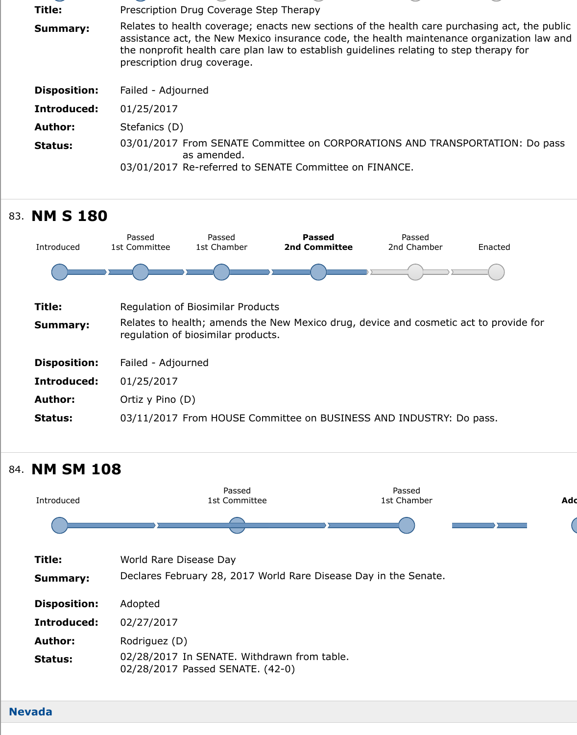| | |
|---|---|
| **Title:** | Prescription Drug Coverage Step Therapy |
| **Summary:** | Relates to health coverage; enacts new sections of the health care purchasing act, the public assistance act, the New Mexico insurance code, the health maintenance organization law and the nonprofit health care plan law to establish guidelines relating to step therapy for prescription drug coverage. |
| **Disposition:** | Failed - Adjourned |
| **Introduced:** | 01/25/2017 |
| **Author:** | Stefanics (D) |
| **Status:** | 03/01/2017 From SENATE Committee on CORPORATIONS AND TRANSPORTATION: Do pass as amended.<br>03/01/2017 Re-referred to SENATE Committee on FINANCE. |

## 83. NM S 180

Introduced — Passed 1st Committee — Passed 1st Chamber — **Passed 2nd Committee** — Passed 2nd Chamber — Enacted

| | |
|---|---|
| **Title:** | Regulation of Biosimilar Products |
| **Summary:** | Relates to health; amends the New Mexico drug, device and cosmetic act to provide for regulation of biosimilar products. |
| **Disposition:** | Failed - Adjourned |
| **Introduced:** | 01/25/2017 |
| **Author:** | Ortiz y Pino (D) |
| **Status:** | 03/11/2017 From HOUSE Committee on BUSINESS AND INDUSTRY: Do pass. |

## 84. NM SM 108

Introduced — Passed 1st Committee — Passed 1st Chamber — Ado

| | |
|---|---|
| **Title:** | World Rare Disease Day |
| **Summary:** | Declares February 28, 2017 World Rare Disease Day in the Senate. |
| **Disposition:** | Adopted |
| **Introduced:** | 02/27/2017 |
| **Author:** | Rodriguez (D) |
| **Status:** | 02/28/2017 In SENATE. Withdrawn from table.<br>02/28/2017 Passed SENATE. (42-0) |

## Nevada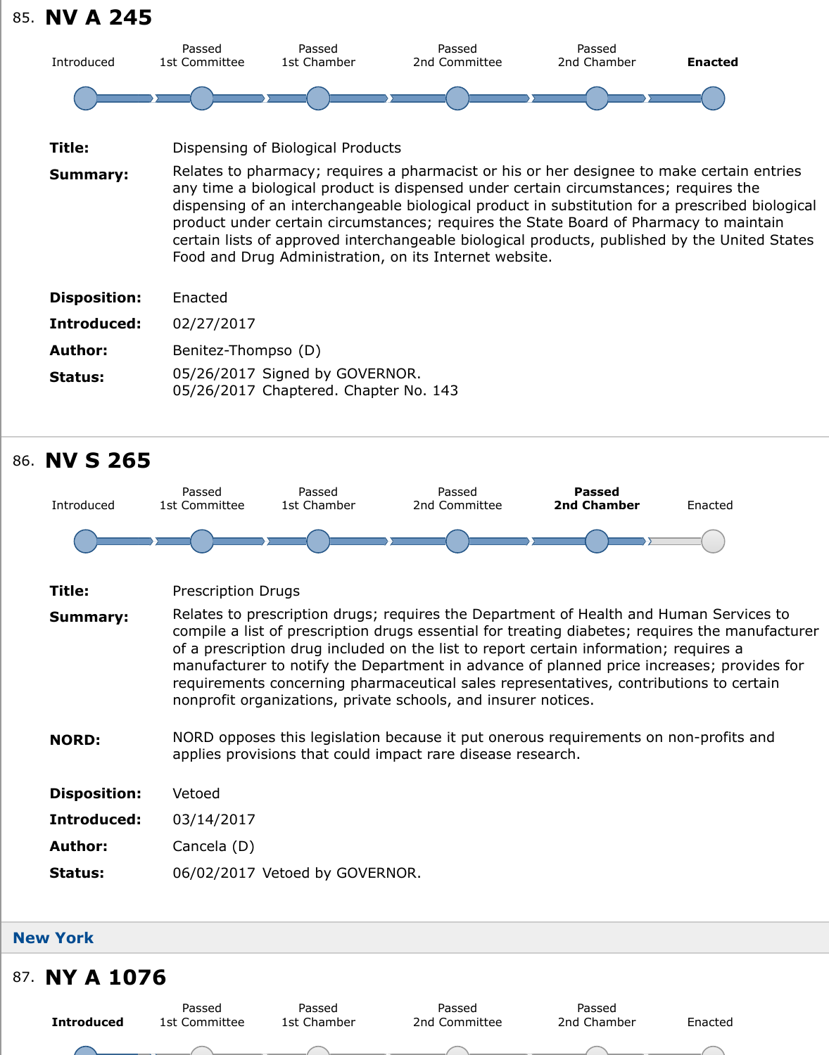85. **NV A 245**

Introduced | Passed 1st Committee | Passed 1st Chamber | Passed 2nd Committee | Passed 2nd Chamber | **Enacted**

**Title:** Dispensing of Biological Products

**Summary:** Relates to pharmacy; requires a pharmacist or his or her designee to make certain entries any time a biological product is dispensed under certain circumstances; requires the dispensing of an interchangeable biological product in substitution for a prescribed biological product under certain circumstances; requires the State Board of Pharmacy to maintain certain lists of approved interchangeable biological products, published by the United States Food and Drug Administration, on its Internet website.

**Disposition:** Enacted

**Introduced:** 02/27/2017

**Author:** Benitez-Thompso (D)

**Status:** 05/26/2017 Signed by GOVERNOR.
05/26/2017 Chaptered. Chapter No. 143

86. **NV S 265**

Introduced | Passed 1st Committee | Passed 1st Chamber | Passed 2nd Committee | **Passed 2nd Chamber** | Enacted

**Title:** Prescription Drugs

**Summary:** Relates to prescription drugs; requires the Department of Health and Human Services to compile a list of prescription drugs essential for treating diabetes; requires the manufacturer of a prescription drug included on the list to report certain information; requires a manufacturer to notify the Department in advance of planned price increases; provides for requirements concerning pharmaceutical sales representatives, contributions to certain nonprofit organizations, private schools, and insurer notices.

**NORD:** NORD opposes this legislation because it put onerous requirements on non-profits and applies provisions that could impact rare disease research.

**Disposition:** Vetoed

**Introduced:** 03/14/2017

**Author:** Cancela (D)

**Status:** 06/02/2017 Vetoed by GOVERNOR.

## New York

87. **NY A 1076**

**Introduced** | Passed 1st Committee | Passed 1st Chamber | Passed 2nd Committee | Passed 2nd Chamber | Enacted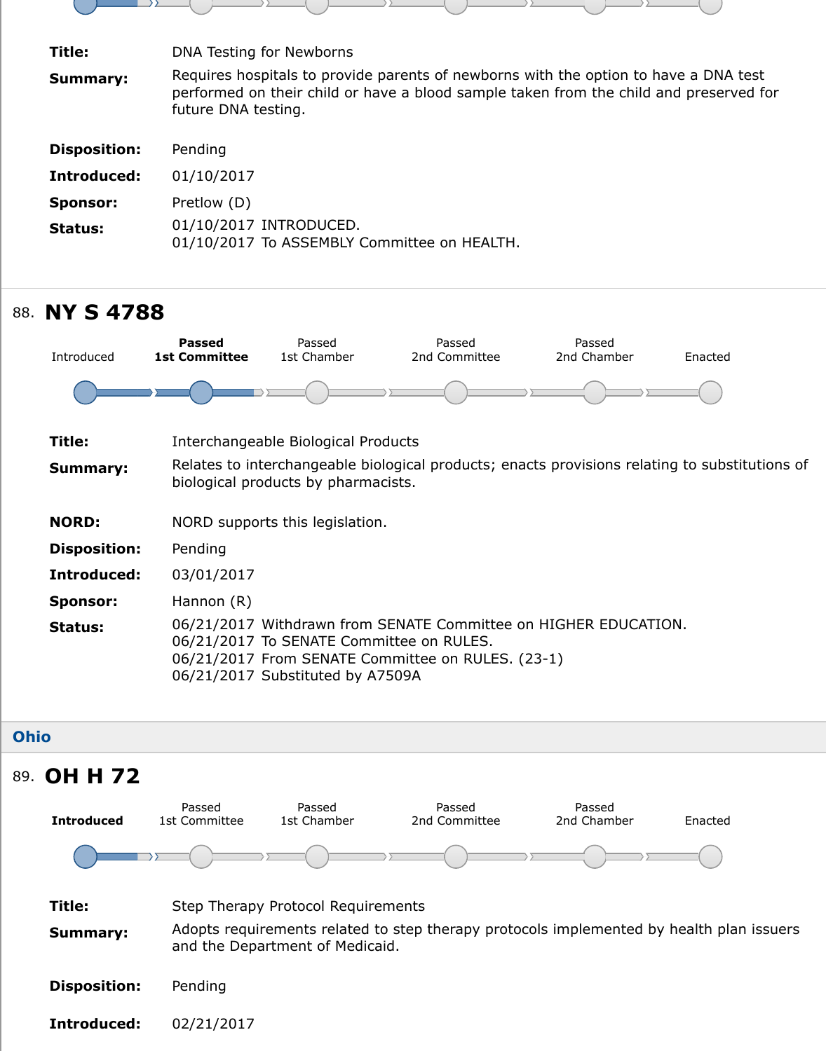**Title:** DNA Testing for Newborns

**Summary:** Requires hospitals to provide parents of newborns with the option to have a DNA test performed on their child or have a blood sample taken from the child and preserved for future DNA testing.

**Disposition:** Pending

**Introduced:** 01/10/2017

**Sponsor:** Pretlow (D)

**Status:** 01/10/2017 INTRODUCED.
01/10/2017 To ASSEMBLY Committee on HEALTH.

---

88. **NY S 4788**

Introduced | **Passed 1st Committee** | Passed 1st Chamber | Passed 2nd Committee | Passed 2nd Chamber | Enacted

**Title:** Interchangeable Biological Products

**Summary:** Relates to interchangeable biological products; enacts provisions relating to substitutions of biological products by pharmacists.

**NORD:** NORD supports this legislation.

**Disposition:** Pending

**Introduced:** 03/01/2017

**Sponsor:** Hannon (R)

**Status:** 06/21/2017 Withdrawn from SENATE Committee on HIGHER EDUCATION.
06/21/2017 To SENATE Committee on RULES.
06/21/2017 From SENATE Committee on RULES. (23-1)
06/21/2017 Substituted by A7509A

---

## Ohio

89. **OH H 72**

**Introduced** | Passed 1st Committee | Passed 1st Chamber | Passed 2nd Committee | Passed 2nd Chamber | Enacted

**Title:** Step Therapy Protocol Requirements

**Summary:** Adopts requirements related to step therapy protocols implemented by health plan issuers and the Department of Medicaid.

**Disposition:** Pending

**Introduced:** 02/21/2017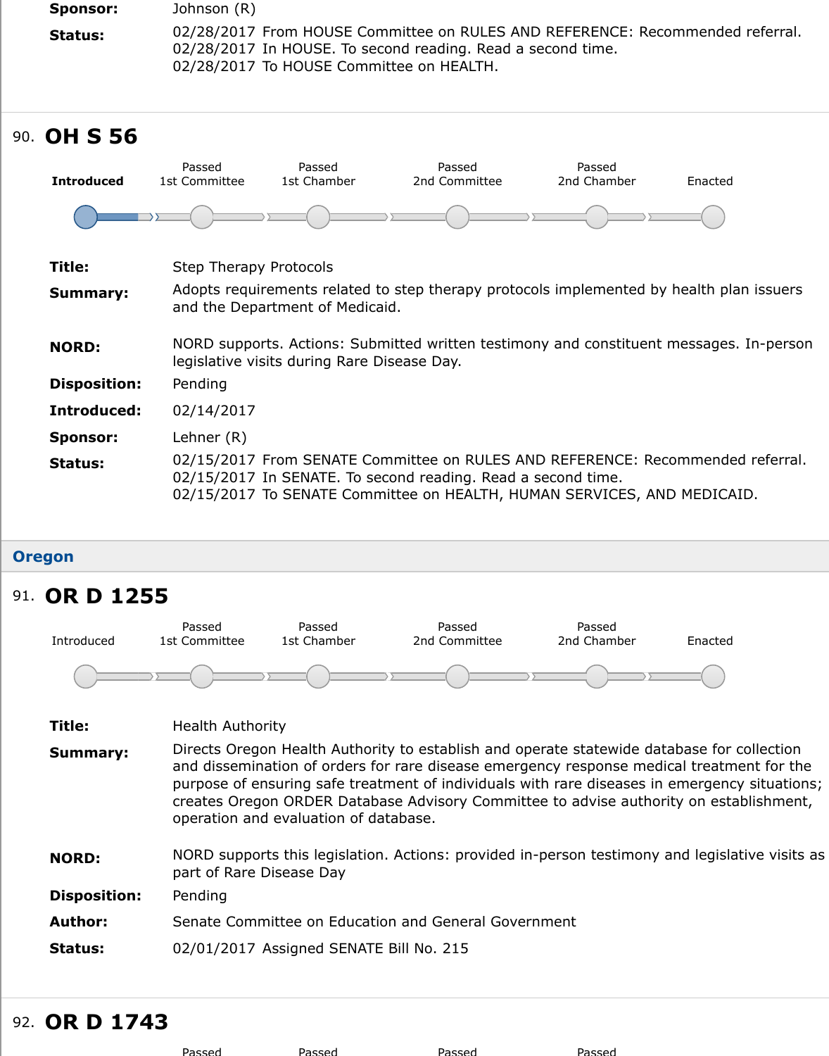**Sponsor:** Johnson (R)

**Status:** 02/28/2017 From HOUSE Committee on RULES AND REFERENCE: Recommended referral.
02/28/2017 In HOUSE. To second reading. Read a second time.
02/28/2017 To HOUSE Committee on HEALTH.

## 90. OH S 56

**Introduced** | Passed 1st Committee | Passed 1st Chamber | Passed 2nd Committee | Passed 2nd Chamber | Enacted

**Title:** Step Therapy Protocols

**Summary:** Adopts requirements related to step therapy protocols implemented by health plan issuers and the Department of Medicaid.

**NORD:** NORD supports. Actions: Submitted written testimony and constituent messages. In-person legislative visits during Rare Disease Day.

**Disposition:** Pending

**Introduced:** 02/14/2017

**Sponsor:** Lehner (R)

**Status:** 02/15/2017 From SENATE Committee on RULES AND REFERENCE: Recommended referral.
02/15/2017 In SENATE. To second reading. Read a second time.
02/15/2017 To SENATE Committee on HEALTH, HUMAN SERVICES, AND MEDICAID.

# Oregon

## 91. OR D 1255

Introduced | Passed 1st Committee | Passed 1st Chamber | Passed 2nd Committee | Passed 2nd Chamber | Enacted

**Title:** Health Authority

**Summary:** Directs Oregon Health Authority to establish and operate statewide database for collection and dissemination of orders for rare disease emergency response medical treatment for the purpose of ensuring safe treatment of individuals with rare diseases in emergency situations; creates Oregon ORDER Database Advisory Committee to advise authority on establishment, operation and evaluation of database.

**NORD:** NORD supports this legislation. Actions: provided in-person testimony and legislative visits as part of Rare Disease Day

**Disposition:** Pending

**Author:** Senate Committee on Education and General Government

**Status:** 02/01/2017 Assigned SENATE Bill No. 215

## 92. OR D 1743

Passed | Passed | Passed | Passed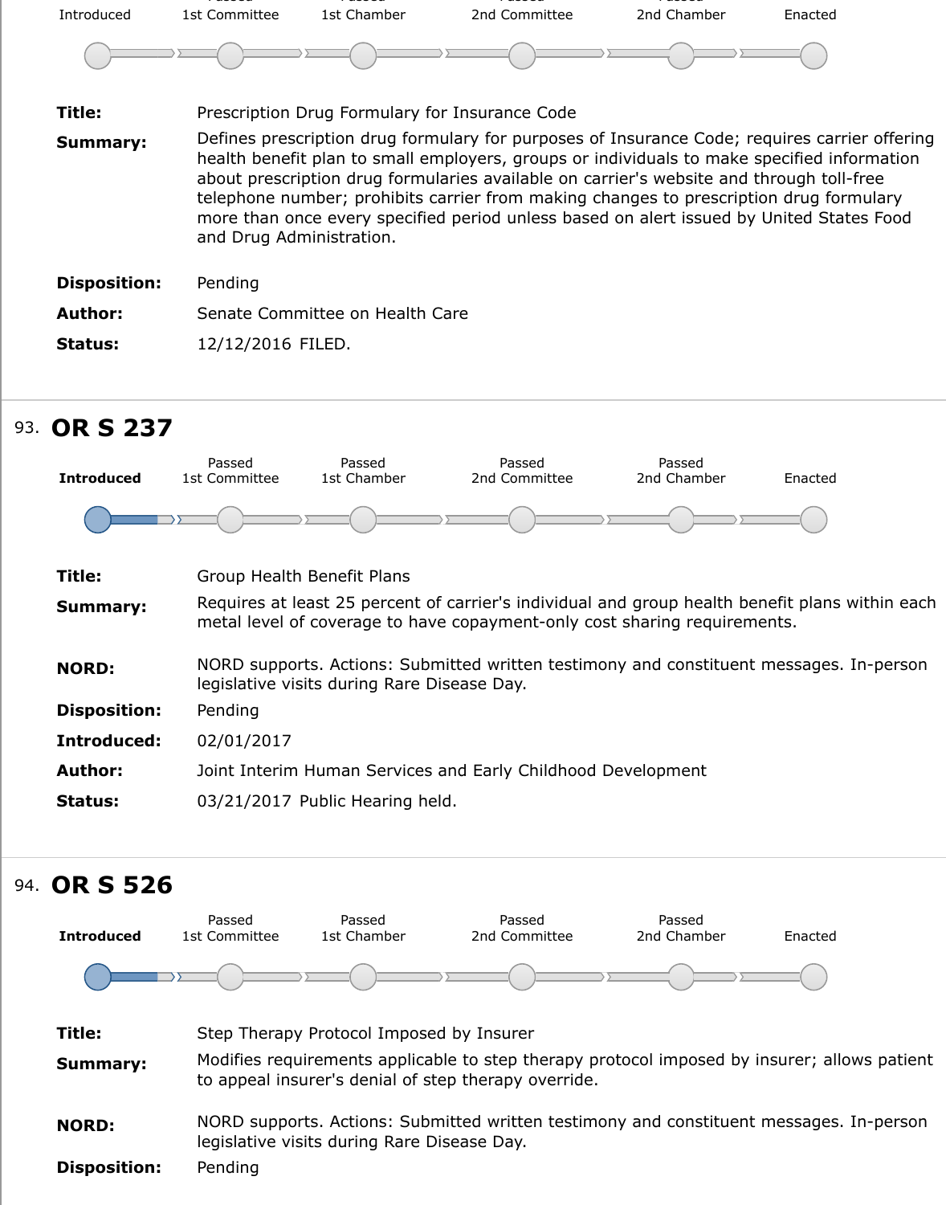Introduced | Passed 1st Committee | Passed 1st Chamber | Passed 2nd Committee | Passed 2nd Chamber | Enacted

**Title:** Prescription Drug Formulary for Insurance Code

**Summary:** Defines prescription drug formulary for purposes of Insurance Code; requires carrier offering health benefit plan to small employers, groups or individuals to make specified information about prescription drug formularies available on carrier's website and through toll-free telephone number; prohibits carrier from making changes to prescription drug formulary more than once every specified period unless based on alert issued by United States Food and Drug Administration.

**Disposition:** Pending

**Author:** Senate Committee on Health Care

**Status:** 12/12/2016 FILED.

---

## 93. OR S 237

**Introduced** | Passed 1st Committee | Passed 1st Chamber | Passed 2nd Committee | Passed 2nd Chamber | Enacted

**Title:** Group Health Benefit Plans

**Summary:** Requires at least 25 percent of carrier's individual and group health benefit plans within each metal level of coverage to have copayment-only cost sharing requirements.

**NORD:** NORD supports. Actions: Submitted written testimony and constituent messages. In-person legislative visits during Rare Disease Day.

**Disposition:** Pending

**Introduced:** 02/01/2017

**Author:** Joint Interim Human Services and Early Childhood Development

**Status:** 03/21/2017 Public Hearing held.

---

## 94. OR S 526

**Introduced** | Passed 1st Committee | Passed 1st Chamber | Passed 2nd Committee | Passed 2nd Chamber | Enacted

**Title:** Step Therapy Protocol Imposed by Insurer

**Summary:** Modifies requirements applicable to step therapy protocol imposed by insurer; allows patient to appeal insurer's denial of step therapy override.

**NORD:** NORD supports. Actions: Submitted written testimony and constituent messages. In-person legislative visits during Rare Disease Day.

**Disposition:** Pending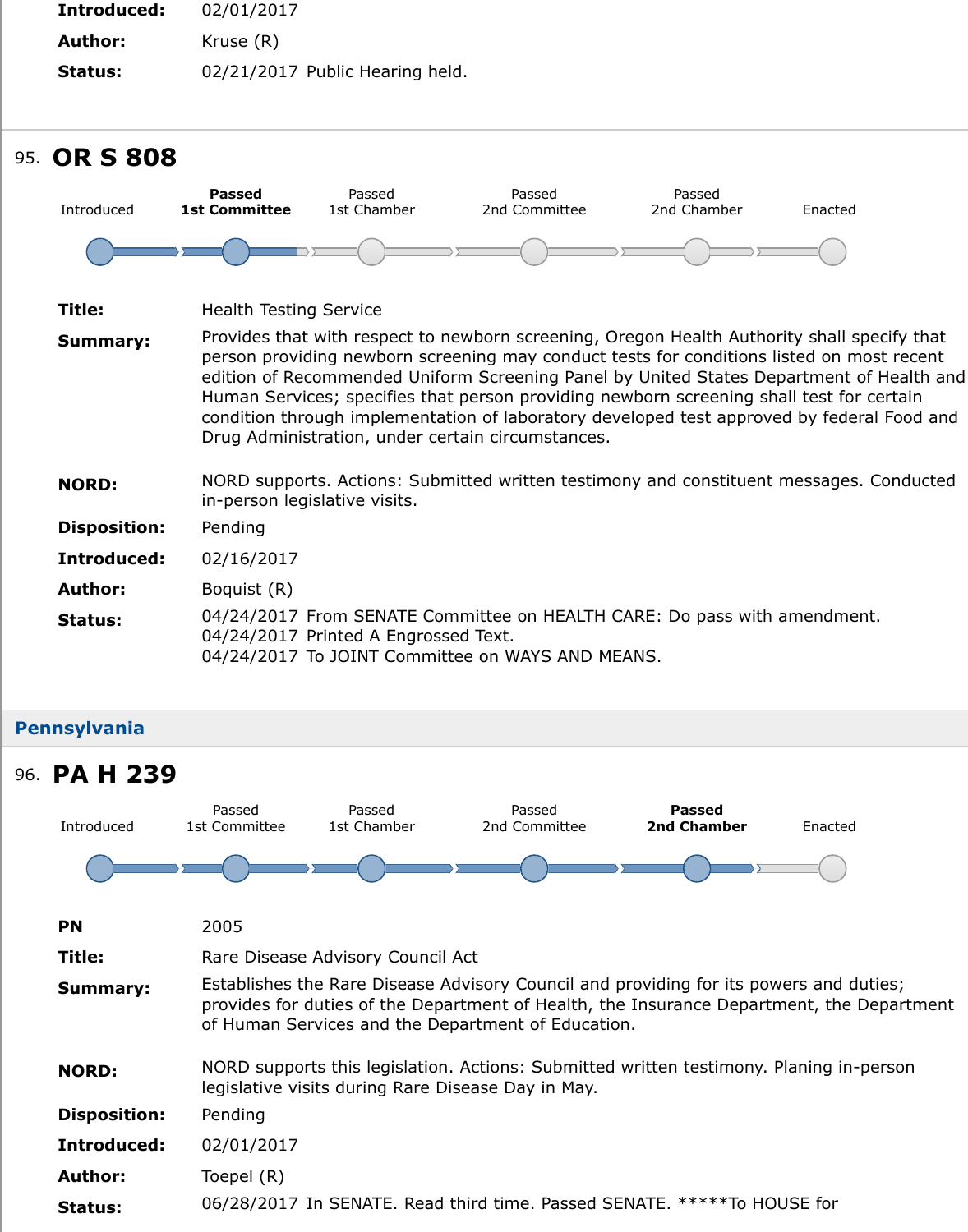**Introduced:** 02/01/2017

**Author:** Kruse (R)

**Status:** 02/21/2017 Public Hearing held.

---

## 95. OR S 808

Introduced — **Passed 1st Committee** — Passed 1st Chamber — Passed 2nd Committee — Passed 2nd Chamber — Enacted

**Title:** Health Testing Service

**Summary:** Provides that with respect to newborn screening, Oregon Health Authority shall specify that person providing newborn screening may conduct tests for conditions listed on most recent edition of Recommended Uniform Screening Panel by United States Department of Health and Human Services; specifies that person providing newborn screening shall test for certain condition through implementation of laboratory developed test approved by federal Food and Drug Administration, under certain circumstances.

**NORD:** NORD supports. Actions: Submitted written testimony and constituent messages. Conducted in-person legislative visits.

**Disposition:** Pending

**Introduced:** 02/16/2017

**Author:** Boquist (R)

**Status:** 04/24/2017 From SENATE Committee on HEALTH CARE: Do pass with amendment.
04/24/2017 Printed A Engrossed Text.
04/24/2017 To JOINT Committee on WAYS AND MEANS.

---

### Pennsylvania

## 96. PA H 239

Introduced — Passed 1st Committee — Passed 1st Chamber — Passed 2nd Committee — **Passed 2nd Chamber** — Enacted

**PN** 2005

**Title:** Rare Disease Advisory Council Act

**Summary:** Establishes the Rare Disease Advisory Council and providing for its powers and duties; provides for duties of the Department of Health, the Insurance Department, the Department of Human Services and the Department of Education.

**NORD:** NORD supports this legislation. Actions: Submitted written testimony. Planing in-person legislative visits during Rare Disease Day in May.

**Disposition:** Pending

**Introduced:** 02/01/2017

**Author:** Toepel (R)

**Status:** 06/28/2017 In SENATE. Read third time. Passed SENATE. *****To HOUSE for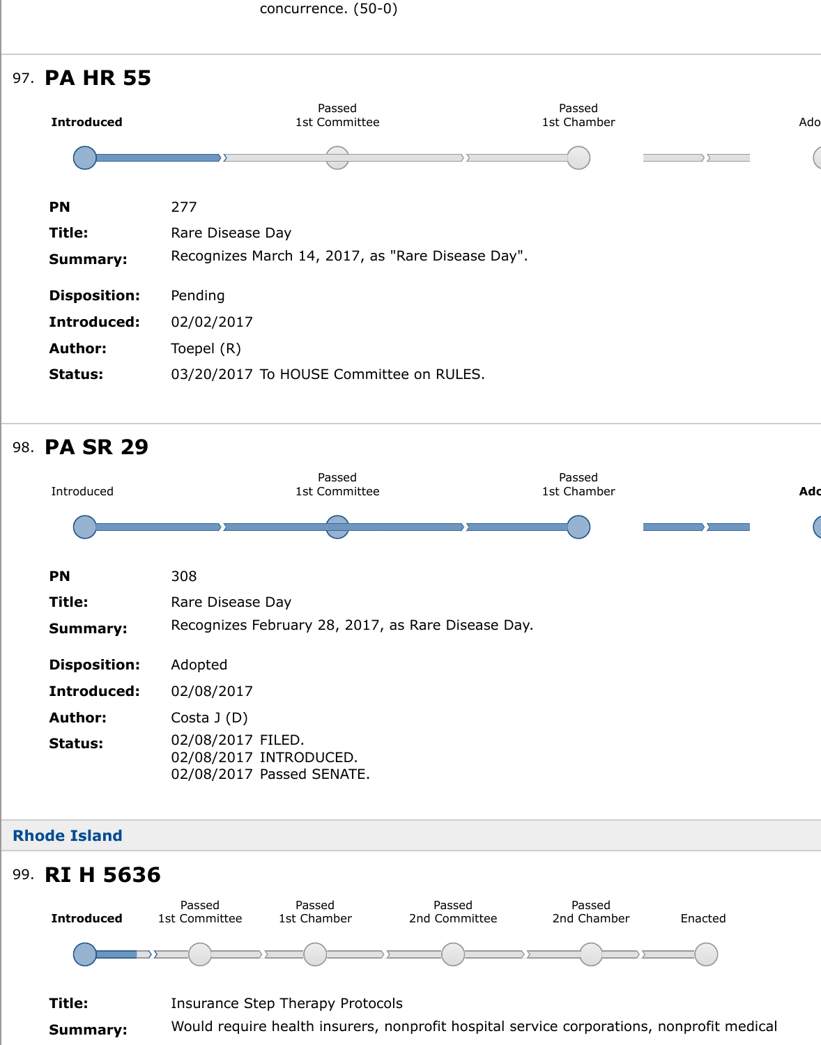concurrence. (50-0)

## 97. PA HR 55

**Introduced** — Passed 1st Committee — Passed 1st Chamber — Ado

**PN** 277

**Title:** Rare Disease Day

**Summary:** Recognizes March 14, 2017, as "Rare Disease Day".

**Disposition:** Pending

**Introduced:** 02/02/2017

**Author:** Toepel (R)

**Status:** 03/20/2017 To HOUSE Committee on RULES.

## 98. PA SR 29

Introduced — Passed 1st Committee — Passed 1st Chamber — **Ado**

**PN** 308

**Title:** Rare Disease Day

**Summary:** Recognizes February 28, 2017, as Rare Disease Day.

**Disposition:** Adopted

**Introduced:** 02/08/2017

**Author:** Costa J (D)

**Status:** 02/08/2017 FILED.
02/08/2017 INTRODUCED.
02/08/2017 Passed SENATE.

### Rhode Island

## 99. RI H 5636

**Introduced** — Passed 1st Committee — Passed 1st Chamber — Passed 2nd Committee — Passed 2nd Chamber — Enacted

**Title:** Insurance Step Therapy Protocols

**Summary:** Would require health insurers, nonprofit hospital service corporations, nonprofit medical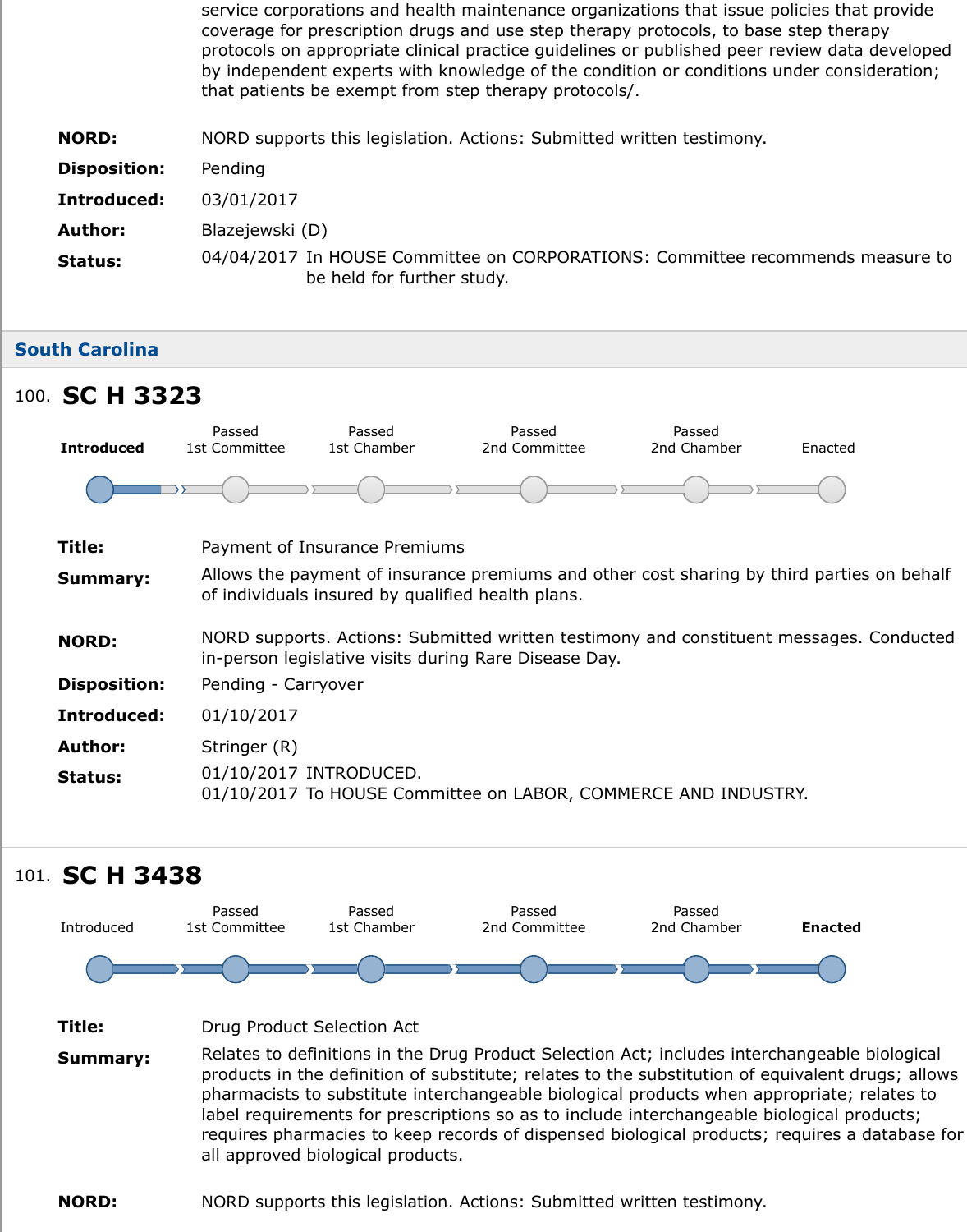service corporations and health maintenance organizations that issue policies that provide coverage for prescription drugs and use step therapy protocols, to base step therapy protocols on appropriate clinical practice guidelines or published peer review data developed by independent experts with knowledge of the condition or conditions under consideration; that patients be exempt from step therapy protocols/.

**NORD:** NORD supports this legislation. Actions: Submitted written testimony.

**Disposition:** Pending

**Introduced:** 03/01/2017

**Author:** Blazejewski (D)

**Status:** 04/04/2017 In HOUSE Committee on CORPORATIONS: Committee recommends measure to be held for further study.

## South Carolina

### 100. SC H 3323

**Introduced** | Passed 1st Committee | Passed 1st Chamber | Passed 2nd Committee | Passed 2nd Chamber | Enacted

**Title:** Payment of Insurance Premiums

**Summary:** Allows the payment of insurance premiums and other cost sharing by third parties on behalf of individuals insured by qualified health plans.

**NORD:** NORD supports. Actions: Submitted written testimony and constituent messages. Conducted in-person legislative visits during Rare Disease Day.

**Disposition:** Pending - Carryover

**Introduced:** 01/10/2017

**Author:** Stringer (R)

**Status:** 01/10/2017 INTRODUCED.
01/10/2017 To HOUSE Committee on LABOR, COMMERCE AND INDUSTRY.

### 101. SC H 3438

Introduced | Passed 1st Committee | Passed 1st Chamber | Passed 2nd Committee | Passed 2nd Chamber | **Enacted**

**Title:** Drug Product Selection Act

**Summary:** Relates to definitions in the Drug Product Selection Act; includes interchangeable biological products in the definition of substitute; relates to the substitution of equivalent drugs; allows pharmacists to substitute interchangeable biological products when appropriate; relates to label requirements for prescriptions so as to include interchangeable biological products; requires pharmacies to keep records of dispensed biological products; requires a database for all approved biological products.

**NORD:** NORD supports this legislation. Actions: Submitted written testimony.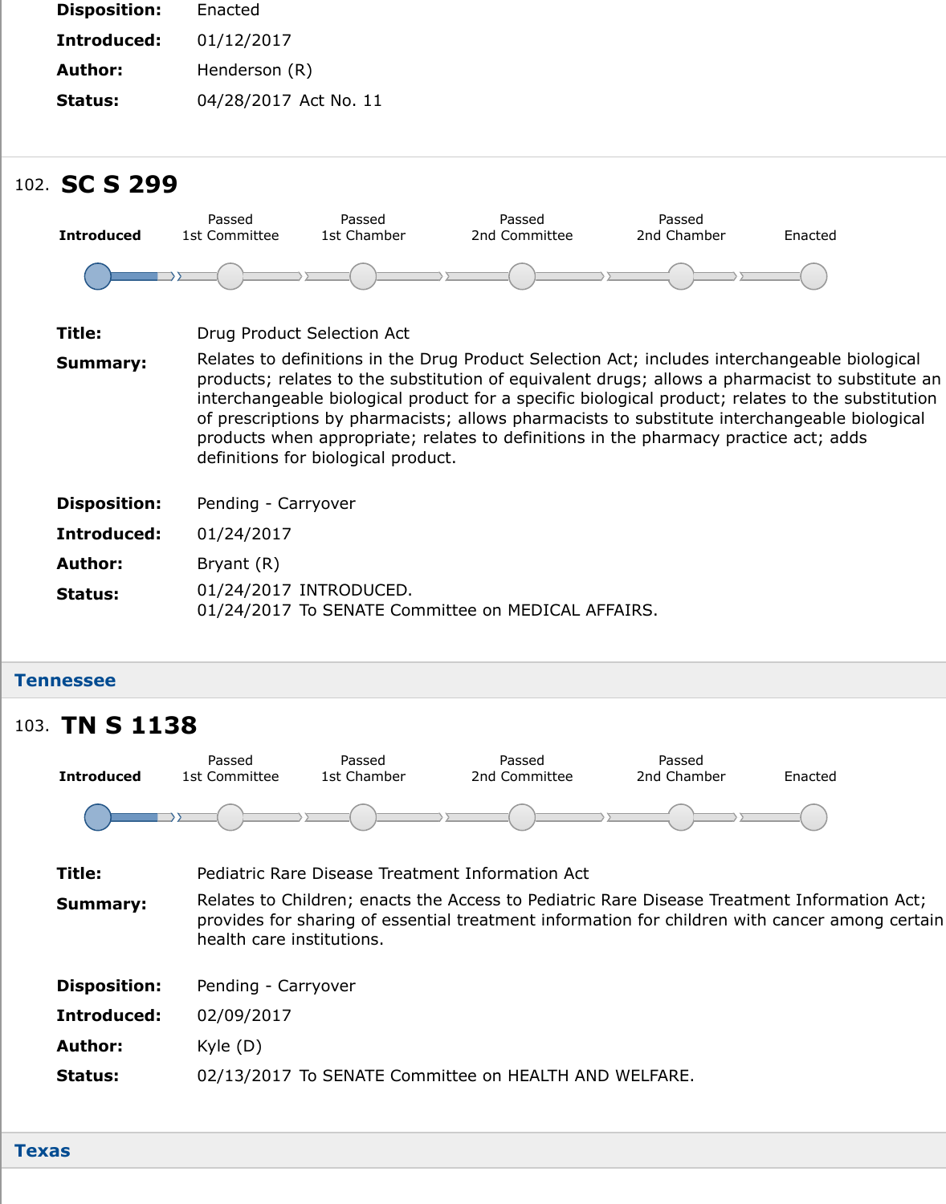**Disposition:** Enacted
**Introduced:** 01/12/2017
**Author:** Henderson (R)
**Status:** 04/28/2017 Act No. 11

## 102. SC S 299

Introduced → Passed 1st Committee → Passed 1st Chamber → Passed 2nd Committee → Passed 2nd Chamber → Enacted

**Title:** Drug Product Selection Act

**Summary:** Relates to definitions in the Drug Product Selection Act; includes interchangeable biological products; relates to the substitution of equivalent drugs; allows a pharmacist to substitute an interchangeable biological product for a specific biological product; relates to the substitution of prescriptions by pharmacists; allows pharmacists to substitute interchangeable biological products when appropriate; relates to definitions in the pharmacy practice act; adds definitions for biological product.

**Disposition:** Pending - Carryover
**Introduced:** 01/24/2017
**Author:** Bryant (R)
**Status:** 01/24/2017 INTRODUCED.
01/24/2017 To SENATE Committee on MEDICAL AFFAIRS.

# Tennessee

## 103. TN S 1138

Introduced → Passed 1st Committee → Passed 1st Chamber → Passed 2nd Committee → Passed 2nd Chamber → Enacted

**Title:** Pediatric Rare Disease Treatment Information Act

**Summary:** Relates to Children; enacts the Access to Pediatric Rare Disease Treatment Information Act; provides for sharing of essential treatment information for children with cancer among certain health care institutions.

**Disposition:** Pending - Carryover
**Introduced:** 02/09/2017
**Author:** Kyle (D)
**Status:** 02/13/2017 To SENATE Committee on HEALTH AND WELFARE.

# Texas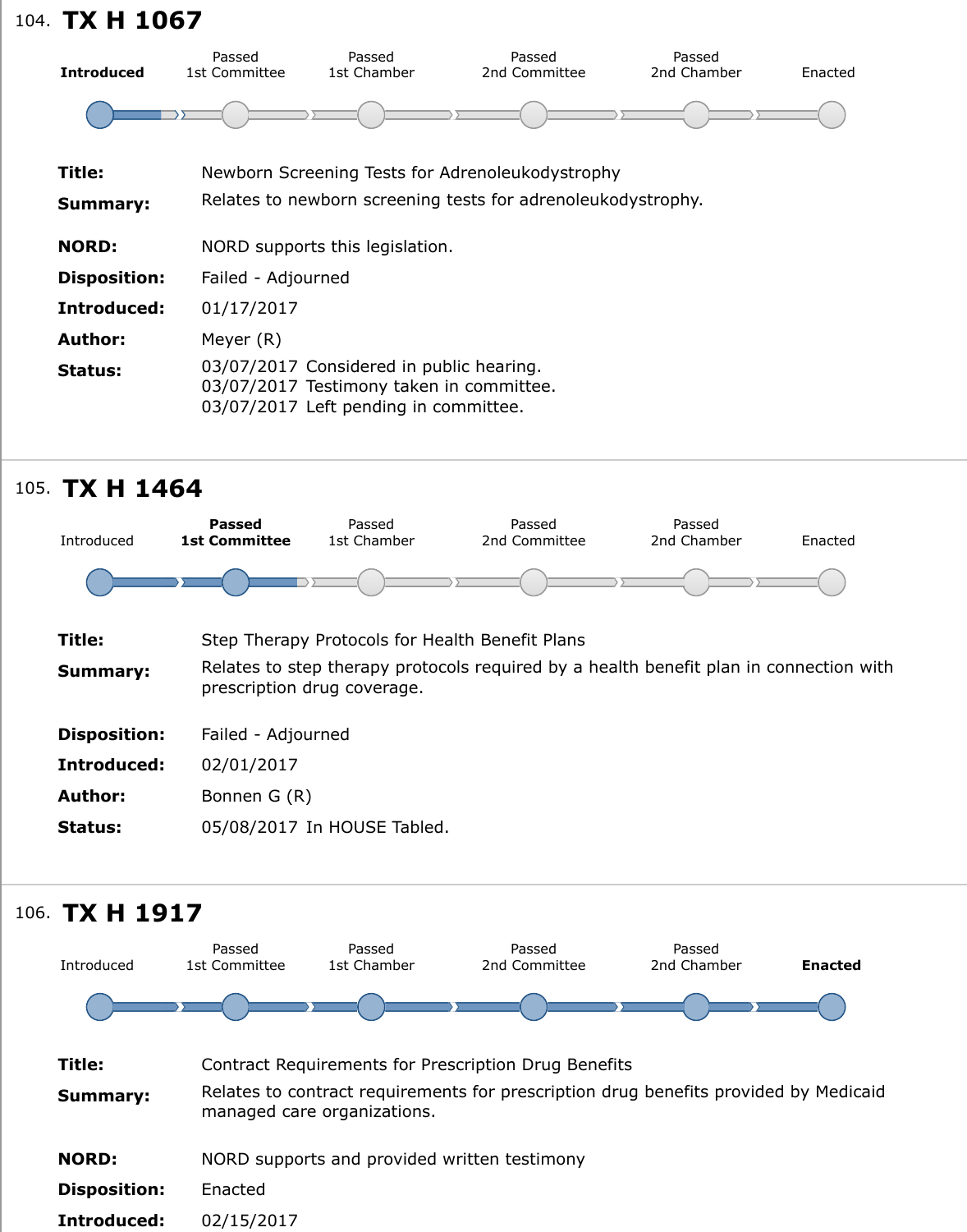## 104. TX H 1067

Introduced | Passed 1st Committee | Passed 1st Chamber | Passed 2nd Committee | Passed 2nd Chamber | Enacted

**Title:** Newborn Screening Tests for Adrenoleukodystrophy

**Summary:** Relates to newborn screening tests for adrenoleukodystrophy.

**NORD:** NORD supports this legislation.

**Disposition:** Failed - Adjourned

**Introduced:** 01/17/2017

**Author:** Meyer (R)

**Status:** 03/07/2017 Considered in public hearing.
03/07/2017 Testimony taken in committee.
03/07/2017 Left pending in committee.

## 105. TX H 1464

Introduced | Passed 1st Committee | Passed 1st Chamber | Passed 2nd Committee | Passed 2nd Chamber | Enacted

**Title:** Step Therapy Protocols for Health Benefit Plans

**Summary:** Relates to step therapy protocols required by a health benefit plan in connection with prescription drug coverage.

**Disposition:** Failed - Adjourned

**Introduced:** 02/01/2017

**Author:** Bonnen G (R)

**Status:** 05/08/2017 In HOUSE Tabled.

## 106. TX H 1917

Introduced | Passed 1st Committee | Passed 1st Chamber | Passed 2nd Committee | Passed 2nd Chamber | Enacted

**Title:** Contract Requirements for Prescription Drug Benefits

**Summary:** Relates to contract requirements for prescription drug benefits provided by Medicaid managed care organizations.

**NORD:** NORD supports and provided written testimony

**Disposition:** Enacted

**Introduced:** 02/15/2017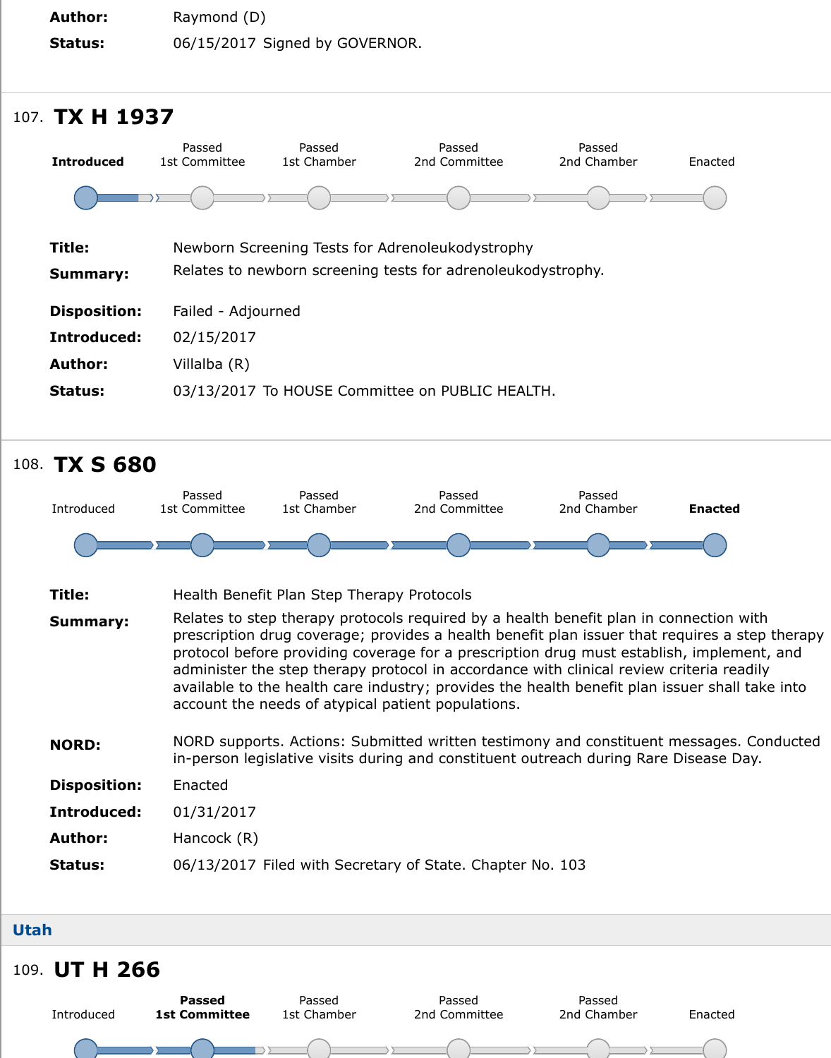**Author:** Raymond (D)
**Status:** 06/15/2017 Signed by GOVERNOR.

---

107. **TX H 1937**

**Introduced** | Passed 1st Committee | Passed 1st Chamber | Passed 2nd Committee | Passed 2nd Chamber | Enacted

**Title:** Newborn Screening Tests for Adrenoleukodystrophy

**Summary:** Relates to newborn screening tests for adrenoleukodystrophy.

**Disposition:** Failed - Adjourned

**Introduced:** 02/15/2017

**Author:** Villalba (R)

**Status:** 03/13/2017 To HOUSE Committee on PUBLIC HEALTH.

---

108. **TX S 680**

Introduced | Passed 1st Committee | Passed 1st Chamber | Passed 2nd Committee | Passed 2nd Chamber | **Enacted**

**Title:** Health Benefit Plan Step Therapy Protocols

**Summary:** Relates to step therapy protocols required by a health benefit plan in connection with prescription drug coverage; provides a health benefit plan issuer that requires a step therapy protocol before providing coverage for a prescription drug must establish, implement, and administer the step therapy protocol in accordance with clinical review criteria readily available to the health care industry; provides the health benefit plan issuer shall take into account the needs of atypical patient populations.

**NORD:** NORD supports. Actions: Submitted written testimony and constituent messages. Conducted in-person legislative visits during and constituent outreach during Rare Disease Day.

**Disposition:** Enacted

**Introduced:** 01/31/2017

**Author:** Hancock (R)

**Status:** 06/13/2017 Filed with Secretary of State. Chapter No. 103

## Utah

109. **UT H 266**

Introduced | **Passed 1st Committee** | Passed 1st Chamber | Passed 2nd Committee | Passed 2nd Chamber | Enacted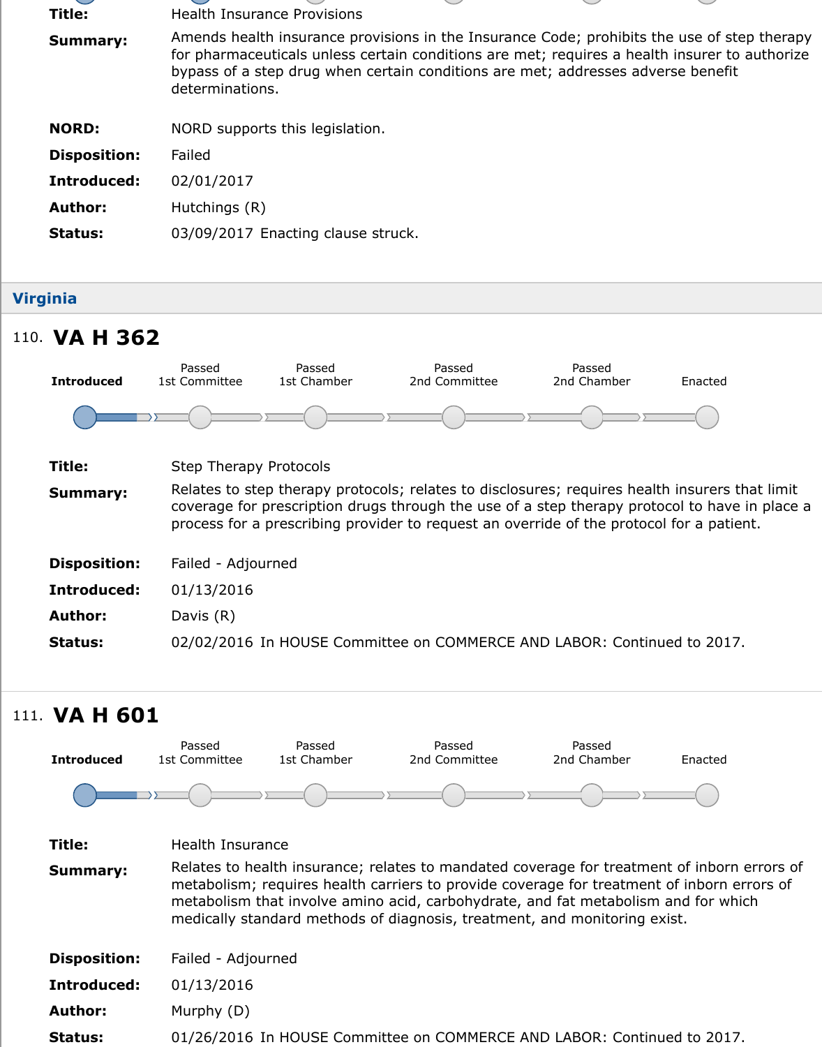**Title:** Health Insurance Provisions

**Summary:** Amends health insurance provisions in the Insurance Code; prohibits the use of step therapy for pharmaceuticals unless certain conditions are met; requires a health insurer to authorize bypass of a step drug when certain conditions are met; addresses adverse benefit determinations.

**NORD:** NORD supports this legislation.

**Disposition:** Failed

**Introduced:** 02/01/2017

**Author:** Hutchings (R)

**Status:** 03/09/2017 Enacting clause struck.

## Virginia

### 110. VA H 362

Introduced | Passed 1st Committee | Passed 1st Chamber | Passed 2nd Committee | Passed 2nd Chamber | Enacted

**Title:** Step Therapy Protocols

**Summary:** Relates to step therapy protocols; relates to disclosures; requires health insurers that limit coverage for prescription drugs through the use of a step therapy protocol to have in place a process for a prescribing provider to request an override of the protocol for a patient.

**Disposition:** Failed - Adjourned

**Introduced:** 01/13/2016

**Author:** Davis (R)

**Status:** 02/02/2016 In HOUSE Committee on COMMERCE AND LABOR: Continued to 2017.

### 111. VA H 601

Introduced | Passed 1st Committee | Passed 1st Chamber | Passed 2nd Committee | Passed 2nd Chamber | Enacted

**Title:** Health Insurance

**Summary:** Relates to health insurance; relates to mandated coverage for treatment of inborn errors of metabolism; requires health carriers to provide coverage for treatment of inborn errors of metabolism that involve amino acid, carbohydrate, and fat metabolism and for which medically standard methods of diagnosis, treatment, and monitoring exist.

**Disposition:** Failed - Adjourned

**Introduced:** 01/13/2016

**Author:** Murphy (D)

**Status:** 01/26/2016 In HOUSE Committee on COMMERCE AND LABOR: Continued to 2017.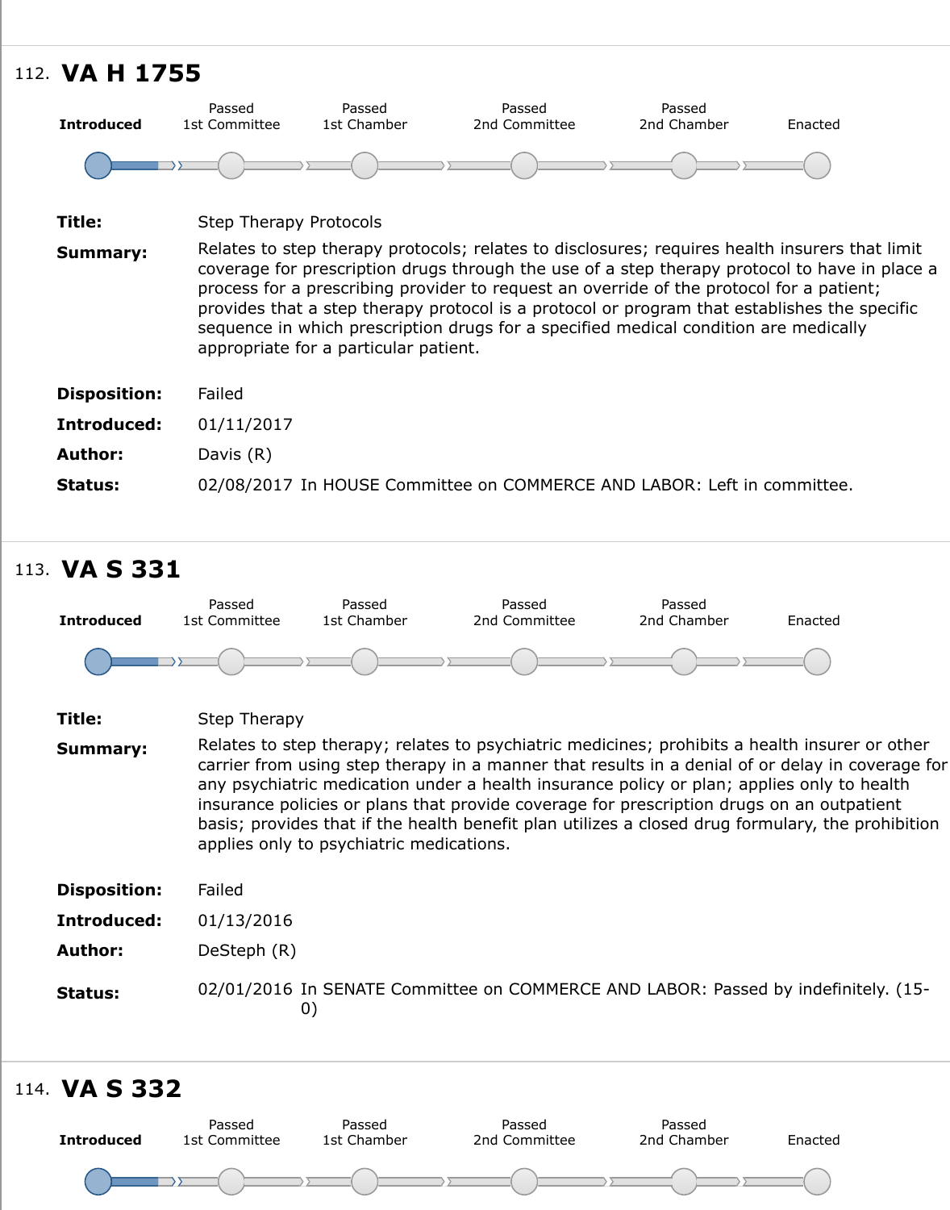## 112. VA H 1755

Introduced → Passed 1st Committee → Passed 1st Chamber → Passed 2nd Committee → Passed 2nd Chamber → Enacted

**Title:** Step Therapy Protocols

**Summary:** Relates to step therapy protocols; relates to disclosures; requires health insurers that limit coverage for prescription drugs through the use of a step therapy protocol to have in place a process for a prescribing provider to request an override of the protocol for a patient; provides that a step therapy protocol is a protocol or program that establishes the specific sequence in which prescription drugs for a specified medical condition are medically appropriate for a particular patient.

**Disposition:** Failed

**Introduced:** 01/11/2017

**Author:** Davis (R)

**Status:** 02/08/2017 In HOUSE Committee on COMMERCE AND LABOR: Left in committee.

## 113. VA S 331

Introduced → Passed 1st Committee → Passed 1st Chamber → Passed 2nd Committee → Passed 2nd Chamber → Enacted

**Title:** Step Therapy

**Summary:** Relates to step therapy; relates to psychiatric medicines; prohibits a health insurer or other carrier from using step therapy in a manner that results in a denial of or delay in coverage for any psychiatric medication under a health insurance policy or plan; applies only to health insurance policies or plans that provide coverage for prescription drugs on an outpatient basis; provides that if the health benefit plan utilizes a closed drug formulary, the prohibition applies only to psychiatric medications.

**Disposition:** Failed

**Introduced:** 01/13/2016

**Author:** DeSteph (R)

**Status:** 02/01/2016 In SENATE Committee on COMMERCE AND LABOR: Passed by indefinitely. (15-0)

## 114. VA S 332

Introduced → Passed 1st Committee → Passed 1st Chamber → Passed 2nd Committee → Passed 2nd Chamber → Enacted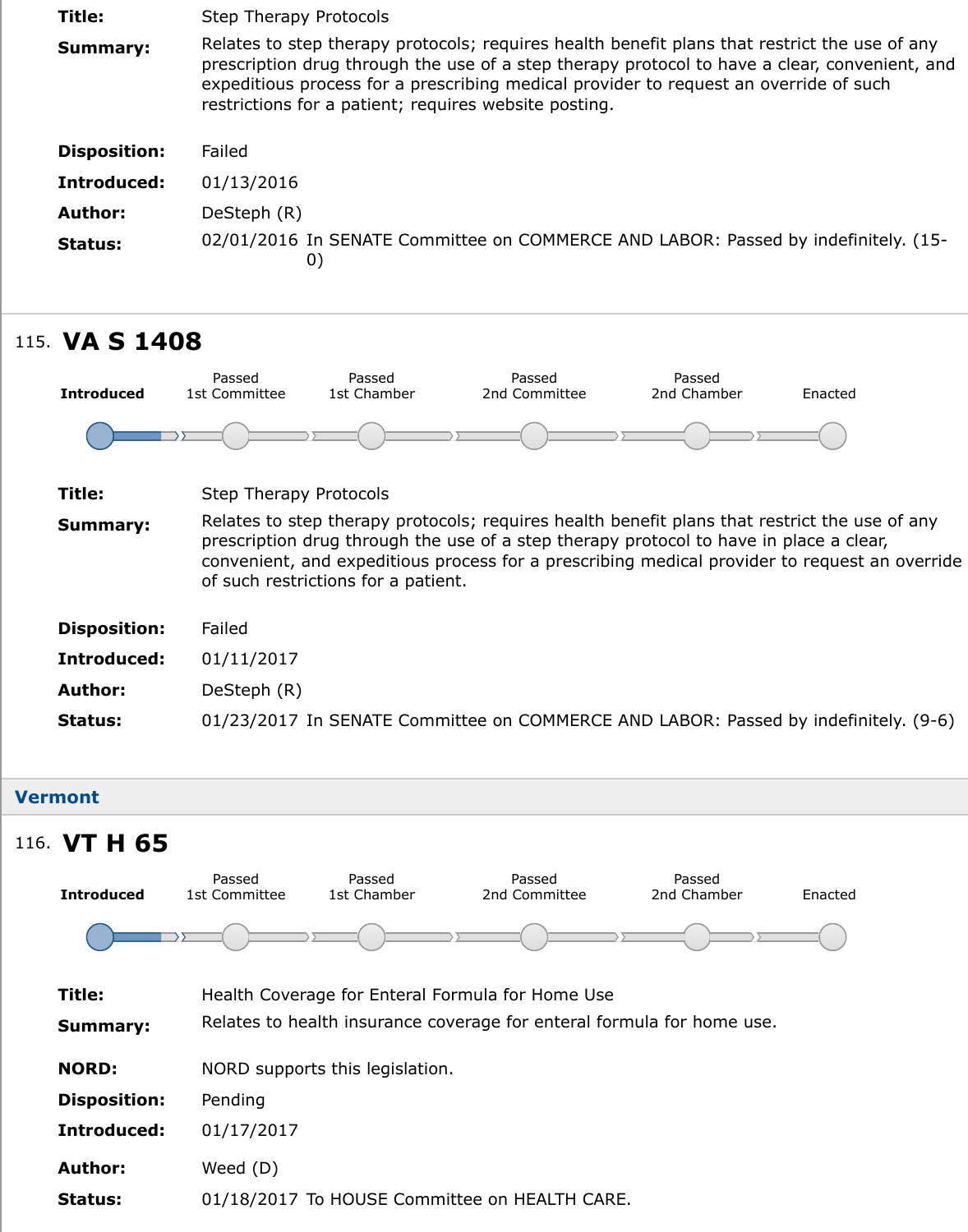| | |
|---|---|
| **Title:** | Step Therapy Protocols |
| **Summary:** | Relates to step therapy protocols; requires health benefit plans that restrict the use of any prescription drug through the use of a step therapy protocol to have a clear, convenient, and expeditious process for a prescribing medical provider to request an override of such restrictions for a patient; requires website posting. |
| **Disposition:** | Failed |
| **Introduced:** | 01/13/2016 |
| **Author:** | DeSteph (R) |
| **Status:** | 02/01/2016 In SENATE Committee on COMMERCE AND LABOR: Passed by indefinitely. (15-0) |

## 115. VA S 1408

Introduced → Passed 1st Committee → Passed 1st Chamber → Passed 2nd Committee → Passed 2nd Chamber → Enacted

| | |
|---|---|
| **Title:** | Step Therapy Protocols |
| **Summary:** | Relates to step therapy protocols; requires health benefit plans that restrict the use of any prescription drug through the use of a step therapy protocol to have in place a clear, convenient, and expeditious process for a prescribing medical provider to request an override of such restrictions for a patient. |
| **Disposition:** | Failed |
| **Introduced:** | 01/11/2017 |
| **Author:** | DeSteph (R) |
| **Status:** | 01/23/2017 In SENATE Committee on COMMERCE AND LABOR: Passed by indefinitely. (9-6) |

# Vermont

## 116. VT H 65

Introduced → Passed 1st Committee → Passed 1st Chamber → Passed 2nd Committee → Passed 2nd Chamber → Enacted

| | |
|---|---|
| **Title:** | Health Coverage for Enteral Formula for Home Use |
| **Summary:** | Relates to health insurance coverage for enteral formula for home use. |
| **NORD:** | NORD supports this legislation. |
| **Disposition:** | Pending |
| **Introduced:** | 01/17/2017 |
| **Author:** | Weed (D) |
| **Status:** | 01/18/2017 To HOUSE Committee on HEALTH CARE. |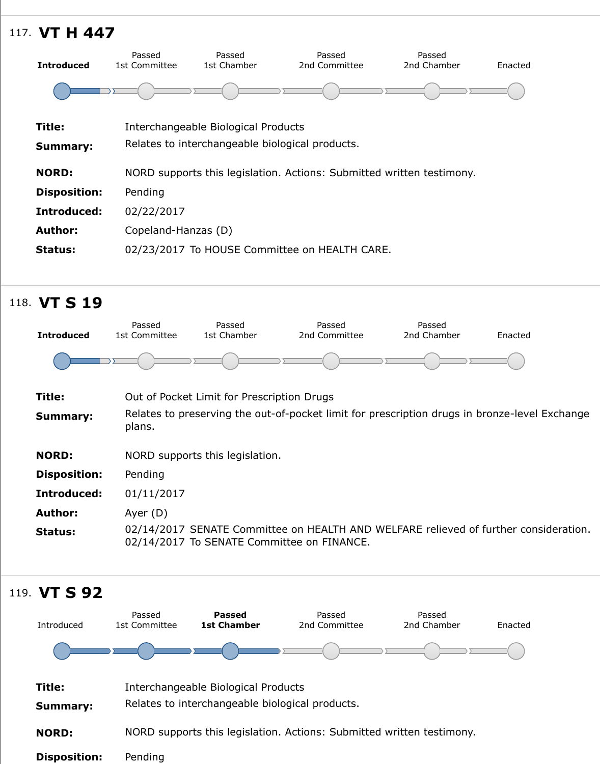117. **VT H 447**

| **Introduced** | Passed 1st Committee | Passed 1st Chamber | Passed 2nd Committee | Passed 2nd Chamber | Enacted |
|---|---|---|---|---|---|

**Title:** Interchangeable Biological Products

**Summary:** Relates to interchangeable biological products.

**NORD:** NORD supports this legislation. Actions: Submitted written testimony.

**Disposition:** Pending

**Introduced:** 02/22/2017

**Author:** Copeland-Hanzas (D)

**Status:** 02/23/2017 To HOUSE Committee on HEALTH CARE.

118. **VT S 19**

| **Introduced** | Passed 1st Committee | Passed 1st Chamber | Passed 2nd Committee | Passed 2nd Chamber | Enacted |
|---|---|---|---|---|---|

**Title:** Out of Pocket Limit for Prescription Drugs

**Summary:** Relates to preserving the out-of-pocket limit for prescription drugs in bronze-level Exchange plans.

**NORD:** NORD supports this legislation.

**Disposition:** Pending

**Introduced:** 01/11/2017

**Author:** Ayer (D)

**Status:** 02/14/2017 SENATE Committee on HEALTH AND WELFARE relieved of further consideration.
02/14/2017 To SENATE Committee on FINANCE.

119. **VT S 92**

| Introduced | Passed 1st Committee | **Passed 1st Chamber** | Passed 2nd Committee | Passed 2nd Chamber | Enacted |
|---|---|---|---|---|---|

**Title:** Interchangeable Biological Products

**Summary:** Relates to interchangeable biological products.

**NORD:** NORD supports this legislation. Actions: Submitted written testimony.

**Disposition:** Pending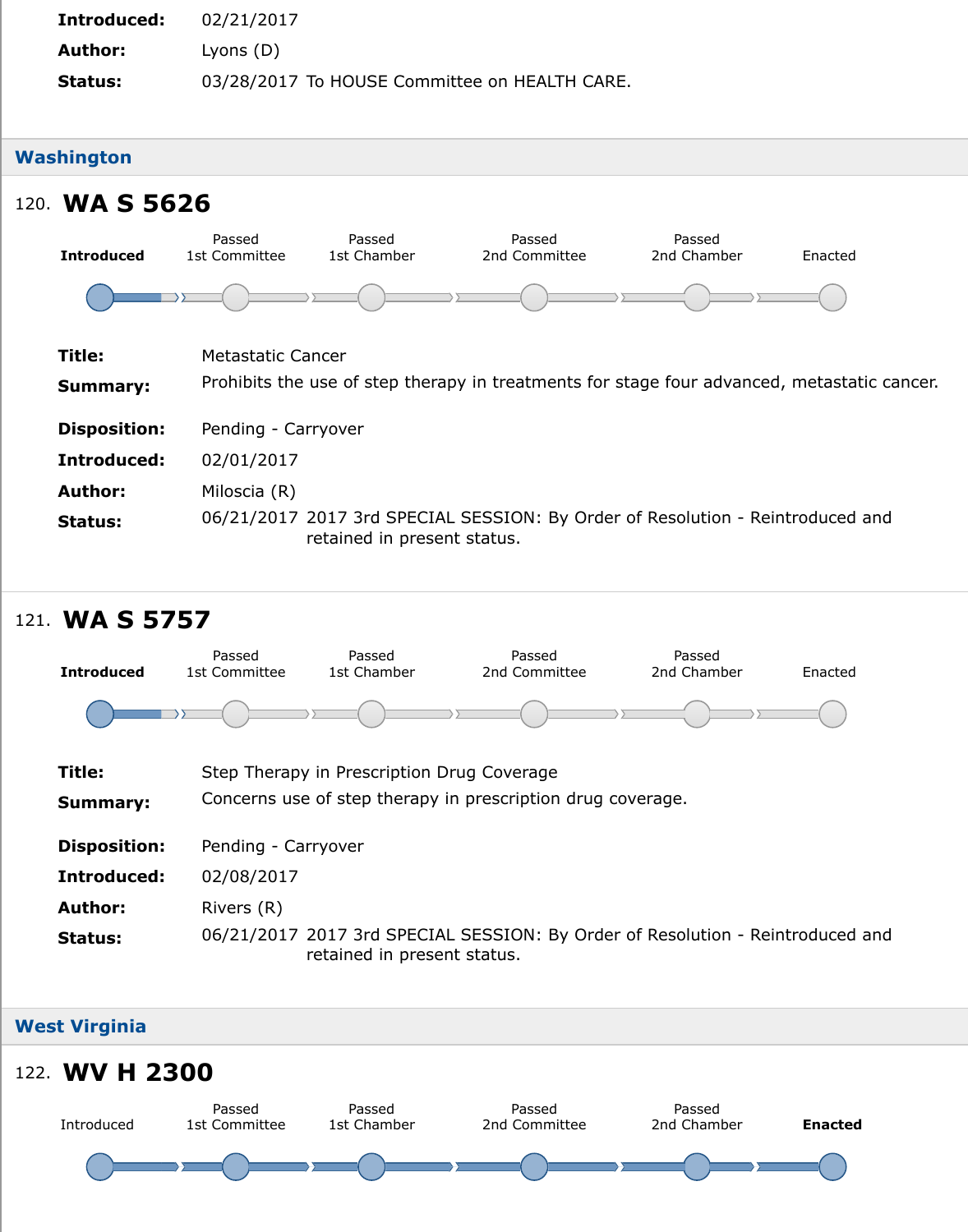**Introduced:** 02/21/2017

**Author:** Lyons (D)

**Status:** 03/28/2017 To HOUSE Committee on HEALTH CARE.

## Washington

### 120. WA S 5626

**Introduced** | Passed 1st Committee | Passed 1st Chamber | Passed 2nd Committee | Passed 2nd Chamber | Enacted

**Title:** Metastatic Cancer

**Summary:** Prohibits the use of step therapy in treatments for stage four advanced, metastatic cancer.

**Disposition:** Pending - Carryover

**Introduced:** 02/01/2017

**Author:** Milosica (R)

**Status:** 06/21/2017 2017 3rd SPECIAL SESSION: By Order of Resolution - Reintroduced and retained in present status.

### 121. WA S 5757

**Introduced** | Passed 1st Committee | Passed 1st Chamber | Passed 2nd Committee | Passed 2nd Chamber | Enacted

**Title:** Step Therapy in Prescription Drug Coverage

**Summary:** Concerns use of step therapy in prescription drug coverage.

**Disposition:** Pending - Carryover

**Introduced:** 02/08/2017

**Author:** Rivers (R)

**Status:** 06/21/2017 2017 3rd SPECIAL SESSION: By Order of Resolution - Reintroduced and retained in present status.

## West Virginia

### 122. WV H 2300

Introduced | Passed 1st Committee | Passed 1st Chamber | Passed 2nd Committee | Passed 2nd Chamber | **Enacted**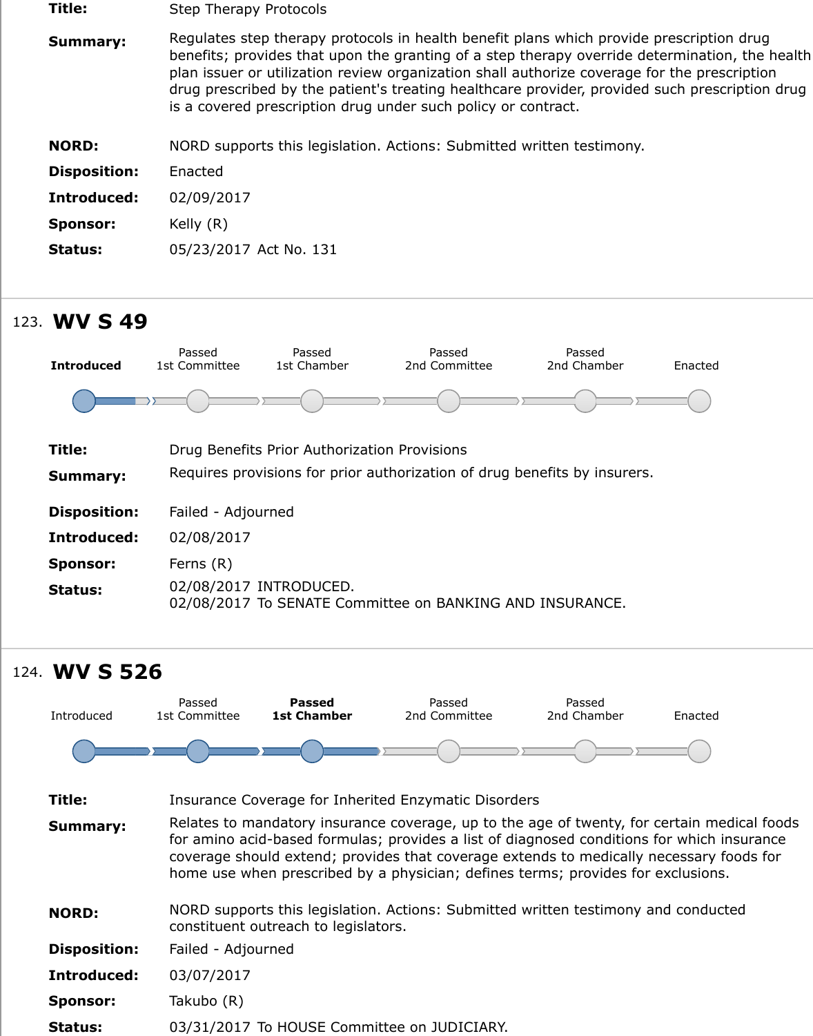**Title:** Step Therapy Protocols

**Summary:** Regulates step therapy protocols in health benefit plans which provide prescription drug benefits; provides that upon the granting of a step therapy override determination, the health plan issuer or utilization review organization shall authorize coverage for the prescription drug prescribed by the patient's treating healthcare provider, provided such prescription drug is a covered prescription drug under such policy or contract.

**NORD:** NORD supports this legislation. Actions: Submitted written testimony.

**Disposition:** Enacted

**Introduced:** 02/09/2017

**Sponsor:** Kelly (R)

**Status:** 05/23/2017 Act No. 131

---

## 123. WV S 49

Introduced | Passed 1st Committee | Passed 1st Chamber | Passed 2nd Committee | Passed 2nd Chamber | Enacted

**Title:** Drug Benefits Prior Authorization Provisions

**Summary:** Requires provisions for prior authorization of drug benefits by insurers.

**Disposition:** Failed - Adjourned

**Introduced:** 02/08/2017

**Sponsor:** Ferns (R)

**Status:** 02/08/2017 INTRODUCED.
02/08/2017 To SENATE Committee on BANKING AND INSURANCE.

---

## 124. WV S 526

Introduced | Passed 1st Committee | Passed 1st Chamber | Passed 2nd Committee | Passed 2nd Chamber | Enacted

**Title:** Insurance Coverage for Inherited Enzymatic Disorders

**Summary:** Relates to mandatory insurance coverage, up to the age of twenty, for certain medical foods for amino acid-based formulas; provides a list of diagnosed conditions for which insurance coverage should extend; provides that coverage extends to medically necessary foods for home use when prescribed by a physician; defines terms; provides for exclusions.

**NORD:** NORD supports this legislation. Actions: Submitted written testimony and conducted constituent outreach to legislators.

**Disposition:** Failed - Adjourned

**Introduced:** 03/07/2017

**Sponsor:** Takubo (R)

**Status:** 03/31/2017 To HOUSE Committee on JUDICIARY.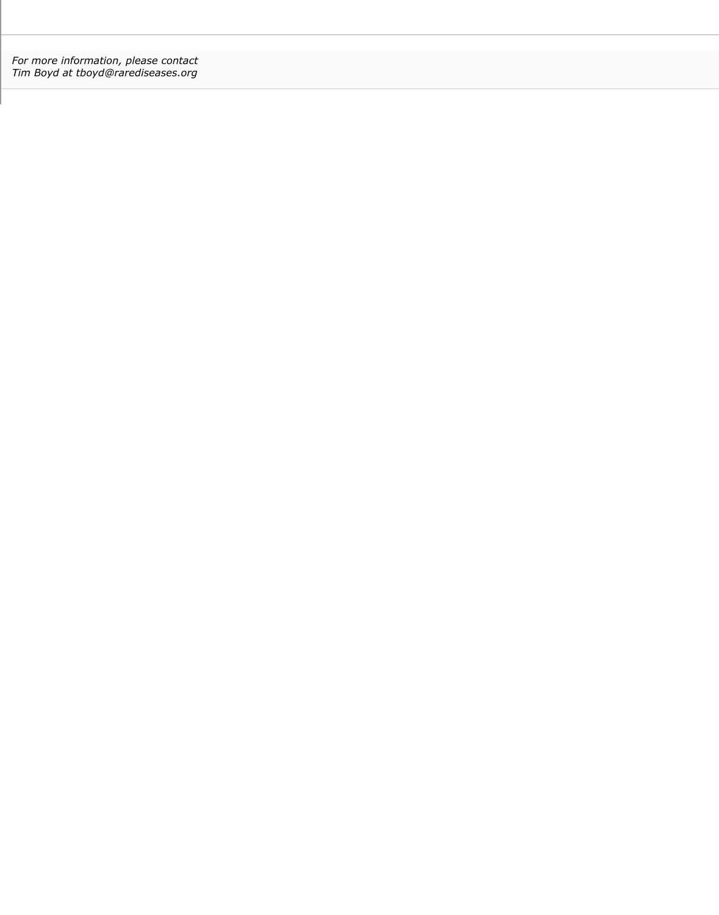*For more information, please contact*
*Tim Boyd at tboyd@rarediseases.org*